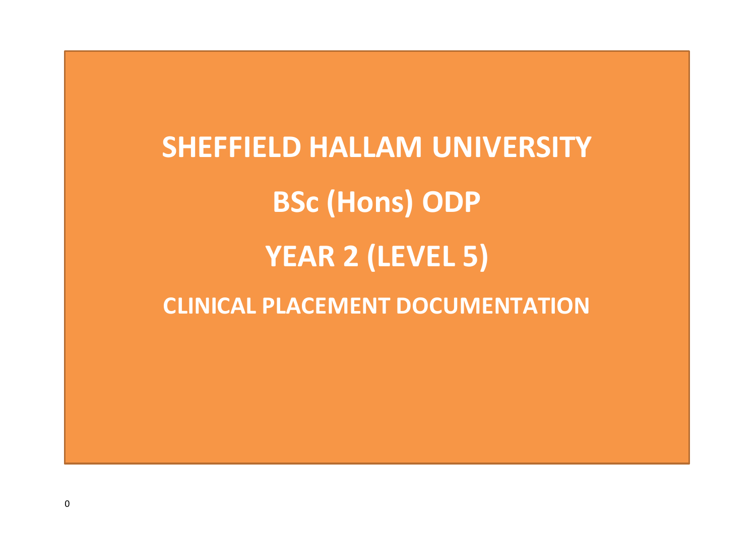# SHEFFIELD HALLAM UNIVERSITY

# BSc (Hons) ODP

# YEAR 2 (LEVEL 5)

## CLINICAL PLACEMENT DOCUMENTATION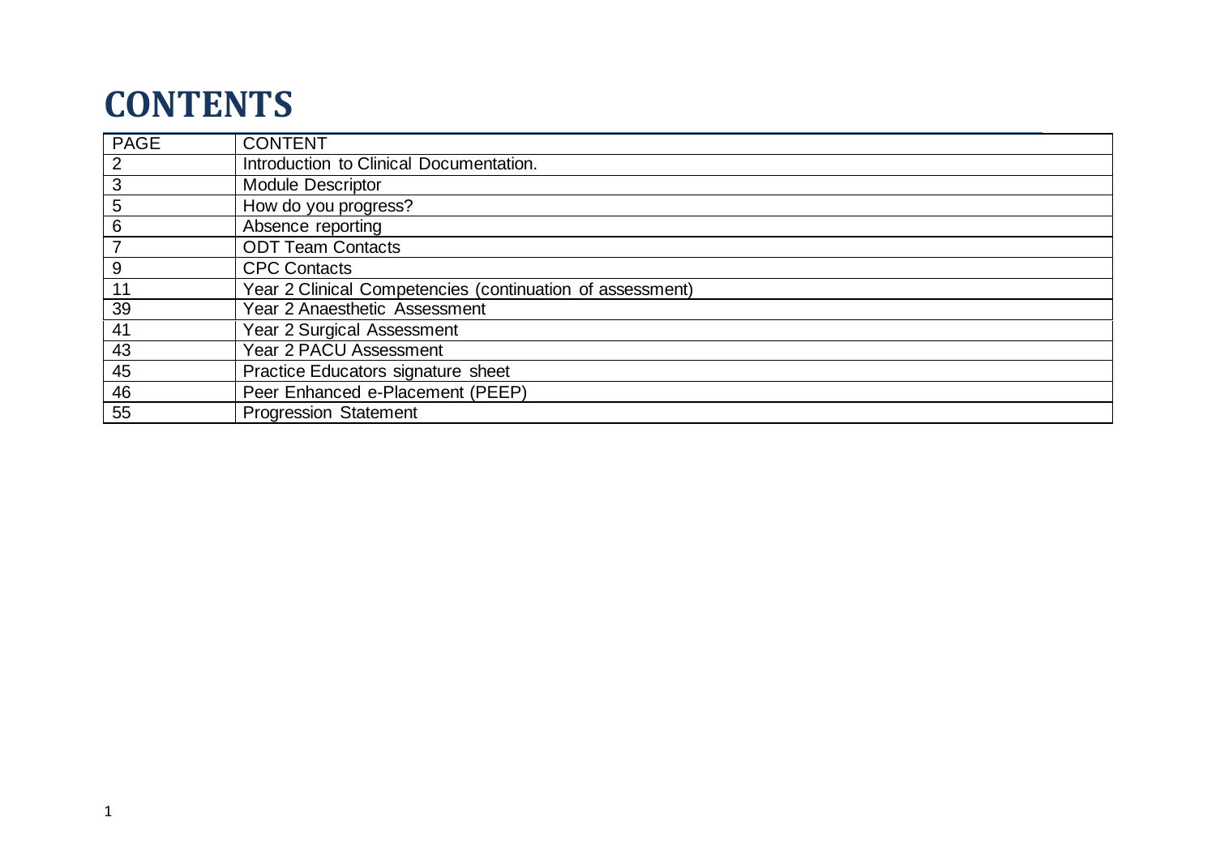# CONTENTS

| PAGE | CONTENT |
| --- | --- |
| 2 | Introduction to Clinical Documentation. |
| 3 | Module Descriptor |
| 5 | How do you progress? |
| 6 | Absence reporting |
| 7 | ODT Team Contacts |
| 9 | CPC Contacts |
| 11 | Year 2 Clinical Competencies (continuation of assessment) |
| 39 | Year 2 Anaesthetic Assessment |
| 41 | Year 2 Surgical Assessment |
| 43 | Year 2 PACU Assessment |
| 45 | Practice Educators signature sheet |
| 46 | Peer Enhanced e-Placement (PEEP) |
| 55 | Progression Statement |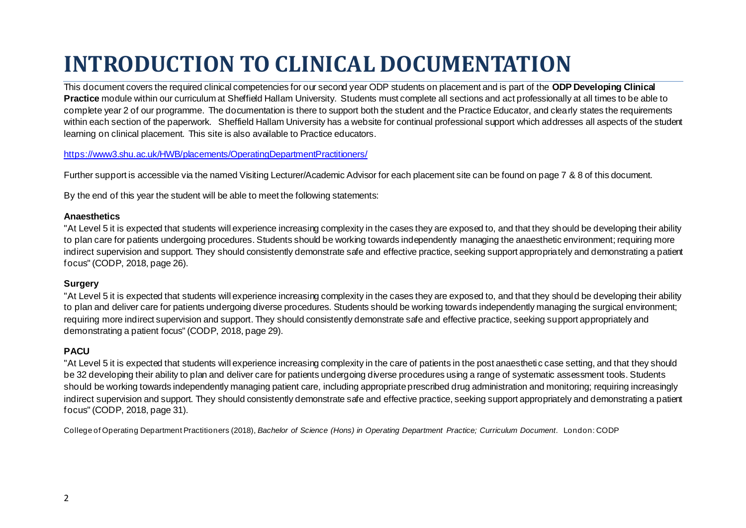# INTRODUCTION TO CLINICAL DOCUMENTATION

This document covers the required clinical competencies for our second year ODP students on placement and is part of the **ODP Developing Clinical Practice** module within our curriculum at Sheffield Hallam University. Students must complete all sections and act professionally at all times to be able to complete year 2 of our programme. The documentation is there to support both the student and the Practice Educator, and clearly states the requirements within each section of the paperwork. Sheffield Hallam University has a website for continual professional support which addresses all aspects of the student learning on clinical placement. This site is also available to Practice educators.

https://www3.shu.ac.uk/HWB/placements/OperatingDepartmentPractitioners/

Further support is accessible via the named Visiting Lecturer/Academic Advisor for each placement site can be found on page 7 & 8 of this document.

By the end of this year the student will be able to meet the following statements:

**Anaesthetics**

"At Level 5 it is expected that students will experience increasing complexity in the cases they are exposed to, and that they should be developing their ability to plan care for patients undergoing procedures. Students should be working towards independently managing the anaesthetic environment; requiring more indirect supervision and support. They should consistently demonstrate safe and effective practice, seeking support appropriately and demonstrating a patient focus" (CODP, 2018, page 26).

**Surgery**

"At Level 5 it is expected that students will experience increasing complexity in the cases they are exposed to, and that they should be developing their ability to plan and deliver care for patients undergoing diverse procedures. Students should be working towards independently managing the surgical environment; requiring more indirect supervision and support. They should consistently demonstrate safe and effective practice, seeking support appropriately and demonstrating a patient focus" (CODP, 2018, page 29).

**PACU**

"At Level 5 it is expected that students will experience increasing complexity in the care of patients in the post anaesthetic case setting, and that they should be 32 developing their ability to plan and deliver care for patients undergoing diverse procedures using a range of systematic assessment tools. Students should be working towards independently managing patient care, including appropriate prescribed drug administration and monitoring; requiring increasingly indirect supervision and support. They should consistently demonstrate safe and effective practice, seeking support appropriately and demonstrating a patient focus" (CODP, 2018, page 31).

College of Operating Department Practitioners (2018), *Bachelor of Science (Hons) in Operating Department Practice; Curriculum Document*. London: CODP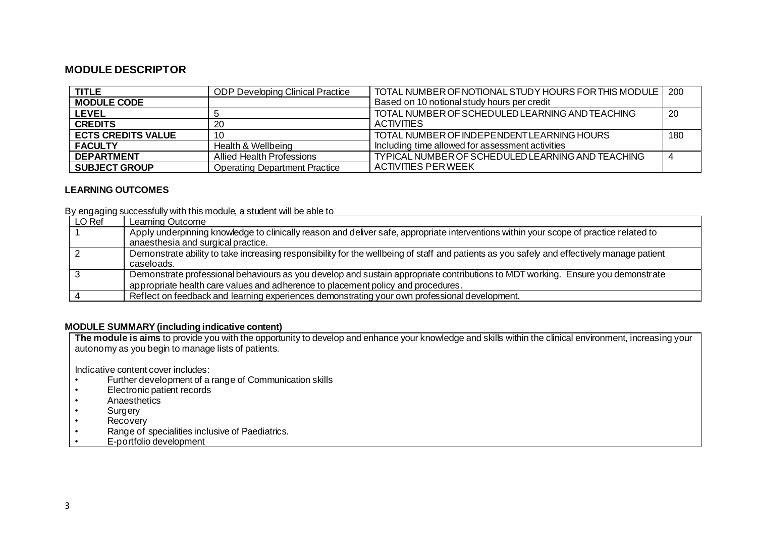## MODULE DESCRIPTOR

| TITLE | ODP Developing Clinical Practice | TOTAL NUMBER OF NOTIONAL STUDY HOURS FOR THIS MODULE<br>Based on 10 notional study hours per credit | 200 |
|---|---|---|---|
| MODULE CODE | | | |
| LEVEL | 5 | TOTAL NUMBER OF SCHEDULED LEARNING AND TEACHING ACTIVITIES | 20 |
| CREDITS | 20 | | |
| ECTS CREDITS VALUE | 10 | TOTAL NUMBER OF INDEPENDENT LEARNING HOURS<br>Including time allowed for assessment activities | 180 |
| FACULTY | Health & Wellbeing | | |
| DEPARTMENT | Allied Health Professions | TYPICAL NUMBER OF SCHEDULED LEARNING AND TEACHING ACTIVITIES PER WEEK | 4 |
| SUBJECT GROUP | Operating Department Practice | | |

### LEARNING OUTCOMES

By engaging successfully with this module, a student will be able to

| LO Ref | Learning Outcome |
|---|---|
| 1 | Apply underpinning knowledge to clinically reason and deliver safe, appropriate interventions within your scope of practice related to anaesthesia and surgical practice. |
| 2 | Demonstrate ability to take increasing responsibility for the wellbeing of staff and patients as you safely and effectively manage patient caseloads. |
| 3 | Demonstrate professional behaviours as you develop and sustain appropriate contributions to MDT working. Ensure you demonstrate appropriate health care values and adherence to placement policy and procedures. |
| 4 | Reflect on feedback and learning experiences demonstrating your own professional development. |

### MODULE SUMMARY (including indicative content)

**The module is aims** to provide you with the opportunity to develop and enhance your knowledge and skills within the clinical environment, increasing your autonomy as you begin to manage lists of patients.

Indicative content cover includes:

- Further development of a range of Communication skills
- Electronic patient records
- Anaesthetics
- Surgery
- Recovery
- Range of specialities inclusive of Paediatrics.
- E-portfolio development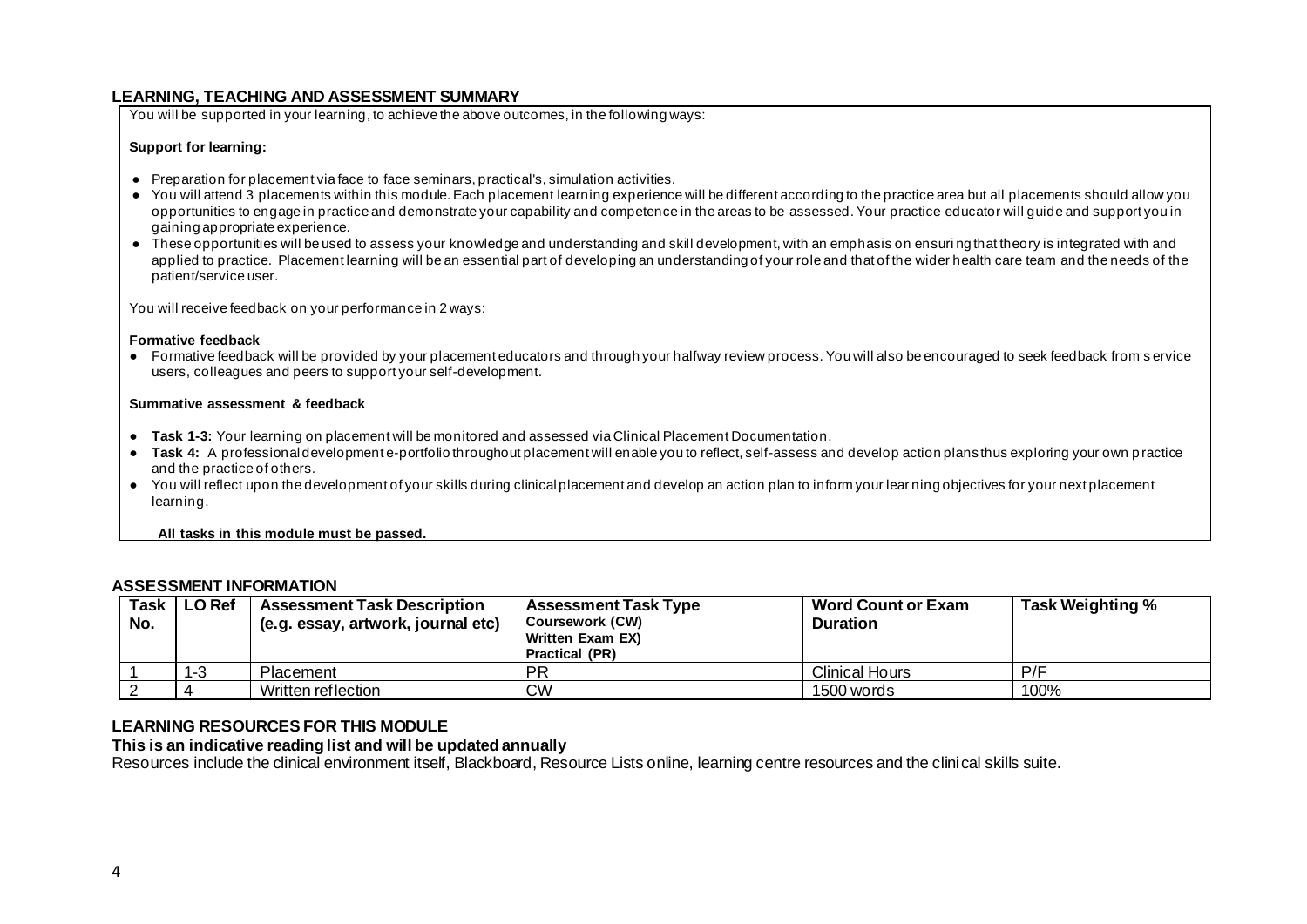## LEARNING, TEACHING AND ASSESSMENT SUMMARY

You will be supported in your learning, to achieve the above outcomes, in the following ways:

**Support for learning:**

- Preparation for placement via face to face seminars, practical's, simulation activities.
- You will attend 3 placements within this module. Each placement learning experience will be different according to the practice area but all placements should allow you opportunities to engage in practice and demonstrate your capability and competence in the areas to be assessed. Your practice educator will guide and support you in gaining appropriate experience.
- These opportunities will be used to assess your knowledge and understanding and skill development, with an emphasis on ensuring that theory is integrated with and applied to practice. Placement learning will be an essential part of developing an understanding of your role and that of the wider health care team and the needs of the patient/service user.

You will receive feedback on your performance in 2 ways:

**Formative feedback**

- Formative feedback will be provided by your placement educators and through your halfway review process. You will also be encouraged to seek feedback from service users, colleagues and peers to support your self-development.

**Summative assessment & feedback**

- **Task 1-3:** Your learning on placement will be monitored and assessed via Clinical Placement Documentation.
- **Task 4:** A professional development e-portfolio throughout placement will enable you to reflect, self-assess and develop action plans thus exploring your own practice and the practice of others.
- You will reflect upon the development of your skills during clinical placement and develop an action plan to inform your learning objectives for your next placement learning.

**All tasks in this module must be passed.**

## ASSESSMENT INFORMATION

| Task No. | LO Ref | Assessment Task Description (e.g. essay, artwork, journal etc) | Assessment Task Type Coursework (CW) Written Exam EX) Practical (PR) | Word Count or Exam Duration | Task Weighting % |
|---|---|---|---|---|---|
| 1 | 1-3 | Placement | PR | Clinical Hours | P/F |
| 2 | 4 | Written reflection | CW | 1500 words | 100% |

## LEARNING RESOURCES FOR THIS MODULE

**This is an indicative reading list and will be updated annually**

Resources include the clinical environment itself, Blackboard, Resource Lists online, learning centre resources and the clinical skills suite.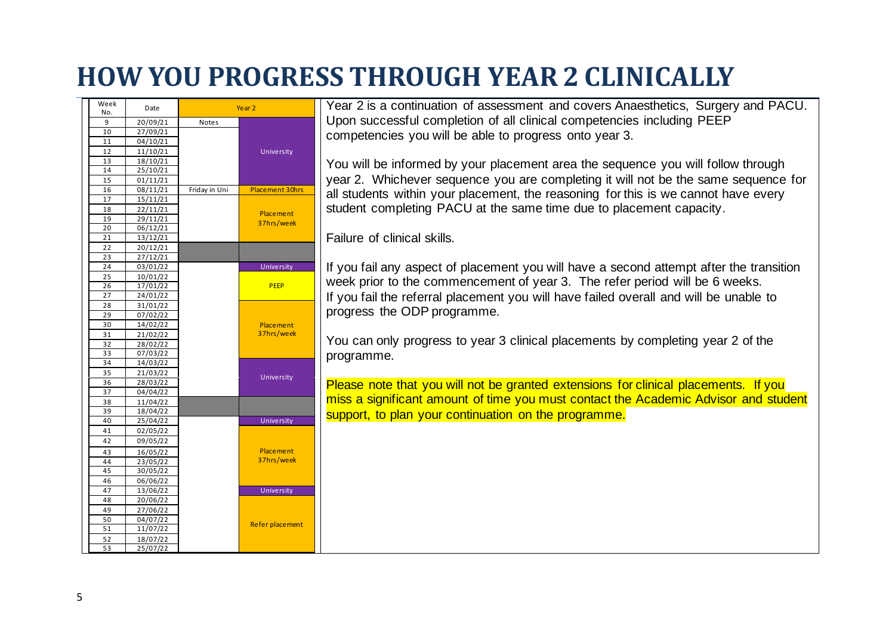# HOW YOU PROGRESS THROUGH YEAR 2 CLINICALLY

| Week No. | Date | Notes | Year 2 |
|---|---|---|---|
| 9 | 20/09/21 | Notes | University |
| 10 | 27/09/21 | | |
| 11 | 04/10/21 | | |
| 12 | 11/10/21 | | |
| 13 | 18/10/21 | | |
| 14 | 25/10/21 | | |
| 15 | 01/11/21 | | |
| 16 | 08/11/21 | Friday in Uni | Placement 30hrs |
| 17 | 15/11/21 | | Placement 37hrs/week |
| 18 | 22/11/21 | | |
| 19 | 29/11/21 | | |
| 20 | 06/12/21 | | |
| 21 | 13/12/21 | | |
| 22 | 20/12/21 | | |
| 23 | 27/12/21 | | |
| 24 | 03/01/22 | | University |
| 25 | 10/01/22 | | PEEP |
| 26 | 17/01/22 | | |
| 27 | 24/01/22 | | |
| 28 | 31/01/22 | | Placement 37hrs/week |
| 29 | 07/02/22 | | |
| 30 | 14/02/22 | | |
| 31 | 21/02/22 | | |
| 32 | 28/02/22 | | |
| 33 | 07/03/22 | | |
| 34 | 14/03/22 | | University |
| 35 | 21/03/22 | | |
| 36 | 28/03/22 | | |
| 37 | 04/04/22 | | |
| 38 | 11/04/22 | | |
| 39 | 18/04/22 | | |
| 40 | 25/04/22 | | University |
| 41 | 02/05/22 | | Placement 37hrs/week |
| 42 | 09/05/22 | | |
| 43 | 16/05/22 | | |
| 44 | 23/05/22 | | |
| 45 | 30/05/22 | | |
| 46 | 06/06/22 | | |
| 47 | 13/06/22 | | University |
| 48 | 20/06/22 | | Refer placement |
| 49 | 27/06/22 | | |
| 50 | 04/07/22 | | |
| 51 | 11/07/22 | | |
| 52 | 18/07/22 | | |
| 53 | 25/07/22 | | |

Year 2 is a continuation of assessment and covers Anaesthetics, Surgery and PACU. Upon successful completion of all clinical competencies including PEEP competencies you will be able to progress onto year 3.

You will be informed by your placement area the sequence you will follow through year 2. Whichever sequence you are completing it will not be the same sequence for all students within your placement, the reasoning for this is we cannot have every student completing PACU at the same time due to placement capacity.

Failure of clinical skills.

If you fail any aspect of placement you will have a second attempt after the transition week prior to the commencement of year 3. The refer period will be 6 weeks. If you fail the referral placement you will have failed overall and will be unable to progress the ODP programme.

You can only progress to year 3 clinical placements by completing year 2 of the programme.

Please note that you will not be granted extensions for clinical placements. If you miss a significant amount of time you must contact the Academic Advisor and student support, to plan your continuation on the programme.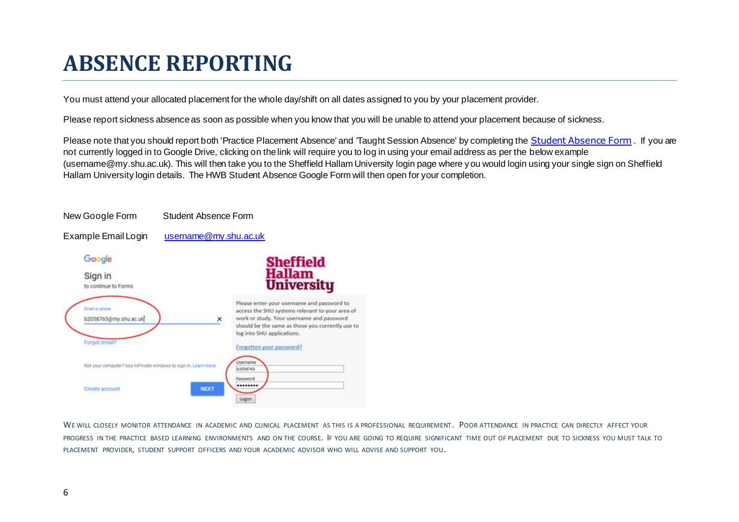# ABSENCE REPORTING

You must attend your allocated placement for the whole day/shift on all dates assigned to you by your placement provider.

Please report sickness absence as soon as possible when you know that you will be unable to attend your placement because of sickness.

Please note that you should report both 'Practice Placement Absence' and 'Taught Session Absence' by completing the Student Absence Form . If you are not currently logged in to Google Drive, clicking on the link will require you to log in using your email address as per the below example (username@my.shu.ac.uk). This will then take you to the Sheffield Hallam University login page where you would login using your single sign on Sheffield Hallam University login details. The HWB Student Absence Google Form will then open for your completion.

New Google Form Student Absence Form

Example Email Login username@my.shu.ac.uk

WE WILL CLOSELY MONITOR ATTENDANCE IN ACADEMIC AND CLINICAL PLACEMENT AS THIS IS A PROFESSIONAL REQUIREMENT. POOR ATTENDANCE IN PRACTICE CAN DIRECTLY AFFECT YOUR PROGRESS IN THE PRACTICE BASED LEARNING ENVIRONMENTS AND ON THE COURSE. IF YOU ARE GOING TO REQUIRE SIGNIFICANT TIME OUT OF PLACEMENT DUE TO SICKNESS YOU MUST TALK TO PLACEMENT PROVIDER, STUDENT SUPPORT OFFICERS AND YOUR ACADEMIC ADVISOR WHO WILL ADVISE AND SUPPORT YOU.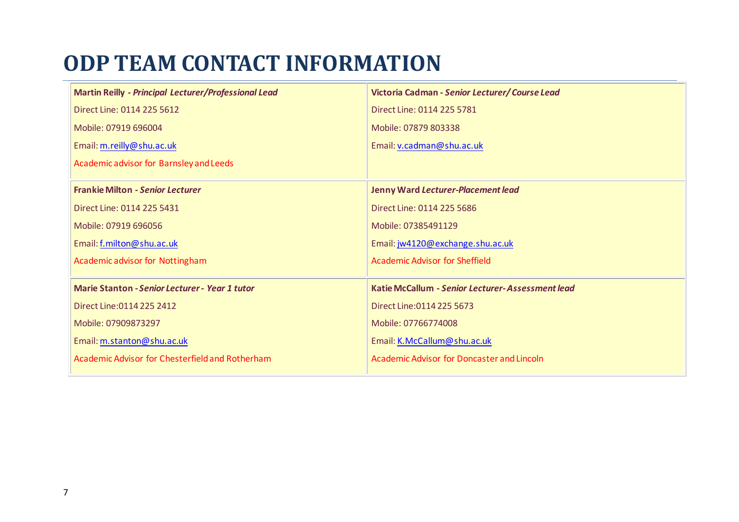# ODP TEAM CONTACT INFORMATION

| | |
|---|---|
| **Martin Reilly** - ***Principal Lecturer/Professional Lead***<br>Direct Line: 0114 225 5612<br>Mobile: 07919 696004<br>Email: m.reilly@shu.ac.uk<br>Academic advisor for Barnsley and Leeds | **Victoria Cadman** - ***Senior Lecturer/ Course Lead***<br>Direct Line: 0114 225 5781<br>Mobile: 07879 803338<br>Email: v.cadman@shu.ac.uk |
| **Frankie Milton** - ***Senior Lecturer***<br>Direct Line: 0114 225 5431<br>Mobile: 07919 696056<br>Email: f.milton@shu.ac.uk<br>Academic advisor for Nottingham | **Jenny Ward** ***Lecturer-Placement lead***<br>Direct Line: 0114 225 5686<br>Mobile: 07385491129<br>Email: jw4120@exchange.shu.ac.uk<br>Academic Advisor for Sheffield |
| **Marie Stanton** - ***Senior Lecturer - Year 1 tutor***<br>Direct Line:0114 225 2412<br>Mobile: 07909873297<br>Email: m.stanton@shu.ac.uk<br>Academic Advisor for Chesterfield and Rotherham | **Katie McCallum** - ***Senior Lecturer- Assessment lead***<br>Direct Line:0114 225 5673<br>Mobile: 07766774008<br>Email: K.McCallum@shu.ac.uk<br>Academic Advisor for Doncaster and Lincoln |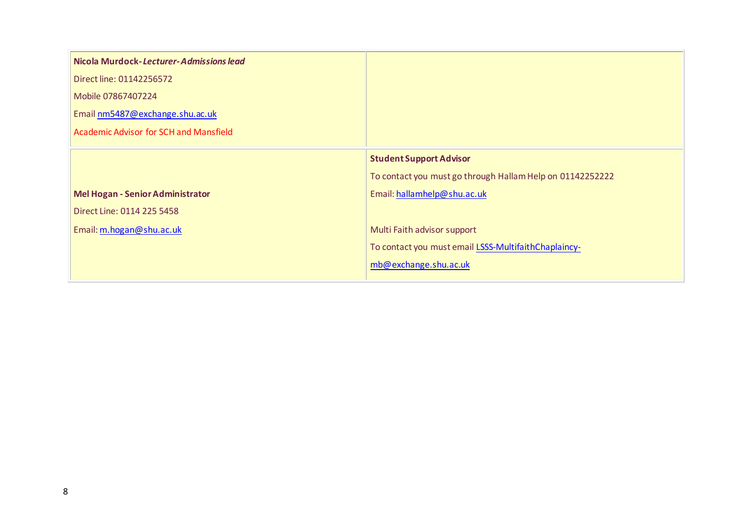| | |
|---|---|
| **Nicola Murdock-** ***Lecturer-Admissions lead***<br>Direct line: 01142256572<br>Mobile 07867407224<br>Email nm5487@exchange.shu.ac.uk<br>Academic Advisor for SCH and Mansfield | |
| **Mel Hogan - Senior Administrator**<br>Direct Line: 0114 225 5458<br>Email: m.hogan@shu.ac.uk | **Student Support Advisor**<br>To contact you must go through Hallam Help on 01142252222<br>Email: hallamhelp@shu.ac.uk<br><br>Multi Faith advisor support<br>To contact you must email LSSS-MultifaithChaplaincy-mb@exchange.shu.ac.uk |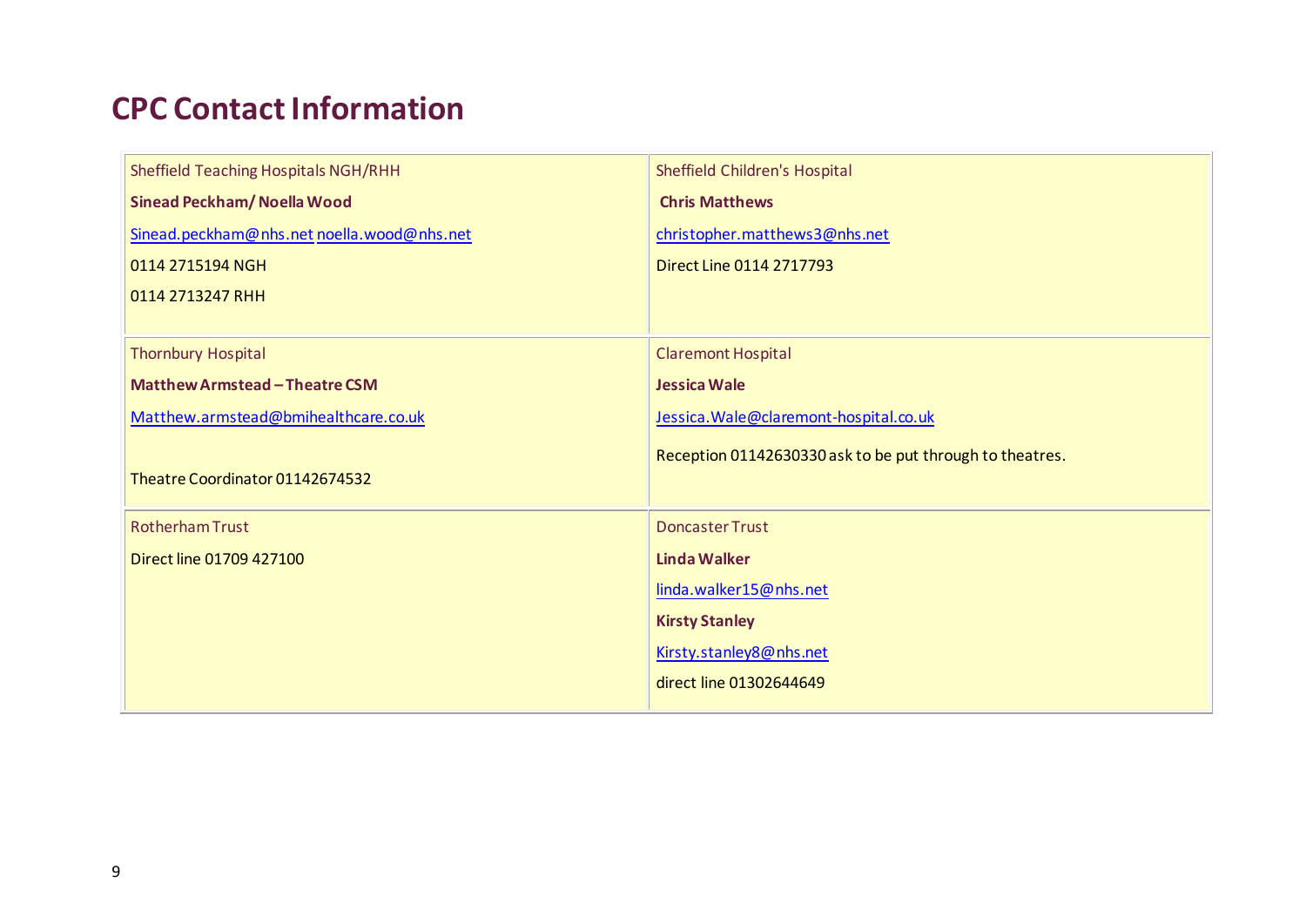# CPC Contact Information

| | |
|---|---|
| Sheffield Teaching Hospitals NGH/RHH<br>**Sinead Peckham/ Noella Wood**<br>Sinead.peckham@nhs.net noella.wood@nhs.net<br>0114 2715194 NGH<br>0114 2713247 RHH | Sheffield Children's Hospital<br>**Chris Matthews**<br>christopher.matthews3@nhs.net<br>Direct Line 0114 2717793 |
| Thornbury Hospital<br>**Matthew Armstead – Theatre CSM**<br>Matthew.armstead@bmihealthcare.co.uk<br>Theatre Coordinator 01142674532 | Claremont Hospital<br>**Jessica Wale**<br>Jessica.Wale@claremont-hospital.co.uk<br>Reception 01142630330 ask to be put through to theatres. |
| Rotherham Trust<br>Direct line 01709 427100 | Doncaster Trust<br>**Linda Walker**<br>linda.walker15@nhs.net<br>**Kirsty Stanley**<br>Kirsty.stanley8@nhs.net<br>direct line 01302644649 |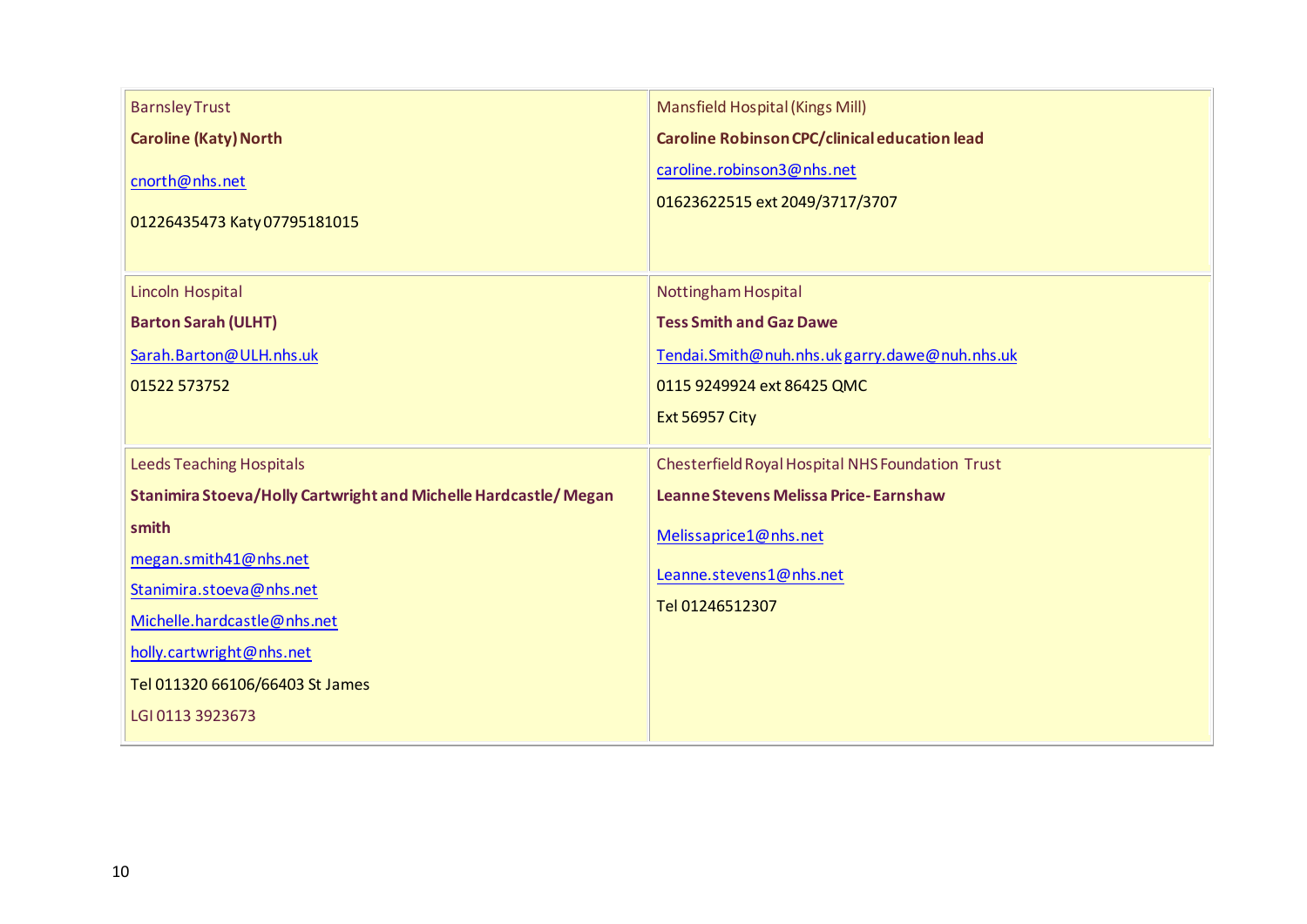| | |
|---|---|
| Barnsley Trust<br>**Caroline (Katy) North**<br>cnorth@nhs.net<br>01226435473 Katy 07795181015 | Mansfield Hospital (Kings Mill)<br>**Caroline Robinson CPC/clinical education lead**<br>caroline.robinson3@nhs.net<br>01623622515 ext 2049/3717/3707 |
| Lincoln Hospital<br>**Barton Sarah (ULHT)**<br>Sarah.Barton@ULH.nhs.uk<br>01522 573752 | Nottingham Hospital<br>**Tess Smith and Gaz Dawe**<br>Tendai.Smith@nuh.nhs.uk garry.dawe@nuh.nhs.uk<br>0115 9249924 ext 86425 QMC<br>Ext 56957 City |
| Leeds Teaching Hospitals<br>**Stanimira Stoeva/Holly Cartwright and Michelle Hardcastle/ Megan smith**<br>megan.smith41@nhs.net<br>Stanimira.stoeva@nhs.net<br>Michelle.hardcastle@nhs.net<br>holly.cartwright@nhs.net<br>Tel 011320 66106/66403 St James<br>LGI 0113 3923673 | Chesterfield Royal Hospital NHS Foundation Trust<br>**Leanne Stevens Melissa Price- Earnshaw**<br>Melissaprice1@nhs.net<br>Leanne.stevens1@nhs.net<br>Tel 01246512307 |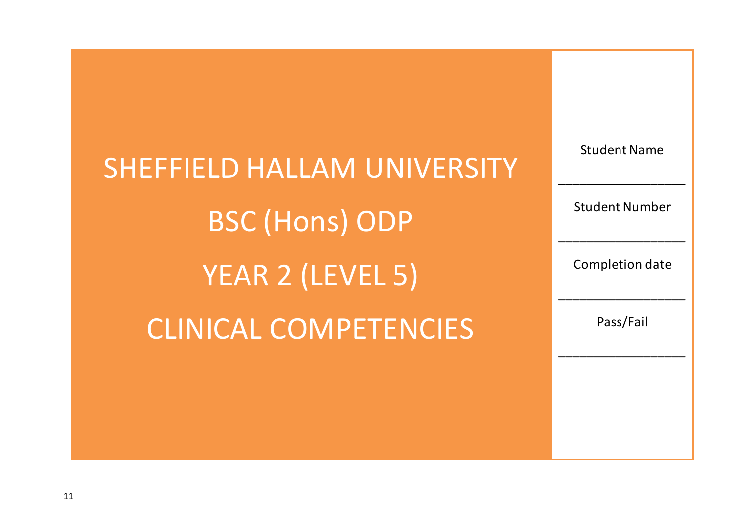# SHEFFIELD HALLAM UNIVERSITY

# BSC (Hons) ODP

# YEAR 2 (LEVEL 5)

# CLINICAL COMPETENCIES

Student Name

___________________

Student Number

___________________

Completion date

___________________

Pass/Fail

___________________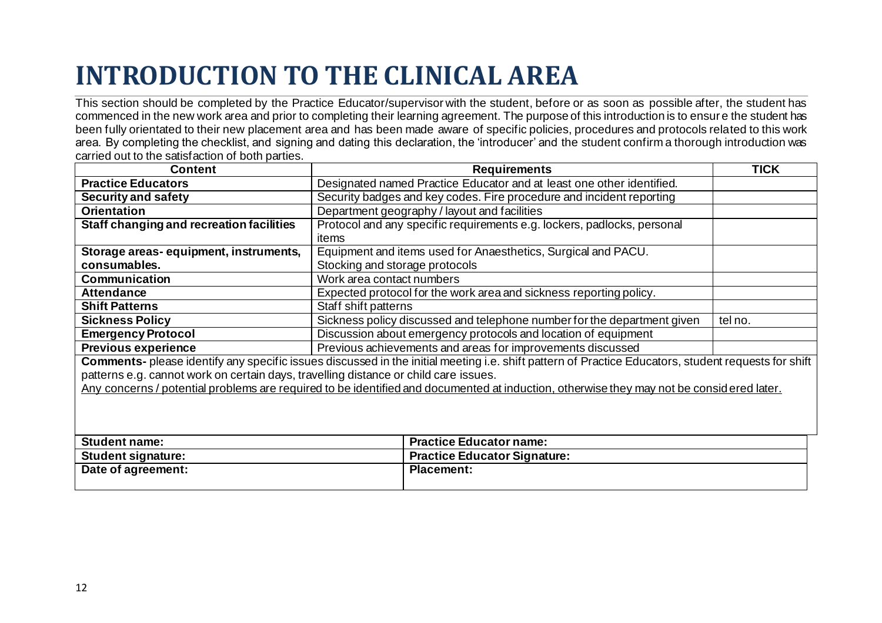# INTRODUCTION TO THE CLINICAL AREA

This section should be completed by the Practice Educator/supervisor with the student, before or as soon as possible after, the student has commenced in the new work area and prior to completing their learning agreement. The purpose of this introduction is to ensure the student has been fully orientated to their new placement area and has been made aware of specific policies, procedures and protocols related to this work area. By completing the checklist, and signing and dating this declaration, the 'introducer' and the student confirm a thorough introduction was carried out to the satisfaction of both parties.

| Content | Requirements | TICK |
|---|---|---|
| **Practice Educators** | Designated named Practice Educator and at least one other identified. | |
| **Security and safety** | Security badges and key codes. Fire procedure and incident reporting | |
| **Orientation** | Department geography / layout and facilities | |
| **Staff changing and recreation facilities** | Protocol and any specific requirements e.g. lockers, padlocks, personal items | |
| **Storage areas- equipment, instruments, consumables.** | Equipment and items used for Anaesthetics, Surgical and PACU. Stocking and storage protocols | |
| **Communication** | Work area contact numbers | |
| **Attendance** | Expected protocol for the work area and sickness reporting policy. | |
| **Shift Patterns** | Staff shift patterns | |
| **Sickness Policy** | Sickness policy discussed and telephone number for the department given | tel no. |
| **Emergency Protocol** | Discussion about emergency protocols and location of equipment | |
| **Previous experience** | Previous achievements and areas for improvements discussed | |

**Comments-** please identify any specific issues discussed in the initial meeting i.e. shift pattern of Practice Educators, student requests for shift patterns e.g. cannot work on certain days, travelling distance or child care issues.

<u>Any concerns / potential problems are required to be identified and documented at induction, otherwise they may not be considered later.</u>

| | |
|---|---|
| **Student name:** | **Practice Educator name:** |
| **Student signature:** | **Practice Educator Signature:** |
| **Date of agreement:** | **Placement:** |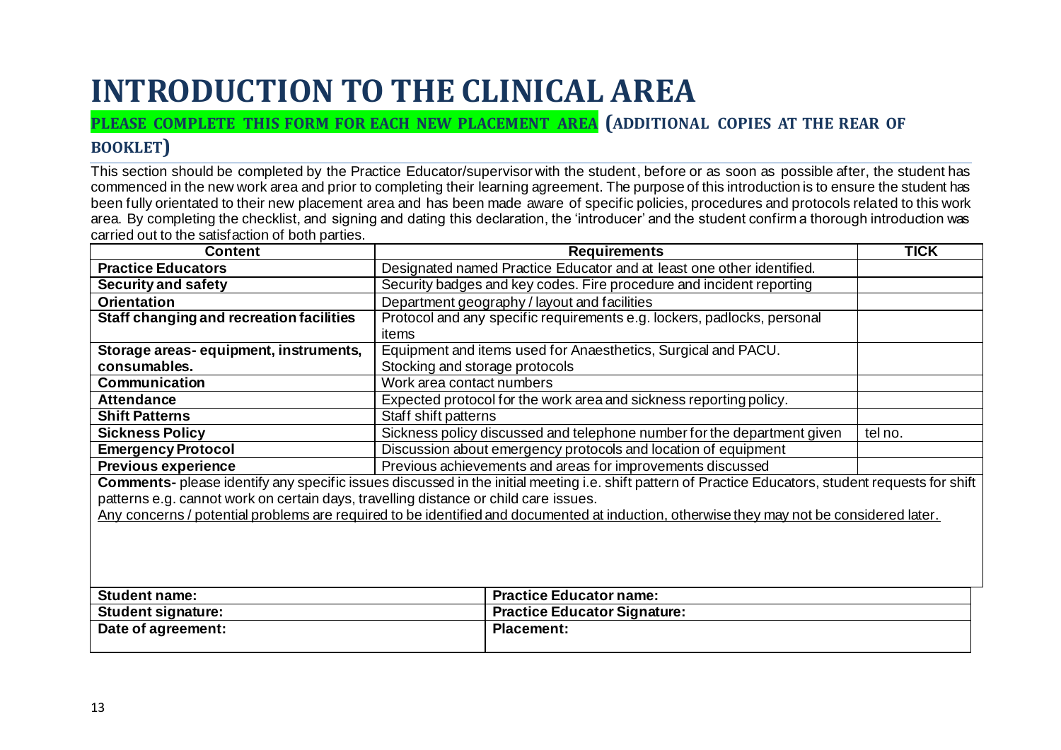# INTRODUCTION TO THE CLINICAL AREA

**PLEASE COMPLETE THIS FORM FOR EACH NEW PLACEMENT AREA (ADDITIONAL COPIES AT THE REAR OF BOOKLET)**

This section should be completed by the Practice Educator/supervisor with the student, before or as soon as possible after, the student has commenced in the new work area and prior to completing their learning agreement. The purpose of this introduction is to ensure the student has been fully orientated to their new placement area and has been made aware of specific policies, procedures and protocols related to this work area. By completing the checklist, and signing and dating this declaration, the 'introducer' and the student confirm a thorough introduction was carried out to the satisfaction of both parties.

| Content | Requirements | TICK |
|---|---|---|
| **Practice Educators** | Designated named Practice Educator and at least one other identified. | |
| **Security and safety** | Security badges and key codes. Fire procedure and incident reporting | |
| **Orientation** | Department geography / layout and facilities | |
| **Staff changing and recreation facilities** | Protocol and any specific requirements e.g. lockers, padlocks, personal items | |
| **Storage areas- equipment, instruments, consumables.** | Equipment and items used for Anaesthetics, Surgical and PACU. Stocking and storage protocols | |
| **Communication** | Work area contact numbers | |
| **Attendance** | Expected protocol for the work area and sickness reporting policy. | |
| **Shift Patterns** | Staff shift patterns | |
| **Sickness Policy** | Sickness policy discussed and telephone number for the department given | tel no. |
| **Emergency Protocol** | Discussion about emergency protocols and location of equipment | |
| **Previous experience** | Previous achievements and areas for improvements discussed | |

**Comments-** please identify any specific issues discussed in the initial meeting i.e. shift pattern of Practice Educators, student requests for shift patterns e.g. cannot work on certain days, travelling distance or child care issues.

Any concerns / potential problems are required to be identified and documented at induction, otherwise they may not be considered later.

| Student name: | Practice Educator name: |
|---|---|
| **Student signature:** | **Practice Educator Signature:** |
| **Date of agreement:** | **Placement:** |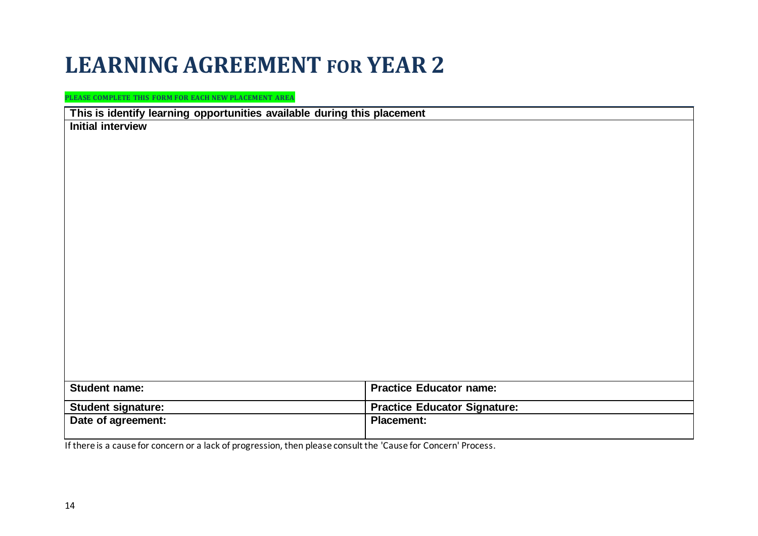# LEARNING AGREEMENT FOR YEAR 2

**PLEASE COMPLETE THIS FORM FOR EACH NEW PLACEMENT AREA**

| This is identify learning opportunities available during this placement | |
|---|---|
| **Initial interview** | |
| **Student name:** | **Practice Educator name:** |
| **Student signature:** | **Practice Educator Signature:** |
| **Date of agreement:** | **Placement:** |

If there is a cause for concern or a lack of progression, then please consult the 'Cause for Concern' Process.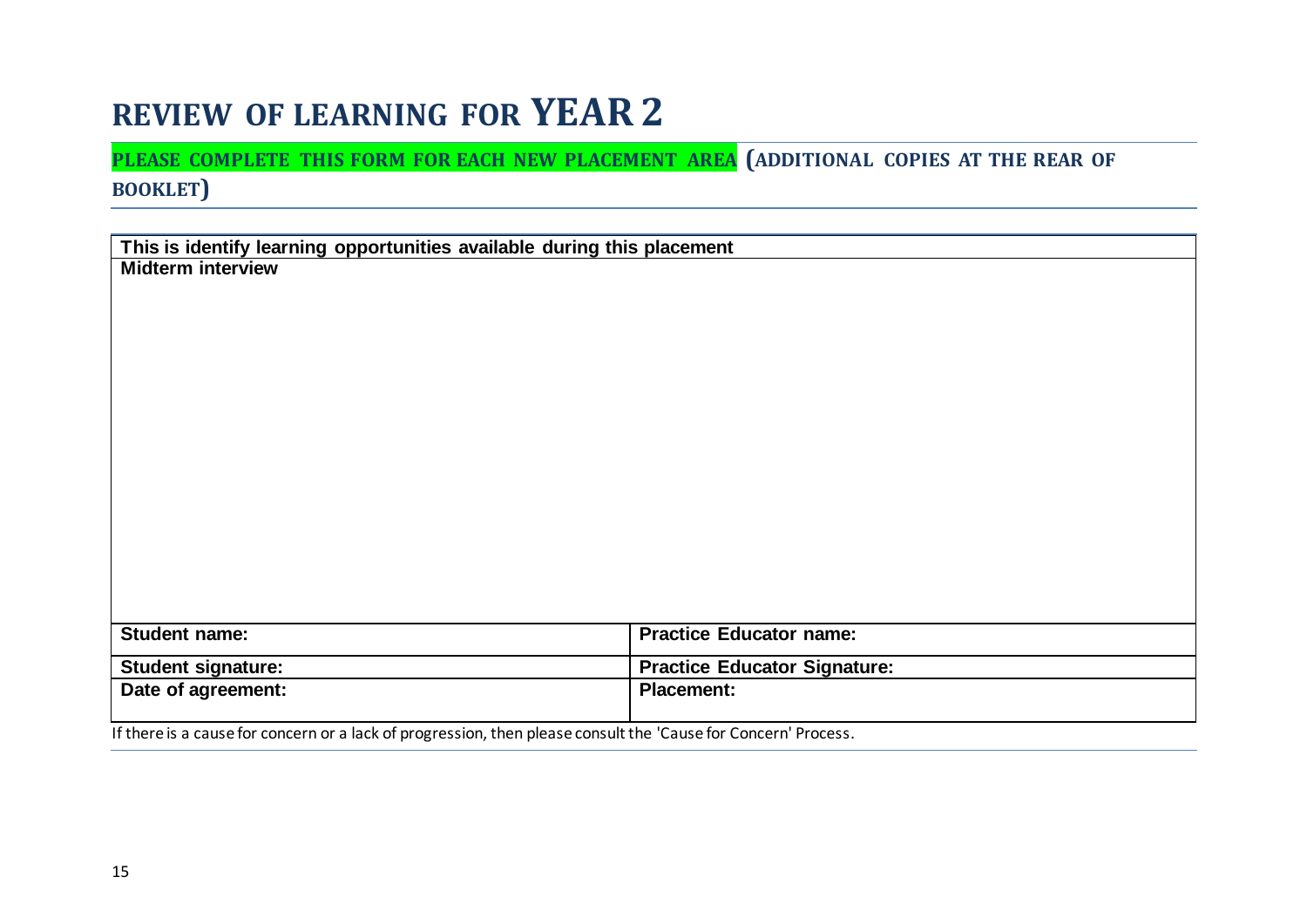# REVIEW OF LEARNING FOR YEAR 2

## PLEASE COMPLETE THIS FORM FOR EACH NEW PLACEMENT AREA (ADDITIONAL COPIES AT THE REAR OF BOOKLET)

| **This is identify learning opportunities available during this placement** | |
|---|---|
| **Midterm interview** | |
| **Student name:** | **Practice Educator name:** |
| **Student signature:** | **Practice Educator Signature:** |
| **Date of agreement:** | **Placement:** |

If there is a cause for concern or a lack of progression, then please consult the 'Cause for Concern' Process.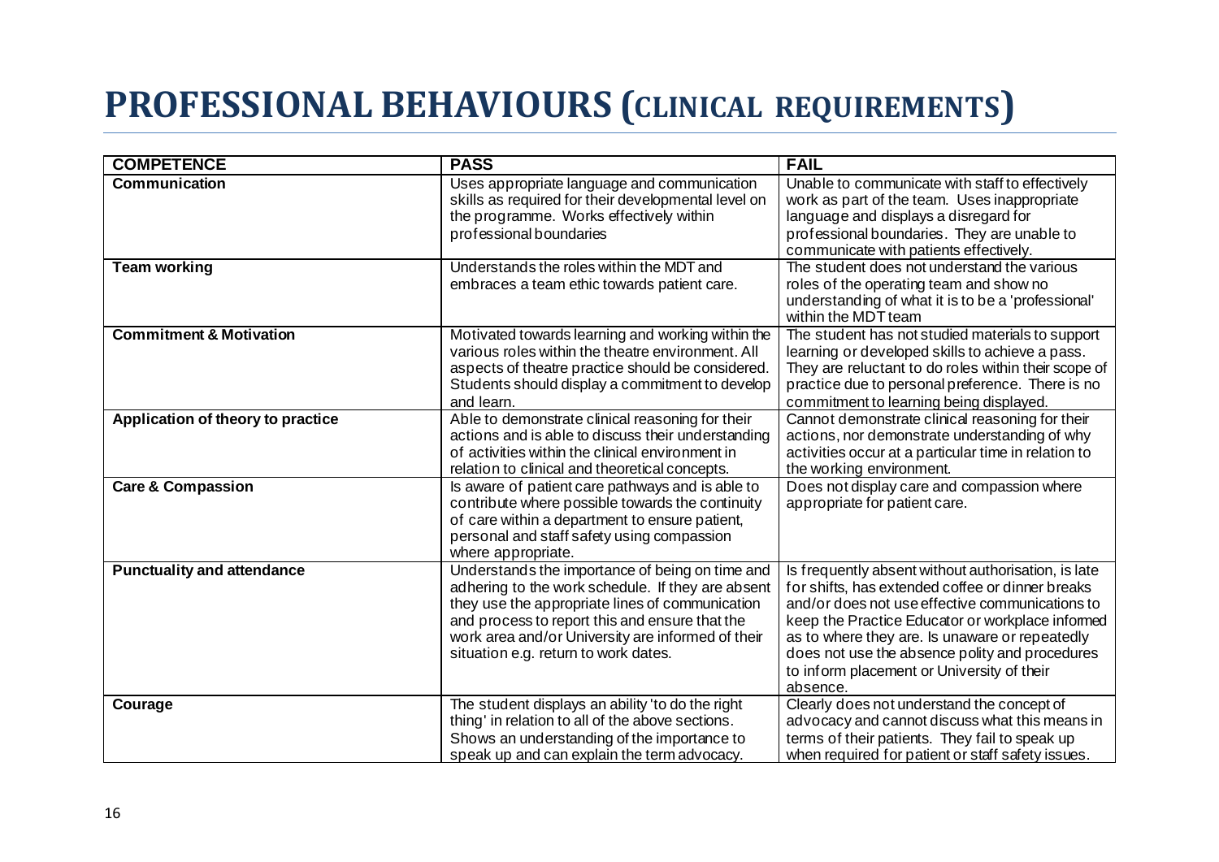# PROFESSIONAL BEHAVIOURS (CLINICAL REQUIREMENTS)

| COMPETENCE | PASS | FAIL |
|---|---|---|
| **Communication** | Uses appropriate language and communication skills as required for their developmental level on the programme. Works effectively within professional boundaries | Unable to communicate with staff to effectively work as part of the team. Uses inappropriate language and displays a disregard for professional boundaries. They are unable to communicate with patients effectively. |
| **Team working** | Understands the roles within the MDT and embraces a team ethic towards patient care. | The student does not understand the various roles of the operating team and show no understanding of what it is to be a 'professional' within the MDT team |
| **Commitment & Motivation** | Motivated towards learning and working within the various roles within the theatre environment. All aspects of theatre practice should be considered. Students should display a commitment to develop and learn. | The student has not studied materials to support learning or developed skills to achieve a pass. They are reluctant to do roles within their scope of practice due to personal preference. There is no commitment to learning being displayed. |
| **Application of theory to practice** | Able to demonstrate clinical reasoning for their actions and is able to discuss their understanding of activities within the clinical environment in relation to clinical and theoretical concepts. | Cannot demonstrate clinical reasoning for their actions, nor demonstrate understanding of why activities occur at a particular time in relation to the working environment. |
| **Care & Compassion** | Is aware of patient care pathways and is able to contribute where possible towards the continuity of care within a department to ensure patient, personal and staff safety using compassion where appropriate. | Does not display care and compassion where appropriate for patient care. |
| **Punctuality and attendance** | Understands the importance of being on time and adhering to the work schedule. If they are absent they use the appropriate lines of communication and process to report this and ensure that the work area and/or University are informed of their situation e.g. return to work dates. | Is frequently absent without authorisation, is late for shifts, has extended coffee or dinner breaks and/or does not use effective communications to keep the Practice Educator or workplace informed as to where they are. Is unaware or repeatedly does not use the absence polity and procedures to inform placement or University of their absence. |
| **Courage** | The student displays an ability 'to do the right thing' in relation to all of the above sections. Shows an understanding of the importance to speak up and can explain the term advocacy. | Clearly does not understand the concept of advocacy and cannot discuss what this means in terms of their patients. They fail to speak up when required for patient or staff safety issues. |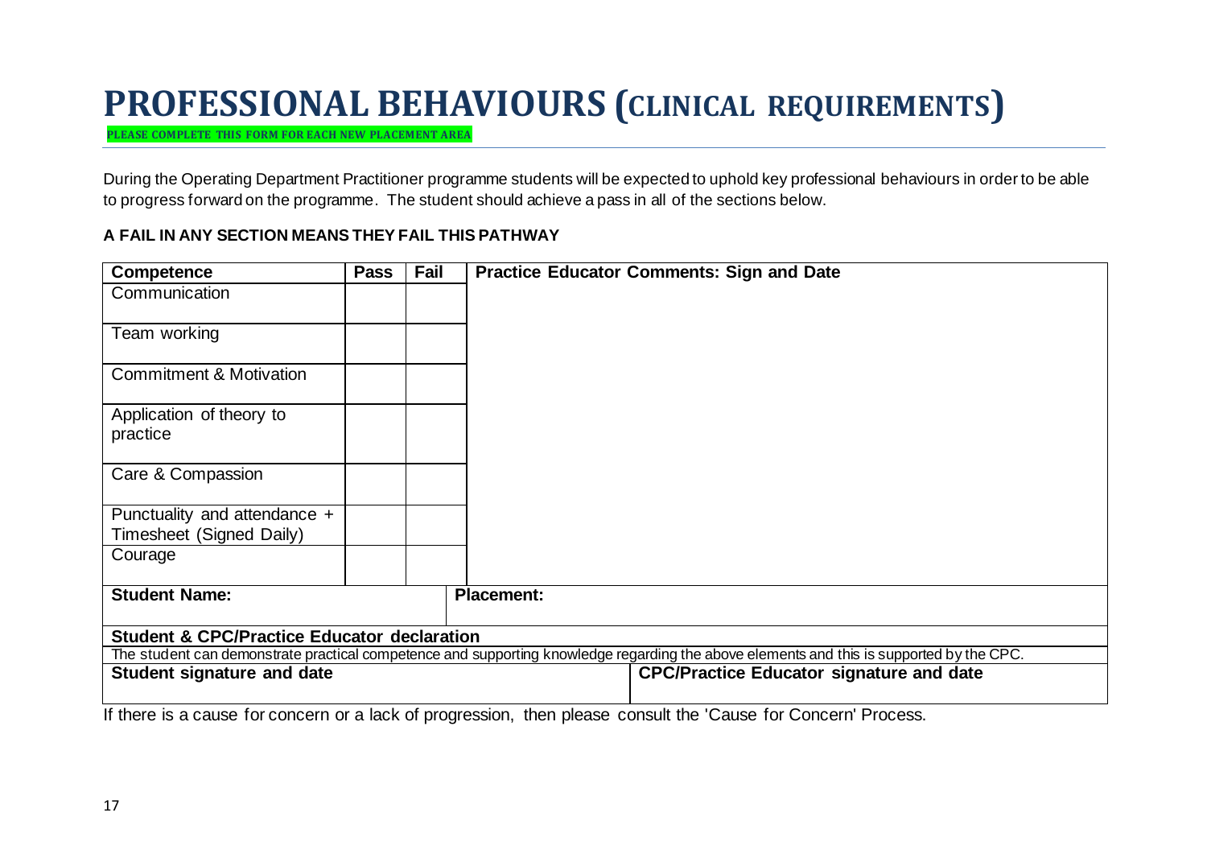# PROFESSIONAL BEHAVIOURS (CLINICAL REQUIREMENTS)

**PLEASE COMPLETE THIS FORM FOR EACH NEW PLACEMENT AREA**

During the Operating Department Practitioner programme students will be expected to uphold key professional behaviours in order to be able to progress forward on the programme. The student should achieve a pass in all of the sections below.

**A FAIL IN ANY SECTION MEANS THEY FAIL THIS PATHWAY**

| Competence | Pass | Fail | Practice Educator Comments: Sign and Date |
|---|---|---|---|
| Communication | | | |
| Team working | | | |
| Commitment & Motivation | | | |
| Application of theory to practice | | | |
| Care & Compassion | | | |
| Punctuality and attendance + Timesheet (Signed Daily) | | | |
| Courage | | | |
| **Student Name:** | | | **Placement:** |

| **Student & CPC/Practice Educator declaration** | |
|---|---|
| The student can demonstrate practical competence and supporting knowledge regarding the above elements and this is supported by the CPC. | |
| **Student signature and date** | **CPC/Practice Educator signature and date** |

If there is a cause for concern or a lack of progression, then please consult the 'Cause for Concern' Process.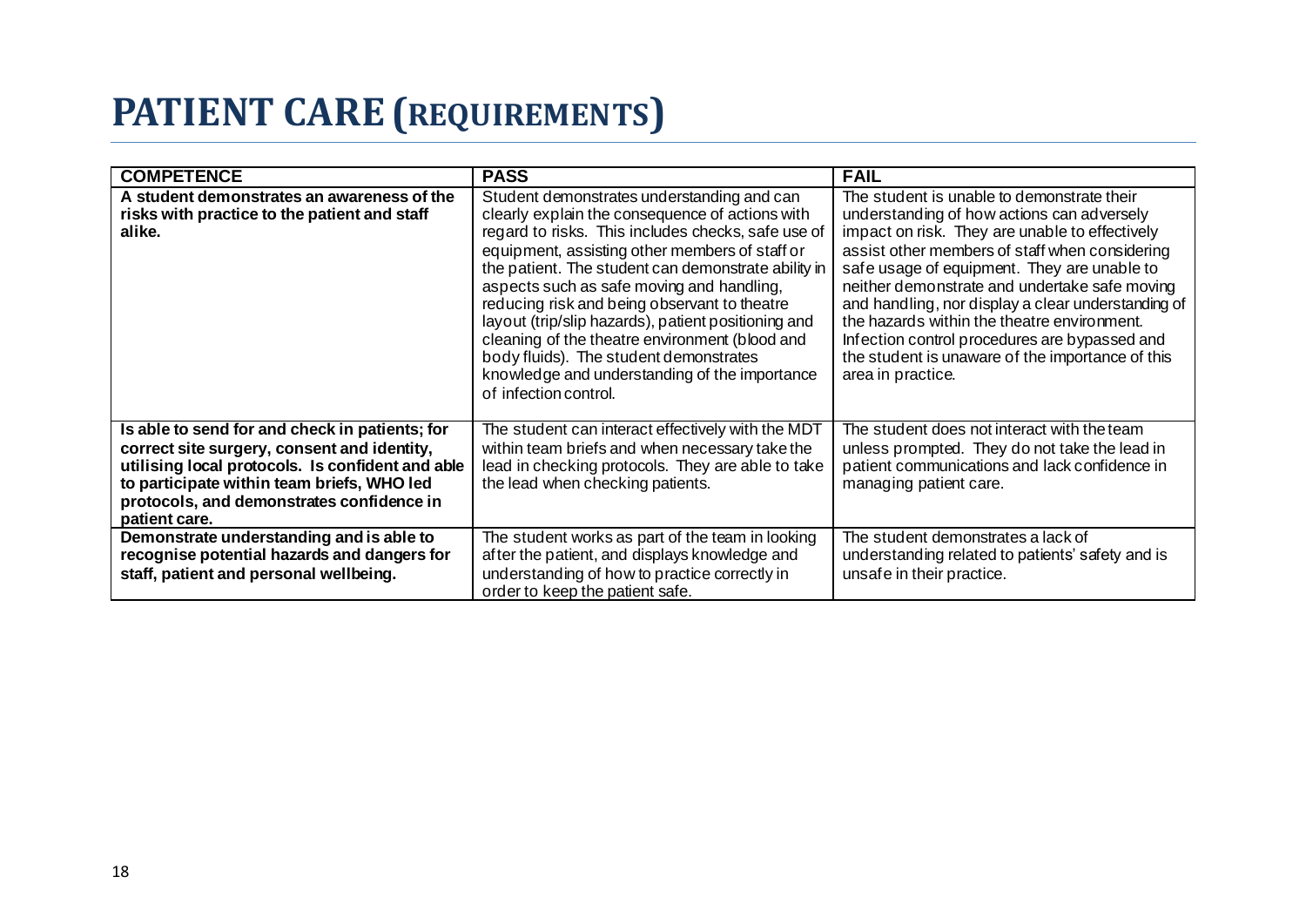# PATIENT CARE (REQUIREMENTS)

| COMPETENCE | PASS | FAIL |
|---|---|---|
| **A student demonstrates an awareness of the risks with practice to the patient and staff alike.** | Student demonstrates understanding and can clearly explain the consequence of actions with regard to risks. This includes checks, safe use of equipment, assisting other members of staff or the patient. The student can demonstrate ability in aspects such as safe moving and handling, reducing risk and being observant to theatre layout (trip/slip hazards), patient positioning and cleaning of the theatre environment (blood and body fluids). The student demonstrates knowledge and understanding of the importance of infection control. | The student is unable to demonstrate their understanding of how actions can adversely impact on risk. They are unable to effectively assist other members of staff when considering safe usage of equipment. They are unable to neither demonstrate and undertake safe moving and handling, nor display a clear understanding of the hazards within the theatre environment. Infection control procedures are bypassed and the student is unaware of the importance of this area in practice. |
| **Is able to send for and check in patients; for correct site surgery, consent and identity, utilising local protocols. Is confident and able to participate within team briefs, WHO led protocols, and demonstrates confidence in patient care.** | The student can interact effectively with the MDT within team briefs and when necessary take the lead in checking protocols. They are able to take the lead when checking patients. | The student does not interact with the team unless prompted. They do not take the lead in patient communications and lack confidence in managing patient care. |
| **Demonstrate understanding and is able to recognise potential hazards and dangers for staff, patient and personal wellbeing.** | The student works as part of the team in looking after the patient, and displays knowledge and understanding of how to practice correctly in order to keep the patient safe. | The student demonstrates a lack of understanding related to patients' safety and is unsafe in their practice. |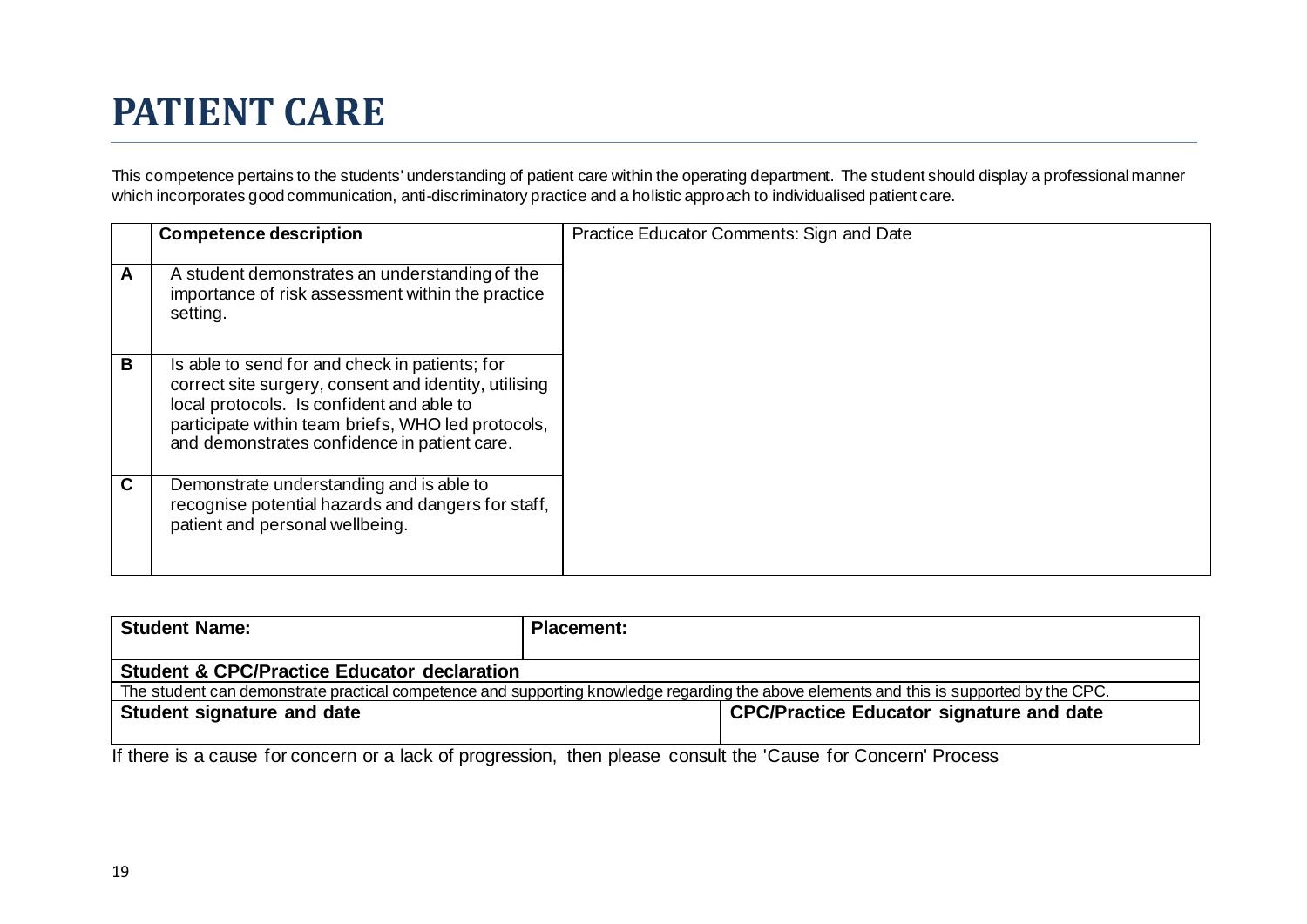# PATIENT CARE

This competence pertains to the students' understanding of patient care within the operating department. The student should display a professional manner which incorporates good communication, anti-discriminatory practice and a holistic approach to individualised patient care.

| | **Competence description** | Practice Educator Comments: Sign and Date |
|---|---|---|
| **A** | A student demonstrates an understanding of the importance of risk assessment within the practice setting. | |
| **B** | Is able to send for and check in patients; for correct site surgery, consent and identity, utilising local protocols. Is confident and able to participate within team briefs, WHO led protocols, and demonstrates confidence in patient care. | |
| **C** | Demonstrate understanding and is able to recognise potential hazards and dangers for staff, patient and personal wellbeing. | |

| **Student Name:** | **Placement:** | |
|---|---|---|
| **Student & CPC/Practice Educator declaration** | | |
| The student can demonstrate practical competence and supporting knowledge regarding the above elements and this is supported by the CPC. | | |
| **Student signature and date** | | **CPC/Practice Educator signature and date** |

If there is a cause for concern or a lack of progression, then please consult the 'Cause for Concern' Process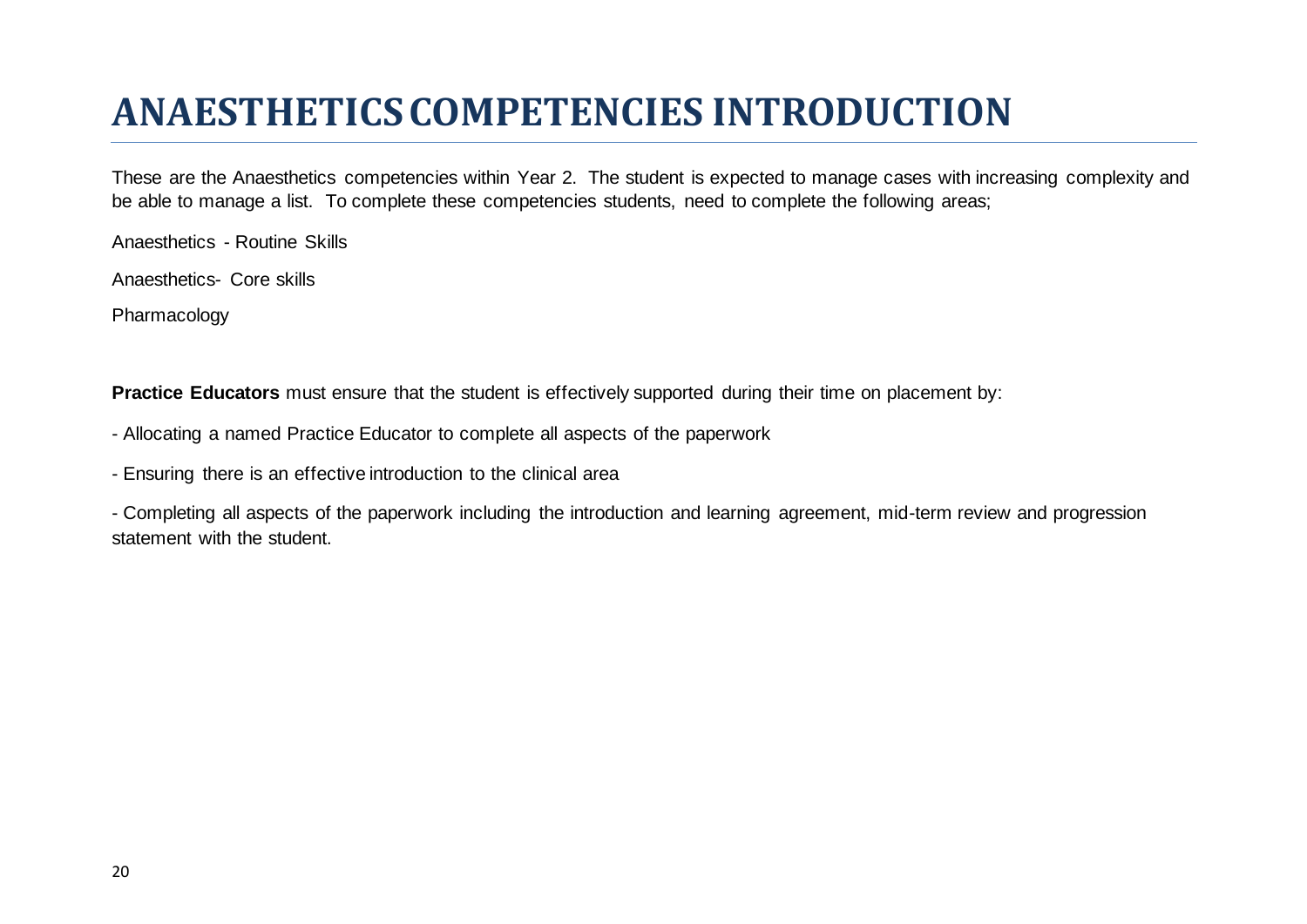# ANAESTHETICS COMPETENCIES INTRODUCTION

These are the Anaesthetics competencies within Year 2. The student is expected to manage cases with increasing complexity and be able to manage a list. To complete these competencies students, need to complete the following areas;

Anaesthetics - Routine Skills

Anaesthetics- Core skills

Pharmacology

**Practice Educators** must ensure that the student is effectively supported during their time on placement by:

- Allocating a named Practice Educator to complete all aspects of the paperwork

- Ensuring there is an effective introduction to the clinical area

- Completing all aspects of the paperwork including the introduction and learning agreement, mid-term review and progression statement with the student.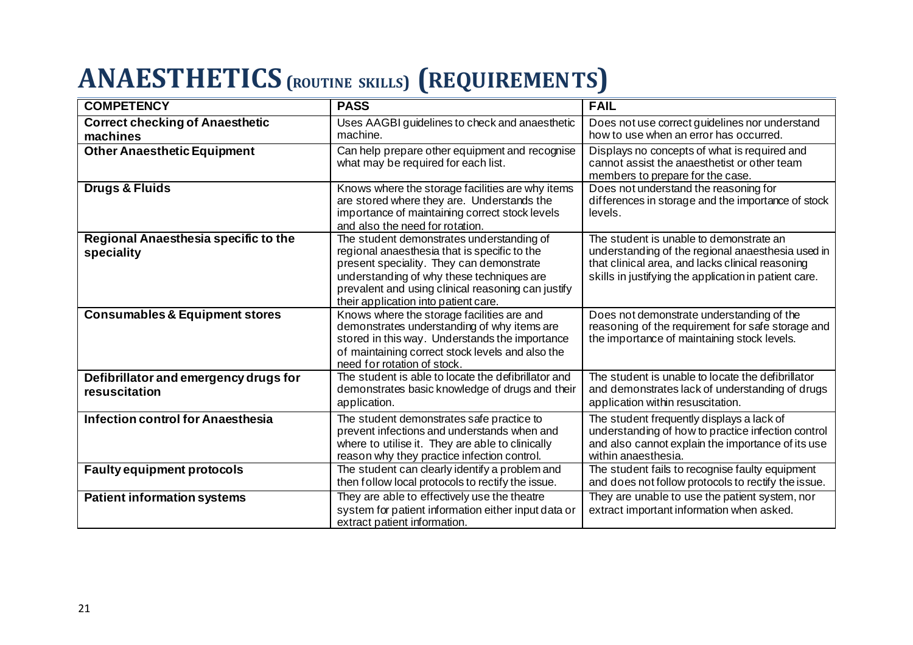# ANAESTHETICS (ROUTINE SKILLS) (REQUIREMENTS)

| COMPETENCY | PASS | FAIL |
|---|---|---|
| **Correct checking of Anaesthetic machines** | Uses AAGBI guidelines to check and anaesthetic machine. | Does not use correct guidelines nor understand how to use when an error has occurred. |
| **Other Anaesthetic Equipment** | Can help prepare other equipment and recognise what may be required for each list. | Displays no concepts of what is required and cannot assist the anaesthetist or other team members to prepare for the case. |
| **Drugs & Fluids** | Knows where the storage facilities are why items are stored where they are. Understands the importance of maintaining correct stock levels and also the need for rotation. | Does not understand the reasoning for differences in storage and the importance of stock levels. |
| **Regional Anaesthesia specific to the speciality** | The student demonstrates understanding of regional anaesthesia that is specific to the present speciality. They can demonstrate understanding of why these techniques are prevalent and using clinical reasoning can justify their application into patient care. | The student is unable to demonstrate an understanding of the regional anaesthesia used in that clinical area, and lacks clinical reasoning skills in justifying the application in patient care. |
| **Consumables & Equipment stores** | Knows where the storage facilities are and demonstrates understanding of why items are stored in this way. Understands the importance of maintaining correct stock levels and also the need for rotation of stock. | Does not demonstrate understanding of the reasoning of the requirement for safe storage and the importance of maintaining stock levels. |
| **Defibrillator and emergency drugs for resuscitation** | The student is able to locate the defibrillator and demonstrates basic knowledge of drugs and their application. | The student is unable to locate the defibrillator and demonstrates lack of understanding of drugs application within resuscitation. |
| **Infection control for Anaesthesia** | The student demonstrates safe practice to prevent infections and understands when and where to utilise it. They are able to clinically reason why they practice infection control. | The student frequently displays a lack of understanding of how to practice infection control and also cannot explain the importance of its use within anaesthesia. |
| **Faulty equipment protocols** | The student can clearly identify a problem and then follow local protocols to rectify the issue. | The student fails to recognise faulty equipment and does not follow protocols to rectify the issue. |
| **Patient information systems** | They are able to effectively use the theatre system for patient information either input data or extract patient information. | They are unable to use the patient system, nor extract important information when asked. |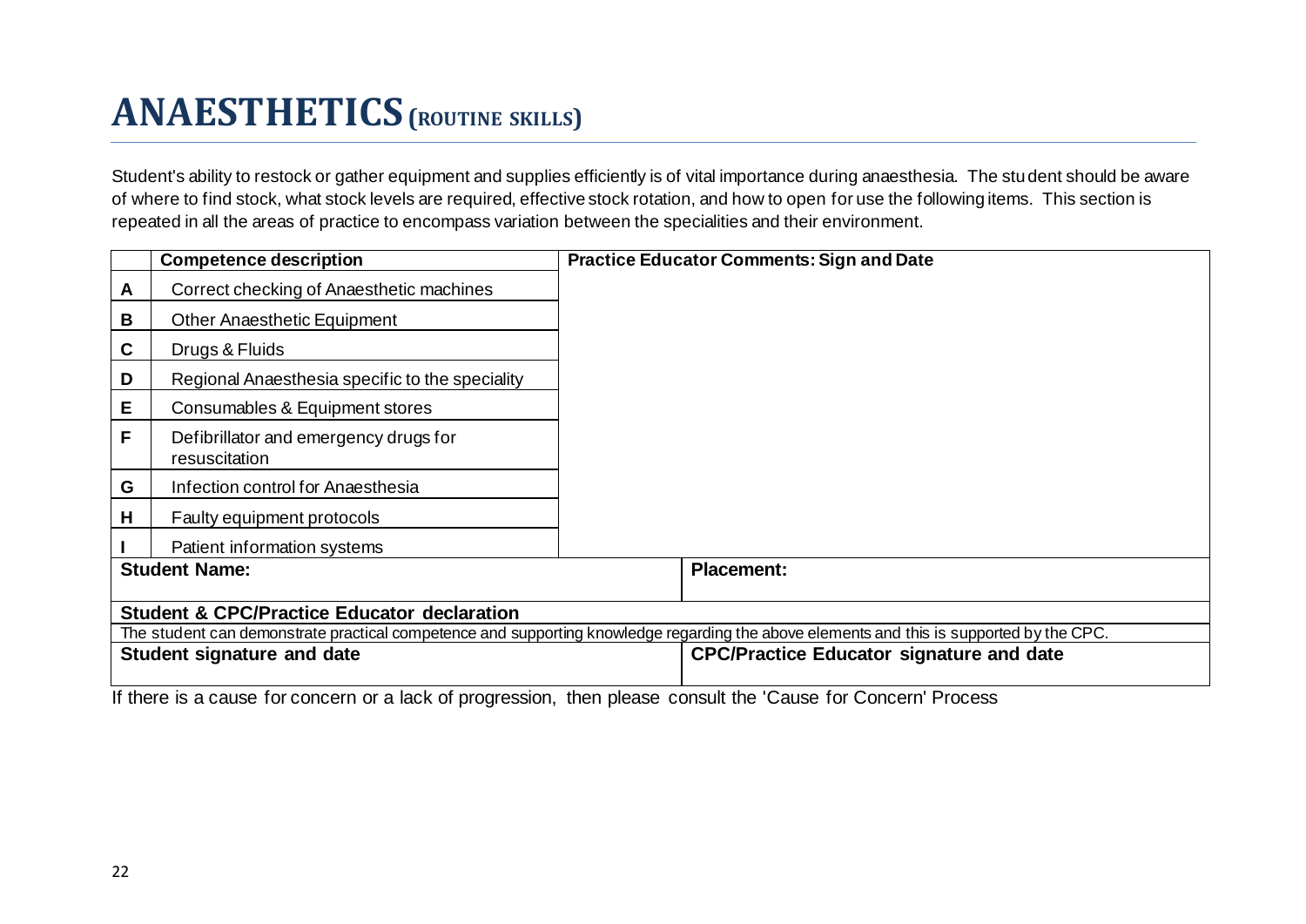# ANAESTHETICS (ROUTINE SKILLS)

Student's ability to restock or gather equipment and supplies efficiently is of vital importance during anaesthesia. The student should be aware of where to find stock, what stock levels are required, effective stock rotation, and how to open for use the following items. This section is repeated in all the areas of practice to encompass variation between the specialities and their environment.

| | Competence description | Practice Educator Comments: Sign and Date |
|---|---|---|
| A | Correct checking of Anaesthetic machines | |
| B | Other Anaesthetic Equipment | |
| C | Drugs & Fluids | |
| D | Regional Anaesthesia specific to the speciality | |
| E | Consumables & Equipment stores | |
| F | Defibrillator and emergency drugs for resuscitation | |
| G | Infection control for Anaesthesia | |
| H | Faulty equipment protocols | |
| I | Patient information systems | |

| Student Name: | Placement: |
|---|---|
| **Student & CPC/Practice Educator declaration** | |
| The student can demonstrate practical competence and supporting knowledge regarding the above elements and this is supported by the CPC. | |
| **Student signature and date** | **CPC/Practice Educator signature and date** |

If there is a cause for concern or a lack of progression, then please consult the 'Cause for Concern' Process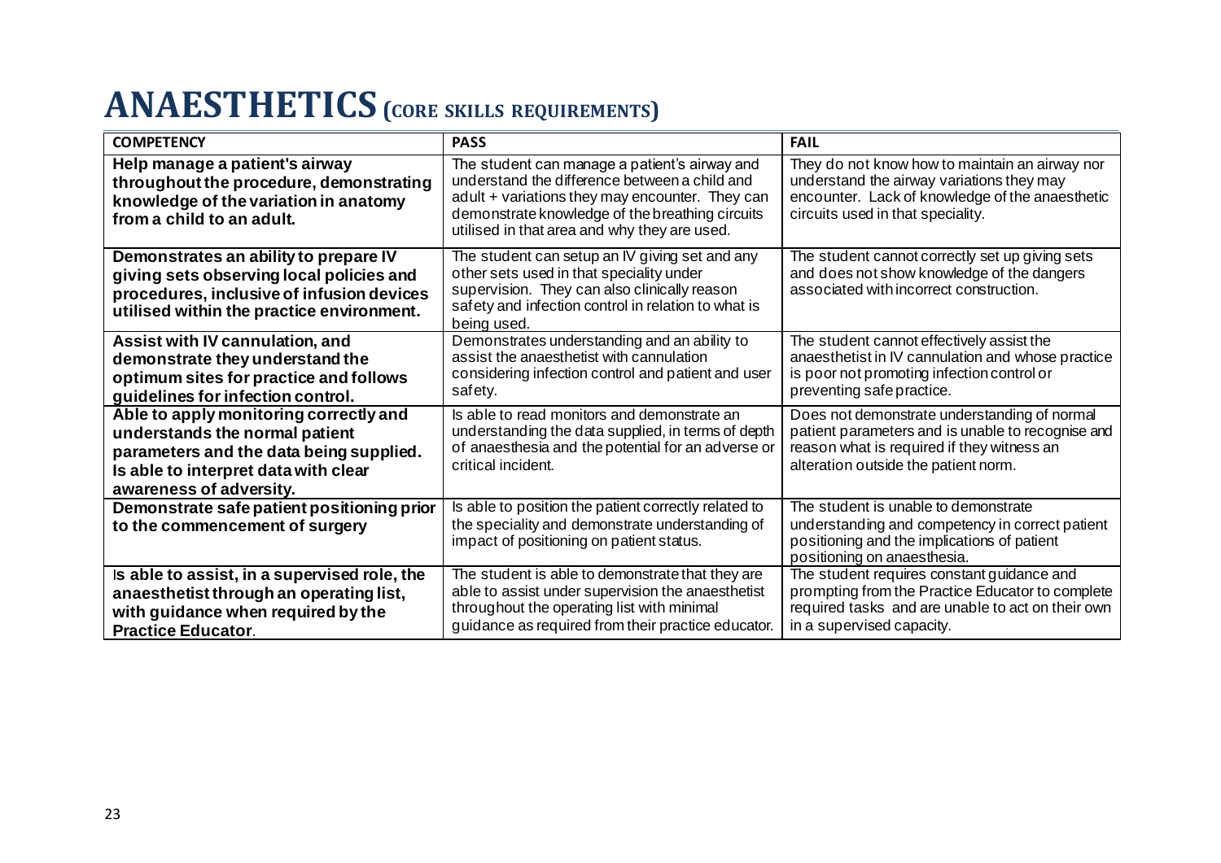# ANAESTHETICS (CORE SKILLS REQUIREMENTS)

| COMPETENCY | PASS | FAIL |
|---|---|---|
| **Help manage a patient's airway throughout the procedure, demonstrating knowledge of the variation in anatomy from a child to an adult.** | The student can manage a patient's airway and understand the difference between a child and adult + variations they may encounter. They can demonstrate knowledge of the breathing circuits utilised in that area and why they are used. | They do not know how to maintain an airway nor understand the airway variations they may encounter. Lack of knowledge of the anaesthetic circuits used in that speciality. |
| **Demonstrates an ability to prepare IV giving sets observing local policies and procedures, inclusive of infusion devices utilised within the practice environment.** | The student can setup an IV giving set and any other sets used in that speciality under supervision. They can also clinically reason safety and infection control in relation to what is being used. | The student cannot correctly set up giving sets and does not show knowledge of the dangers associated with incorrect construction. |
| **Assist with IV cannulation, and demonstrate they understand the optimum sites for practice and follows guidelines for infection control.** | Demonstrates understanding and an ability to assist the anaesthetist with cannulation considering infection control and patient and user safety. | The student cannot effectively assist the anaesthetist in IV cannulation and whose practice is poor not promoting infection control or preventing safe practice. |
| **Able to apply monitoring correctly and understands the normal patient parameters and the data being supplied. Is able to interpret data with clear awareness of adversity.** | Is able to read monitors and demonstrate an understanding the data supplied, in terms of depth of anaesthesia and the potential for an adverse or critical incident. | Does not demonstrate understanding of normal patient parameters and is unable to recognise and reason what is required if they witness an alteration outside the patient norm. |
| **Demonstrate safe patient positioning prior to the commencement of surgery** | Is able to position the patient correctly related to the speciality and demonstrate understanding of impact of positioning on patient status. | The student is unable to demonstrate understanding and competency in correct patient positioning and the implications of patient positioning on anaesthesia. |
| Is **able to assist, in a supervised role, the anaesthetist through an operating list, with guidance when required by the Practice Educator**. | The student is able to demonstrate that they are able to assist under supervision the anaesthetist throughout the operating list with minimal guidance as required from their practice educator. | The student requires constant guidance and prompting from the Practice Educator to complete required tasks and are unable to act on their own in a supervised capacity. |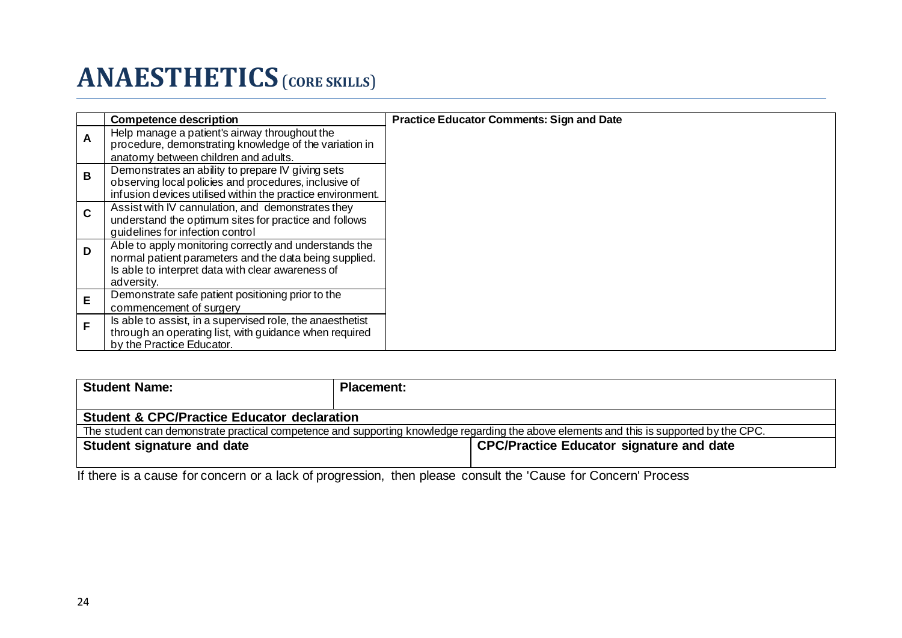# ANAESTHETICS (CORE SKILLS)

| | Competence description | Practice Educator Comments: Sign and Date |
|---|---|---|
| A | Help manage a patient's airway throughout the procedure, demonstrating knowledge of the variation in anatomy between children and adults. | |
| B | Demonstrates an ability to prepare IV giving sets observing local policies and procedures, inclusive of infusion devices utilised within the practice environment. | |
| C | Assist with IV cannulation, and demonstrates they understand the optimum sites for practice and follows guidelines for infection control | |
| D | Able to apply monitoring correctly and understands the normal patient parameters and the data being supplied. Is able to interpret data with clear awareness of adversity. | |
| E | Demonstrate safe patient positioning prior to the commencement of surgery | |
| F | Is able to assist, in a supervised role, the anaesthetist through an operating list, with guidance when required by the Practice Educator. | |

| **Student Name:** | **Placement:** |
|---|---|
| **Student & CPC/Practice Educator declaration** | |
| The student can demonstrate practical competence and supporting knowledge regarding the above elements and this is supported by the CPC. | |
| **Student signature and date** | **CPC/Practice Educator signature and date** |

If there is a cause for concern or a lack of progression, then please consult the 'Cause for Concern' Process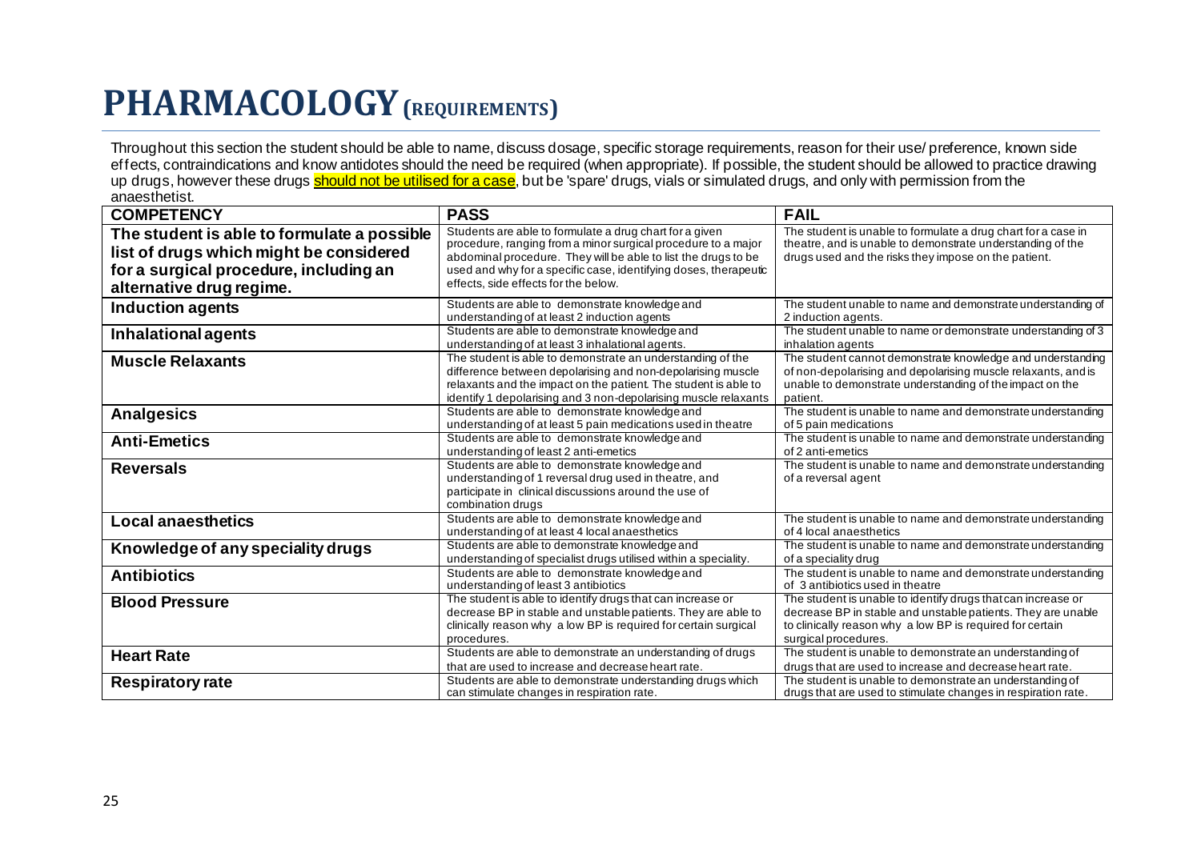# PHARMACOLOGY (REQUIREMENTS)

Throughout this section the student should be able to name, discuss dosage, specific storage requirements, reason for their use/ preference, known side effects, contraindications and know antidotes should the need be required (when appropriate). If possible, the student should be allowed to practice drawing up drugs, however these drugs should not be utilised for a case, but be 'spare' drugs, vials or simulated drugs, and only with permission from the anaesthetist.

| COMPETENCY | PASS | FAIL |
|---|---|---|
| **The student is able to formulate a possible list of drugs which might be considered for a surgical procedure, including an alternative drug regime.** | Students are able to formulate a drug chart for a given procedure, ranging from a minor surgical procedure to a major abdominal procedure. They will be able to list the drugs to be used and why for a specific case, identifying doses, therapeutic effects, side effects for the below. | The student is unable to formulate a drug chart for a case in theatre, and is unable to demonstrate understanding of the drugs used and the risks they impose on the patient. |
| **Induction agents** | Students are able to demonstrate knowledge and understanding of at least 2 induction agents | The student unable to name and demonstrate understanding of 2 induction agents. |
| **Inhalational agents** | Students are able to demonstrate knowledge and understanding of at least 3 inhalational agents. | The student unable to name or demonstrate understanding of 3 inhalation agents |
| **Muscle Relaxants** | The student is able to demonstrate an understanding of the difference between depolarising and non-depolarising muscle relaxants and the impact on the patient. The student is able to identify 1 depolarising and 3 non-depolarising muscle relaxants | The student cannot demonstrate knowledge and understanding of non-depolarising and depolarising muscle relaxants, and is unable to demonstrate understanding of the impact on the patient. |
| **Analgesics** | Students are able to demonstrate knowledge and understanding of at least 5 pain medications used in theatre | The student is unable to name and demonstrate understanding of 5 pain medications |
| **Anti-Emetics** | Students are able to demonstrate knowledge and understanding of least 2 anti-emetics | The student is unable to name and demonstrate understanding of 2 anti-emetics |
| **Reversals** | Students are able to demonstrate knowledge and understanding of 1 reversal drug used in theatre, and participate in clinical discussions around the use of combination drugs | The student is unable to name and demonstrate understanding of a reversal agent |
| **Local anaesthetics** | Students are able to demonstrate knowledge and understanding of at least 4 local anaesthetics | The student is unable to name and demonstrate understanding of 4 local anaesthetics |
| **Knowledge of any speciality drugs** | Students are able to demonstrate knowledge and understanding of specialist drugs utilised within a speciality. | The student is unable to name and demonstrate understanding of a speciality drug |
| **Antibiotics** | Students are able to demonstrate knowledge and understanding of at least 3 antibiotics | The student is unable to name and demonstrate understanding of 3 antibiotics used in theatre |
| **Blood Pressure** | The student is able to identify drugs that can increase or decrease BP in stable and unstable patients. They are able to clinically reason why a low BP is required for certain surgical procedures. | The student is unable to identify drugs that can increase or decrease BP in stable and unstable patients. They are unable to clinically reason why a low BP is required for certain surgical procedures. |
| **Heart Rate** | Students are able to demonstrate an understanding of drugs that are used to increase and decrease heart rate. | The student is unable to demonstrate an understanding of drugs that are used to increase and decrease heart rate. |
| **Respiratory rate** | Students are able to demonstrate understanding drugs which can stimulate changes in respiration rate. | The student is unable to demonstrate an understanding of drugs that are used to stimulate changes in respiration rate. |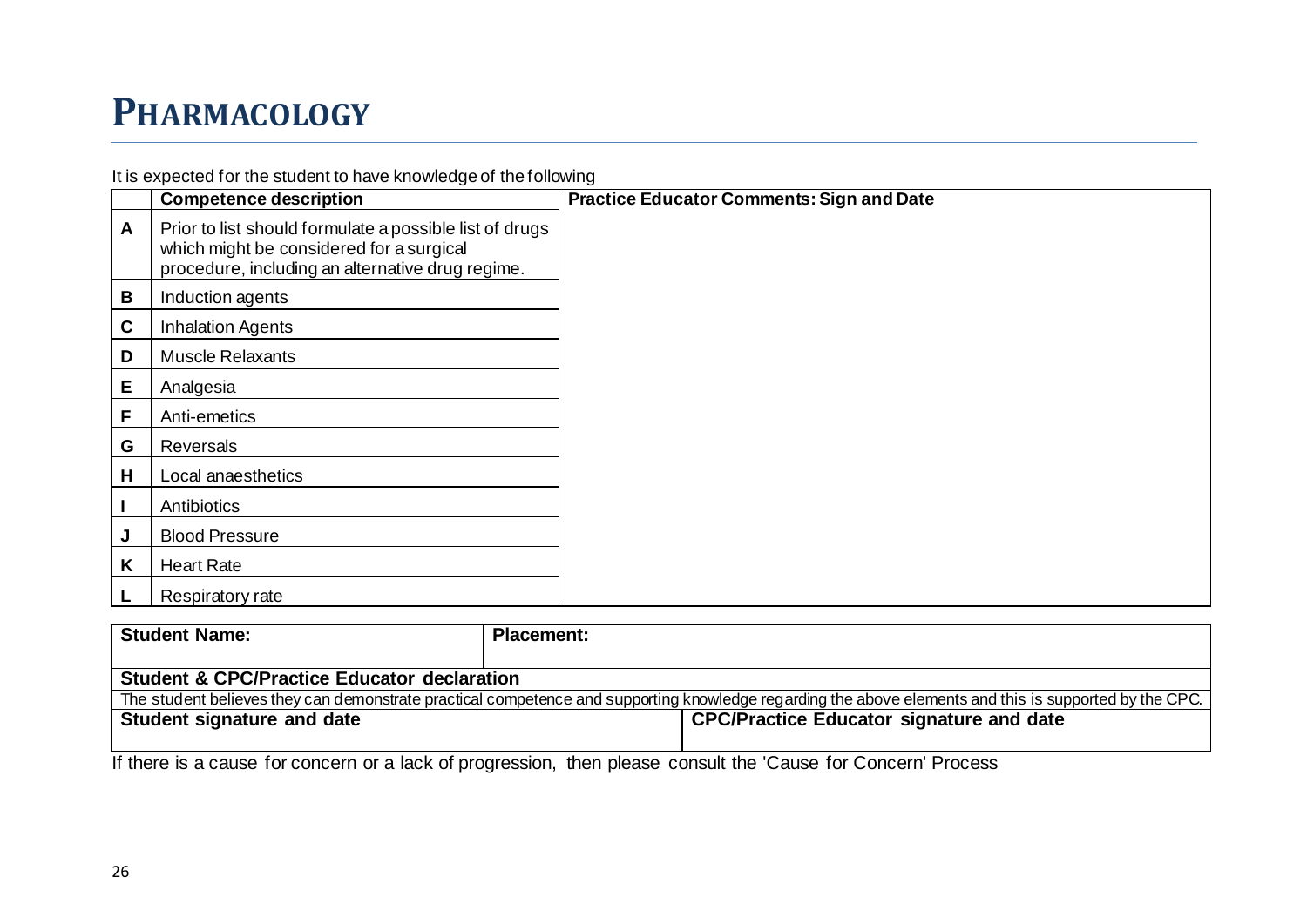# PHARMACOLOGY

It is expected for the student to have knowledge of the following

| | Competence description | Practice Educator Comments: Sign and Date |
|---|---|---|
| A | Prior to list should formulate a possible list of drugs which might be considered for a surgical procedure, including an alternative drug regime. | |
| B | Induction agents | |
| C | Inhalation Agents | |
| D | Muscle Relaxants | |
| E | Analgesia | |
| F | Anti-emetics | |
| G | Reversals | |
| H | Local anaesthetics | |
| I | Antibiotics | |
| J | Blood Pressure | |
| K | Heart Rate | |
| L | Respiratory rate | |

| **Student Name:** | **Placement:** |
|---|---|
| **Student & CPC/Practice Educator declaration** | |
| The student believes they can demonstrate practical competence and supporting knowledge regarding the above elements and this is supported by the CPC. | |
| **Student signature and date** | **CPC/Practice Educator signature and date** |

If there is a cause for concern or a lack of progression, then please consult the 'Cause for Concern' Process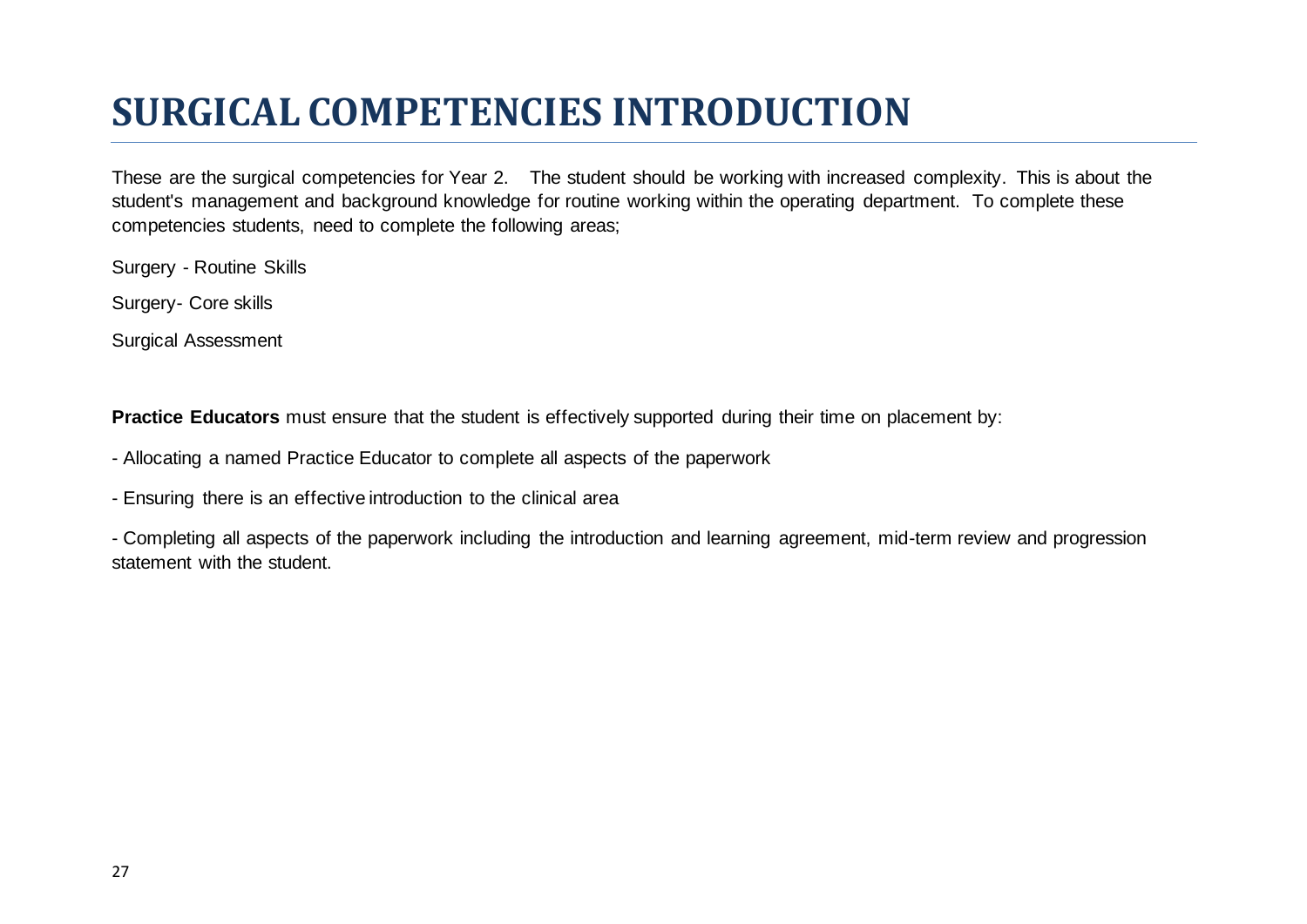# SURGICAL COMPETENCIES INTRODUCTION

These are the surgical competencies for Year 2. The student should be working with increased complexity. This is about the student's management and background knowledge for routine working within the operating department. To complete these competencies students, need to complete the following areas;

Surgery - Routine Skills

Surgery- Core skills

Surgical Assessment

**Practice Educators** must ensure that the student is effectively supported during their time on placement by:

- Allocating a named Practice Educator to complete all aspects of the paperwork
- Ensuring there is an effective introduction to the clinical area
- Completing all aspects of the paperwork including the introduction and learning agreement, mid-term review and progression statement with the student.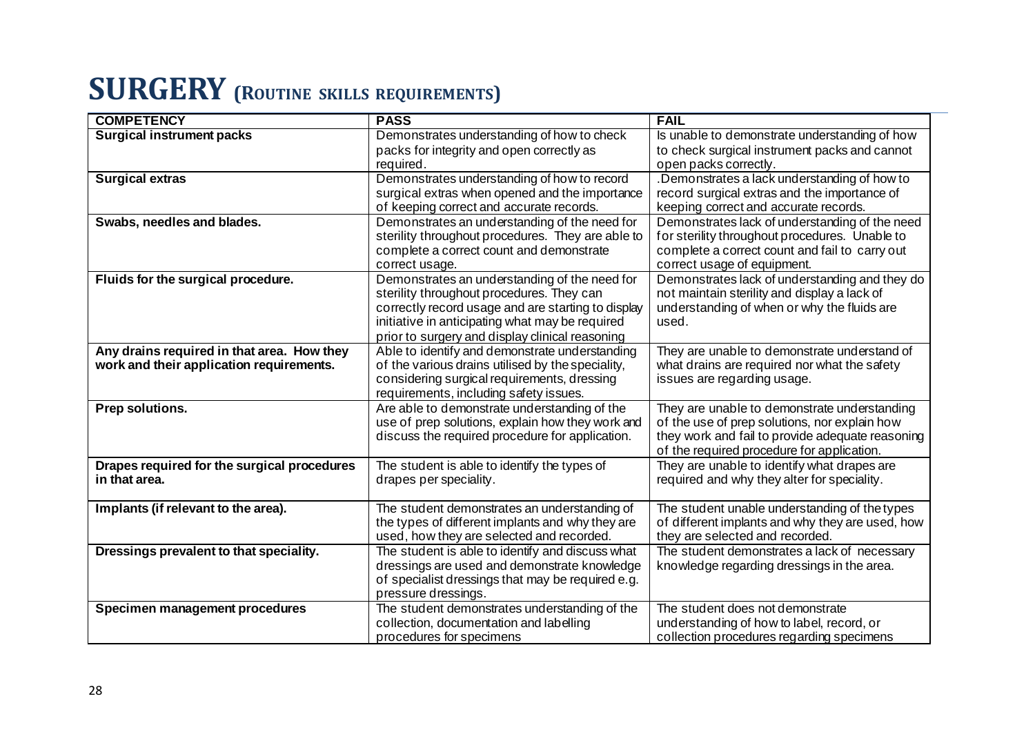# SURGERY (ROUTINE SKILLS REQUIREMENTS)

| COMPETENCY | PASS | FAIL |
|---|---|---|
| **Surgical instrument packs** | Demonstrates understanding of how to check packs for integrity and open correctly as required. | Is unable to demonstrate understanding of how to check surgical instrument packs and cannot open packs correctly. |
| **Surgical extras** | Demonstrates understanding of how to record surgical extras when opened and the importance of keeping correct and accurate records. | .Demonstrates a lack understanding of how to record surgical extras and the importance of keeping correct and accurate records. |
| **Swabs, needles and blades.** | Demonstrates an understanding of the need for sterility throughout procedures. They are able to complete a correct count and demonstrate correct usage. | Demonstrates lack of understanding of the need for sterility throughout procedures. Unable to complete a correct count and fail to carry out correct usage of equipment. |
| **Fluids for the surgical procedure.** | Demonstrates an understanding of the need for sterility throughout procedures. They can correctly record usage and are starting to display initiative in anticipating what may be required prior to surgery and display clinical reasoning | Demonstrates lack of understanding and they do not maintain sterility and display a lack of understanding of when or why the fluids are used. |
| **Any drains required in that area. How they work and their application requirements.** | Able to identify and demonstrate understanding of the various drains utilised by the speciality, considering surgical requirements, dressing requirements, including safety issues. | They are unable to demonstrate understand of what drains are required nor what the safety issues are regarding usage. |
| **Prep solutions.** | Are able to demonstrate understanding of the use of prep solutions, explain how they work and discuss the required procedure for application. | They are unable to demonstrate understanding of the use of prep solutions, nor explain how they work and fail to provide adequate reasoning of the required procedure for application. |
| **Drapes required for the surgical procedures in that area.** | The student is able to identify the types of drapes per speciality. | They are unable to identify what drapes are required and why they alter for speciality. |
| **Implants (if relevant to the area).** | The student demonstrates an understanding of the types of different implants and why they are used, how they are selected and recorded. | The student unable understanding of the types of different implants and why they are used, how they are selected and recorded. |
| **Dressings prevalent to that speciality.** | The student is able to identify and discuss what dressings are used and demonstrate knowledge of specialist dressings that may be required e.g. pressure dressings. | The student demonstrates a lack of necessary knowledge regarding dressings in the area. |
| **Specimen management procedures** | The student demonstrates understanding of the collection, documentation and labelling procedures for specimens | The student does not demonstrate understanding of how to label, record, or collection procedures regarding specimens |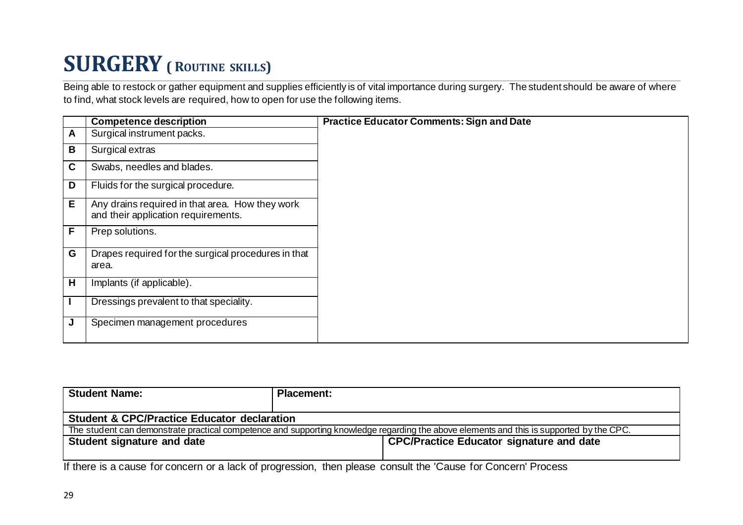# SURGERY ( Routine skills)

Being able to restock or gather equipment and supplies efficiently is of vital importance during surgery. The student should be aware of where to find, what stock levels are required, how to open for use the following items.

| | Competence description | Practice Educator Comments: Sign and Date |
|---|---|---|
| A | Surgical instrument packs. | |
| B | Surgical extras | |
| C | Swabs, needles and blades. | |
| D | Fluids for the surgical procedure. | |
| E | Any drains required in that area. How they work and their application requirements. | |
| F | Prep solutions. | |
| G | Drapes required for the surgical procedures in that area. | |
| H | Implants (if applicable). | |
| I | Dressings prevalent to that speciality. | |
| J | Specimen management procedures | |

| Student Name: | Placement: |
|---|---|
| **Student & CPC/Practice Educator declaration** | |
| The student can demonstrate practical competence and supporting knowledge regarding the above elements and this is supported by the CPC. | |
| **Student signature and date** | **CPC/Practice Educator signature and date** |

If there is a cause for concern or a lack of progression, then please consult the 'Cause for Concern' Process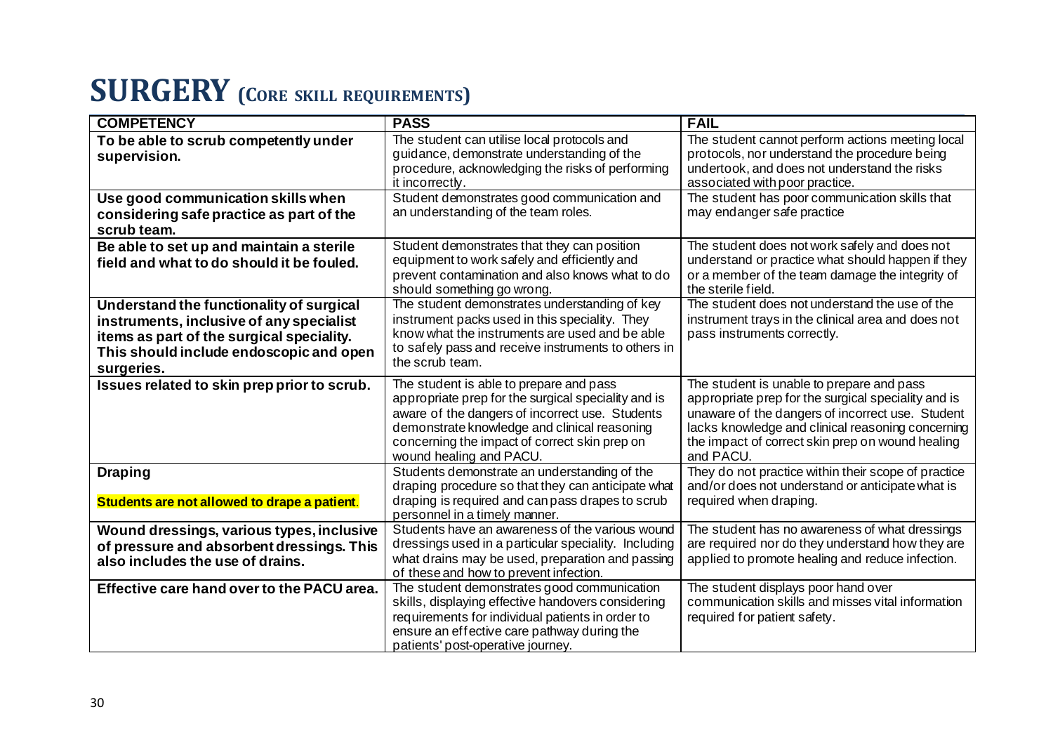# SURGERY (CORE SKILL REQUIREMENTS)

| COMPETENCY | PASS | FAIL |
|---|---|---|
| **To be able to scrub competently under supervision.** | The student can utilise local protocols and guidance, demonstrate understanding of the procedure, acknowledging the risks of performing it incorrectly. | The student cannot perform actions meeting local protocols, nor understand the procedure being undertook, and does not understand the risks associated with poor practice. |
| **Use good communication skills when considering safe practice as part of the scrub team.** | Student demonstrates good communication and an understanding of the team roles. | The student has poor communication skills that may endanger safe practice |
| **Be able to set up and maintain a sterile field and what to do should it be fouled.** | Student demonstrates that they can position equipment to work safely and efficiently and prevent contamination and also knows what to do should something go wrong. | The student does not work safely and does not understand or practice what should happen if they or a member of the team damage the integrity of the sterile field. |
| **Understand the functionality of surgical instruments, inclusive of any specialist items as part of the surgical speciality. This should include endoscopic and open surgeries.** | The student demonstrates understanding of key instrument packs used in this speciality. They know what the instruments are used and be able to safely pass and receive instruments to others in the scrub team. | The student does not understand the use of the instrument trays in the clinical area and does not pass instruments correctly. |
| **Issues related to skin prep prior to scrub.** | The student is able to prepare and pass appropriate prep for the surgical speciality and is aware of the dangers of incorrect use. Students demonstrate knowledge and clinical reasoning concerning the impact of correct skin prep on wound healing and PACU. | The student is unable to prepare and pass appropriate prep for the surgical speciality and is unaware of the dangers of incorrect use. Student lacks knowledge and clinical reasoning concerning the impact of correct skin prep on wound healing and PACU. |
| **Draping**<br><br>**Students are not allowed to drape a patient.** | Students demonstrate an understanding of the draping procedure so that they can anticipate what draping is required and can pass drapes to scrub personnel in a timely manner. | They do not practice within their scope of practice and/or does not understand or anticipate what is required when draping. |
| **Wound dressings, various types, inclusive of pressure and absorbent dressings. This also includes the use of drains.** | Students have an awareness of the various wound dressings used in a particular speciality. Including what drains may be used, preparation and passing of these and how to prevent infection. | The student has no awareness of what dressings are required nor do they understand how they are applied to promote healing and reduce infection. |
| **Effective care hand over to the PACU area.** | The student demonstrates good communication skills, displaying effective handovers considering requirements for individual patients in order to ensure an effective care pathway during the patients' post-operative journey. | The student displays poor hand over communication skills and misses vital information required for patient safety. |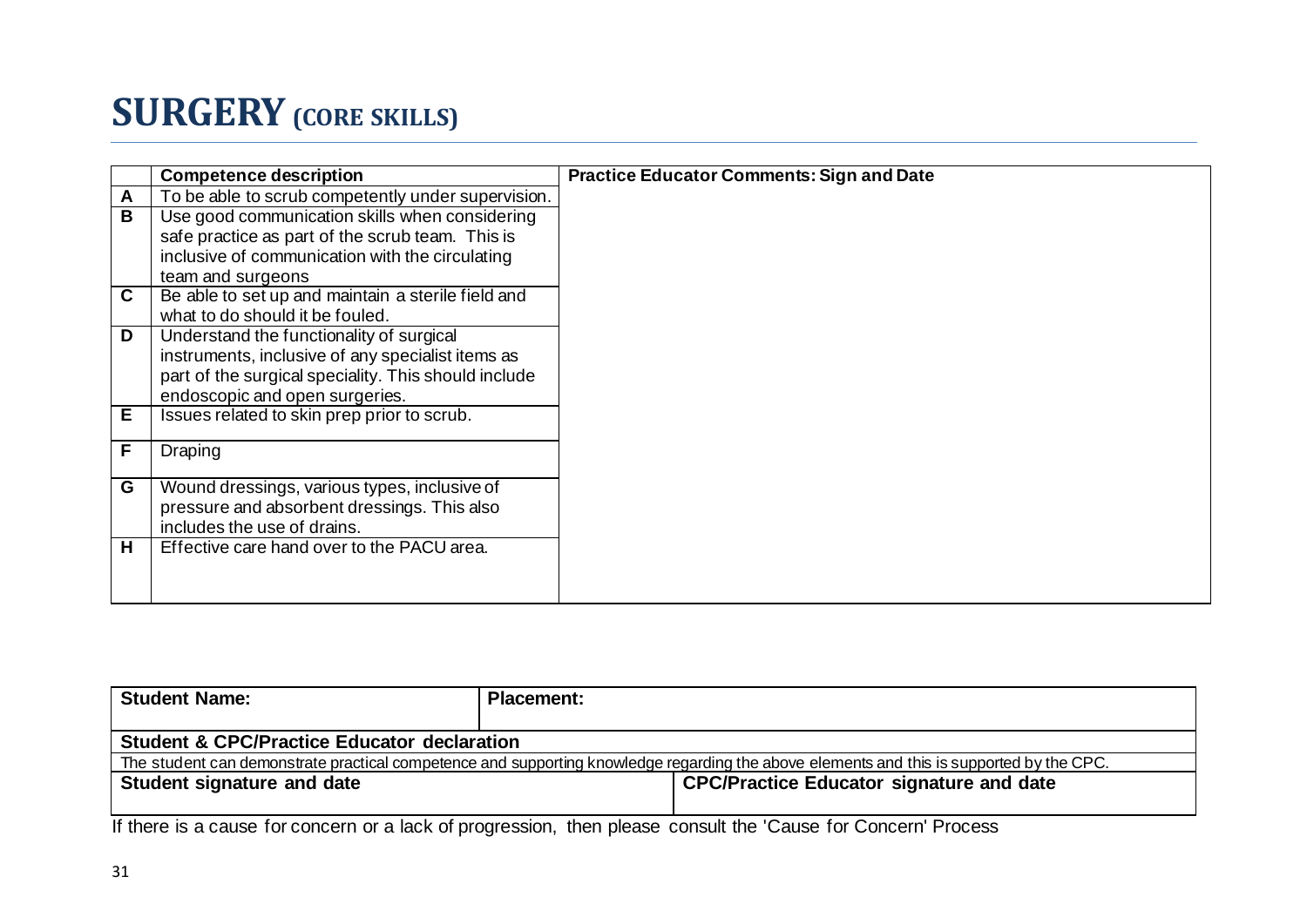# SURGERY (CORE SKILLS)

| | Competence description | Practice Educator Comments: Sign and Date |
|---|---|---|
| A | To be able to scrub competently under supervision. | |
| B | Use good communication skills when considering safe practice as part of the scrub team. This is inclusive of communication with the circulating team and surgeons | |
| C | Be able to set up and maintain a sterile field and what to do should it be fouled. | |
| D | Understand the functionality of surgical instruments, inclusive of any specialist items as part of the surgical speciality. This should include endoscopic and open surgeries. | |
| E | Issues related to skin prep prior to scrub. | |
| F | Draping | |
| G | Wound dressings, various types, inclusive of pressure and absorbent dressings. This also includes the use of drains. | |
| H | Effective care hand over to the PACU area. | |

| Student Name: | Placement: |
|---|---|
| **Student & CPC/Practice Educator declaration** | |
| The student can demonstrate practical competence and supporting knowledge regarding the above elements and this is supported by the CPC. | |
| **Student signature and date** | **CPC/Practice Educator signature and date** |

If there is a cause for concern or a lack of progression, then please consult the 'Cause for Concern' Process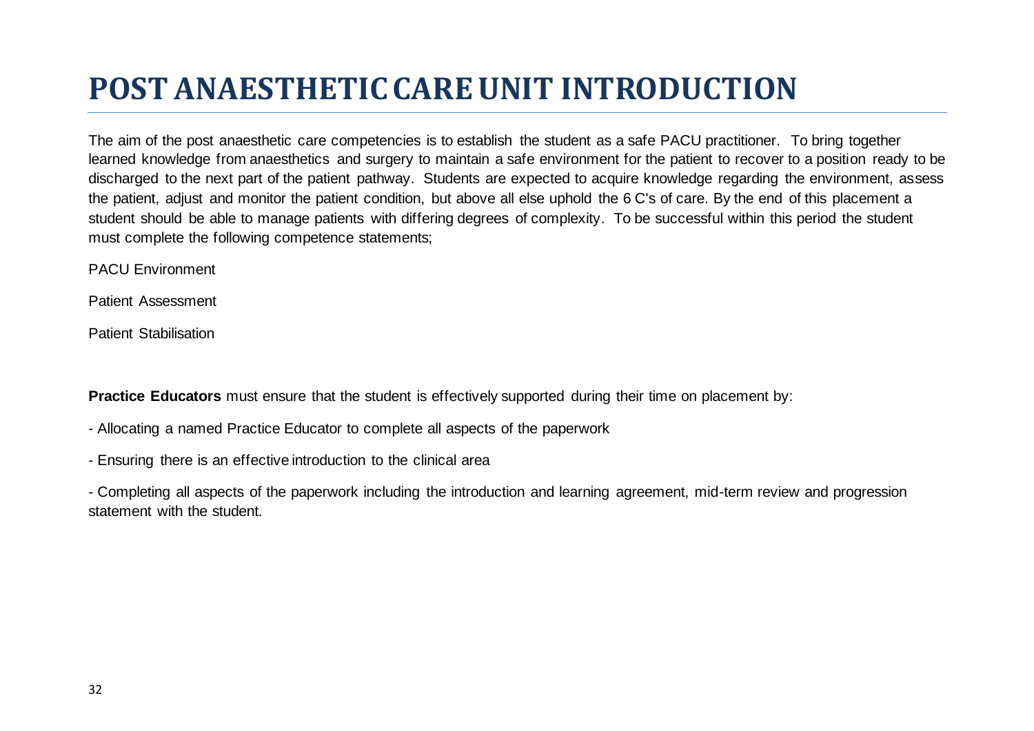# POST ANAESTHETIC CARE UNIT INTRODUCTION

The aim of the post anaesthetic care competencies is to establish the student as a safe PACU practitioner. To bring together learned knowledge from anaesthetics and surgery to maintain a safe environment for the patient to recover to a position ready to be discharged to the next part of the patient pathway. Students are expected to acquire knowledge regarding the environment, assess the patient, adjust and monitor the patient condition, but above all else uphold the 6 C's of care. By the end of this placement a student should be able to manage patients with differing degrees of complexity. To be successful within this period the student must complete the following competence statements;

PACU Environment

Patient Assessment

Patient Stabilisation

**Practice Educators** must ensure that the student is effectively supported during their time on placement by:

- Allocating a named Practice Educator to complete all aspects of the paperwork
- Ensuring there is an effective introduction to the clinical area
- Completing all aspects of the paperwork including the introduction and learning agreement, mid-term review and progression statement with the student.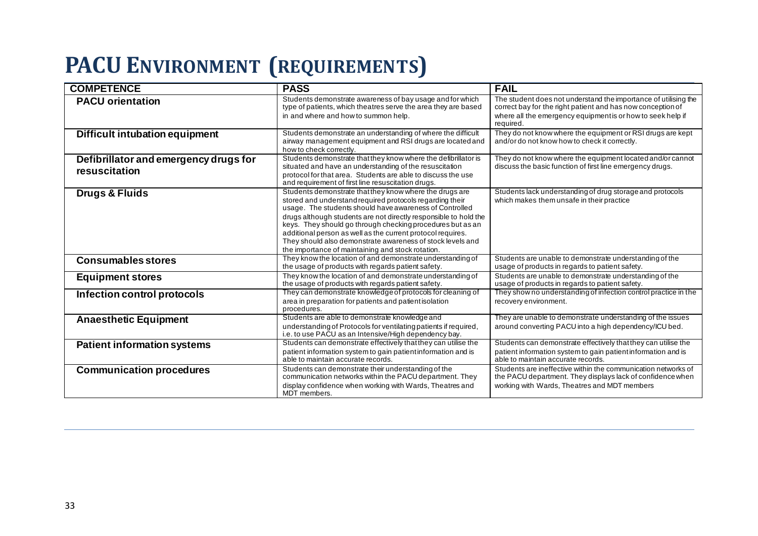# PACU ENVIRONMENT (REQUIREMENTS)

| COMPETENCE | PASS | FAIL |
|---|---|---|
| **PACU orientation** | Students demonstrate awareness of bay usage and for which type of patients, which theatres serve the area they are based in and where and how to summon help. | The student does not understand the importance of utilising the correct bay for the right patient and has now conception of where all the emergency equipment is or how to seek help if required. |
| **Difficult intubation equipment** | Students demonstrate an understanding of where the difficult airway management equipment and RSI drugs are located and how to check correctly. | They do not know where the equipment or RSI drugs are kept and/or do not know how to check it correctly. |
| **Defibrillator and emergency drugs for resuscitation** | Students demonstrate that they know where the defibrillator is situated and have an understanding of the resuscitation protocol for that area. Students are able to discuss the use and requirement of first line resuscitation drugs. | They do not know where the equipment located and/or cannot discuss the basic function of first line emergency drugs. |
| **Drugs & Fluids** | Students demonstrate that they know where the drugs are stored and understand required protocols regarding their usage. The students should have awareness of Controlled drugs although students are not directly responsible to hold the keys. They should go through checking procedures but as an additional person as well as the current protocol requires. They should also demonstrate awareness of stock levels and the importance of maintaining and stock rotation. | Students lack understanding of drug storage and protocols which makes them unsafe in their practice |
| **Consumables stores** | They know the location of and demonstrate understanding of the usage of products with regards patient safety. | Students are unable to demonstrate understanding of the usage of products in regards to patient safety. |
| **Equipment stores** | They know the location of and demonstrate understanding of the usage of products with regards patient safety. | Students are unable to demonstrate understanding of the usage of products in regards to patient safety. |
| **Infection control protocols** | They can demonstrate knowledge of protocols for cleaning of area in preparation for patients and patient isolation procedures. | They show no understanding of infection control practice in the recovery environment. |
| **Anaesthetic Equipment** | Students are able to demonstrate knowledge and understanding of Protocols for ventilating patients if required, i.e. to use PACU as an Intensive/High dependency bay. | They are unable to demonstrate understanding of the issues around converting PACU into a high dependency/ICU bed. |
| **Patient information systems** | Students can demonstrate effectively that they can utilise the patient information system to gain patient information and is able to maintain accurate records. | Students can demonstrate effectively that they can utilise the patient information system to gain patient information and is able to maintain accurate records. |
| **Communication procedures** | Students can demonstrate their understanding of the communication networks within the PACU department. They display confidence when working with Wards, Theatres and MDT members. | Students are ineffective within the communication networks of the PACU department. They displays lack of confidence when working with Wards, Theatres and MDT members |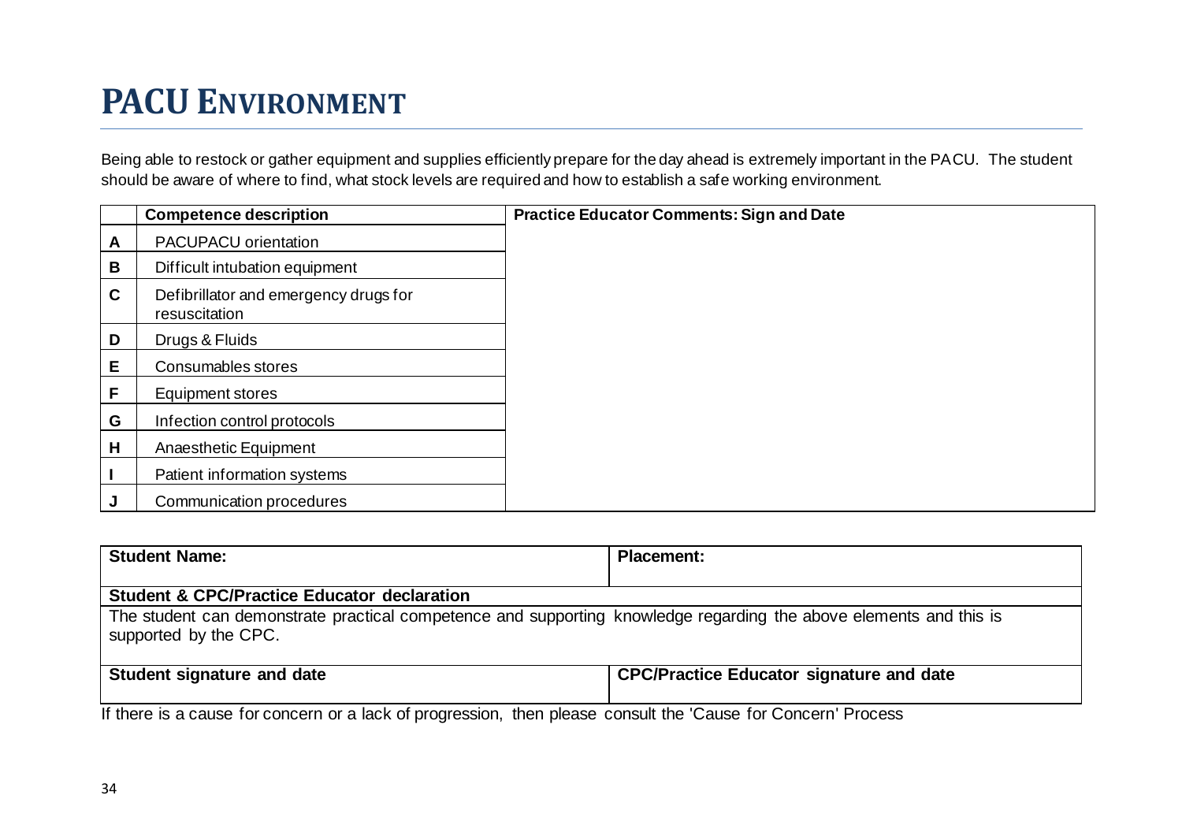# PACU ENVIRONMENT

Being able to restock or gather equipment and supplies efficiently prepare for the day ahead is extremely important in the PACU. The student should be aware of where to find, what stock levels are required and how to establish a safe working environment.

| | Competence description | Practice Educator Comments: Sign and Date |
|---|---|---|
| A | PACUPACU orientation | |
| B | Difficult intubation equipment | |
| C | Defibrillator and emergency drugs for resuscitation | |
| D | Drugs & Fluids | |
| E | Consumables stores | |
| F | Equipment stores | |
| G | Infection control protocols | |
| H | Anaesthetic Equipment | |
| I | Patient information systems | |
| J | Communication procedures | |

| Student Name: | Placement: |
|---|---|
| **Student & CPC/Practice Educator declaration** | |
| The student can demonstrate practical competence and supporting knowledge regarding the above elements and this is supported by the CPC. | |
| **Student signature and date** | **CPC/Practice Educator signature and date** |

If there is a cause for concern or a lack of progression, then please consult the 'Cause for Concern' Process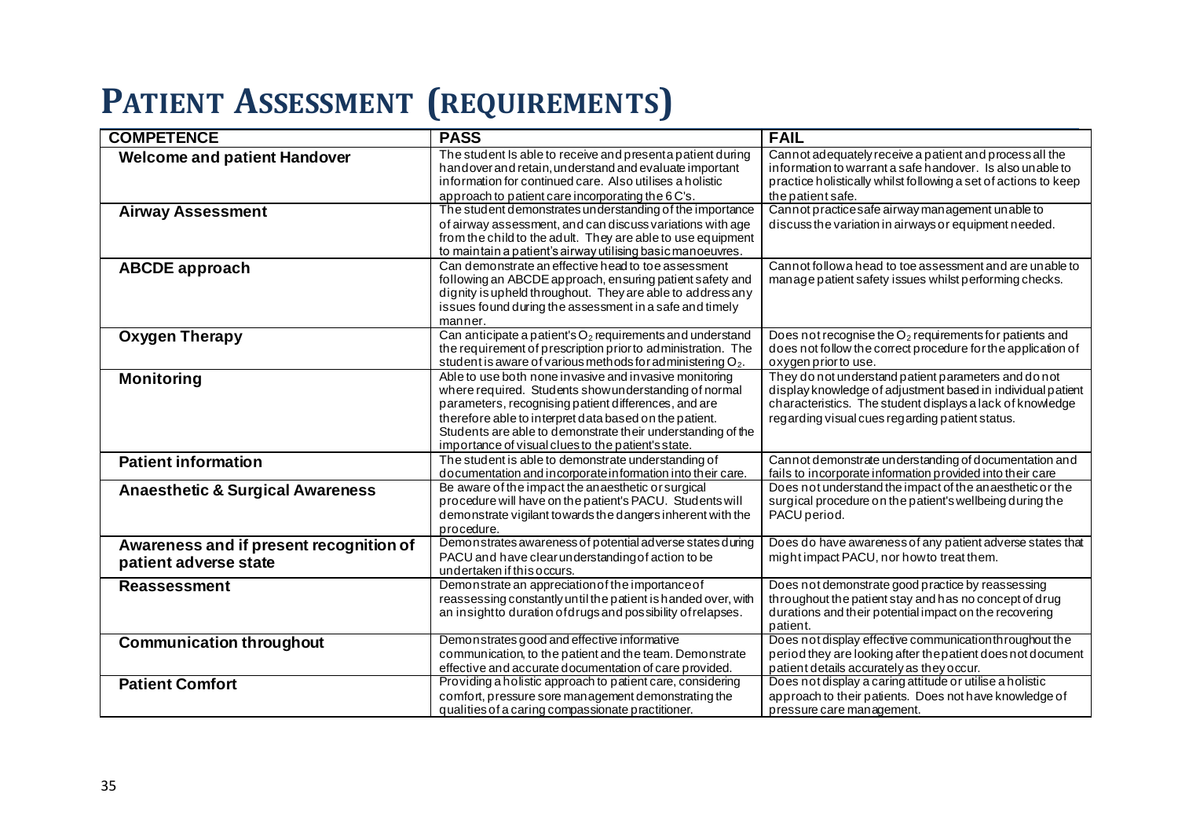# Patient Assessment (requirements)

| COMPETENCE | PASS | FAIL |
|---|---|---|
| **Welcome and patient Handover** | The student Is able to receive and present a patient during handover and retain, understand and evaluate important information for continued care. Also utilises a holistic approach to patient care incorporating the 6 C's. | Cannot adequately receive a patient and process all the information to warrant a safe handover. Is also unable to practice holistically whilst following a set of actions to keep the patient safe. |
| **Airway Assessment** | The student demonstrates understanding of the importance of airway assessment, and can discuss variations with age from the child to the adult. They are able to use equipment to maintain a patient's airway utilising basic manoeuvres. | Cannot practice safe airway management unable to discuss the variation in airways or equipment needed. |
| **ABCDE approach** | Can demonstrate an effective head to toe assessment following an ABCDE approach, ensuring patient safety and dignity is upheld throughout. They are able to address any issues found during the assessment in a safe and timely manner. | Cannot follow a head to toe assessment and are unable to manage patient safety issues whilst performing checks. |
| **Oxygen Therapy** | Can anticipate a patient's $O_2$ requirements and understand the requirement of prescription prior to administration. The student is aware of various methods for administering $O_2$. | Does not recognise the $O_2$ requirements for patients and does not follow the correct procedure for the application of oxygen prior to use. |
| **Monitoring** | Able to use both none invasive and invasive monitoring where required. Students show understanding of normal parameters, recognising patient differences, and are therefore able to interpret data based on the patient. Students are able to demonstrate their understanding of the importance of visual clues to the patient's state. | They do not understand patient parameters and do not display knowledge of adjustment based in individual patient characteristics. The student displays a lack of knowledge regarding visual cues regarding patient status. |
| **Patient information** | The student is able to demonstrate understanding of documentation and incorporate information into their care. | Cannot demonstrate understanding of documentation and fails to incorporate information provided into their care |
| **Anaesthetic & Surgical Awareness** | Be aware of the impact the anaesthetic or surgical procedure will have on the patient's PACU. Students will demonstrate vigilant towards the dangers inherent with the procedure. | Does not understand the impact of the anaesthetic or the surgical procedure on the patient's wellbeing during the PACU period. |
| **Awareness and if present recognition of patient adverse state** | Demonstrates awareness of potential adverse states during PACU and have clear understanding of action to be undertaken if this occurs. | Does do have awareness of any patient adverse states that might impact PACU, nor how to treat them. |
| **Reassessment** | Demonstrate an appreciation of the importance of reassessing constantly until the patient is handed over, with an insight to duration of drugs and possibility of relapses. | Does not demonstrate good practice by reassessing throughout the patient stay and has no concept of drug durations and their potential impact on the recovering patient. |
| **Communication throughout** | Demonstrates good and effective informative communication, to the patient and the team. Demonstrate effective and accurate documentation of care provided. | Does not display effective communication throughout the period they are looking after the patient does not document patient details accurately as they occur. |
| **Patient Comfort** | Providing a holistic approach to patient care, considering comfort, pressure sore management demonstrating the qualities of a caring compassionate practitioner. | Does not display a caring attitude or utilise a holistic approach to their patients. Does not have knowledge of pressure care management. |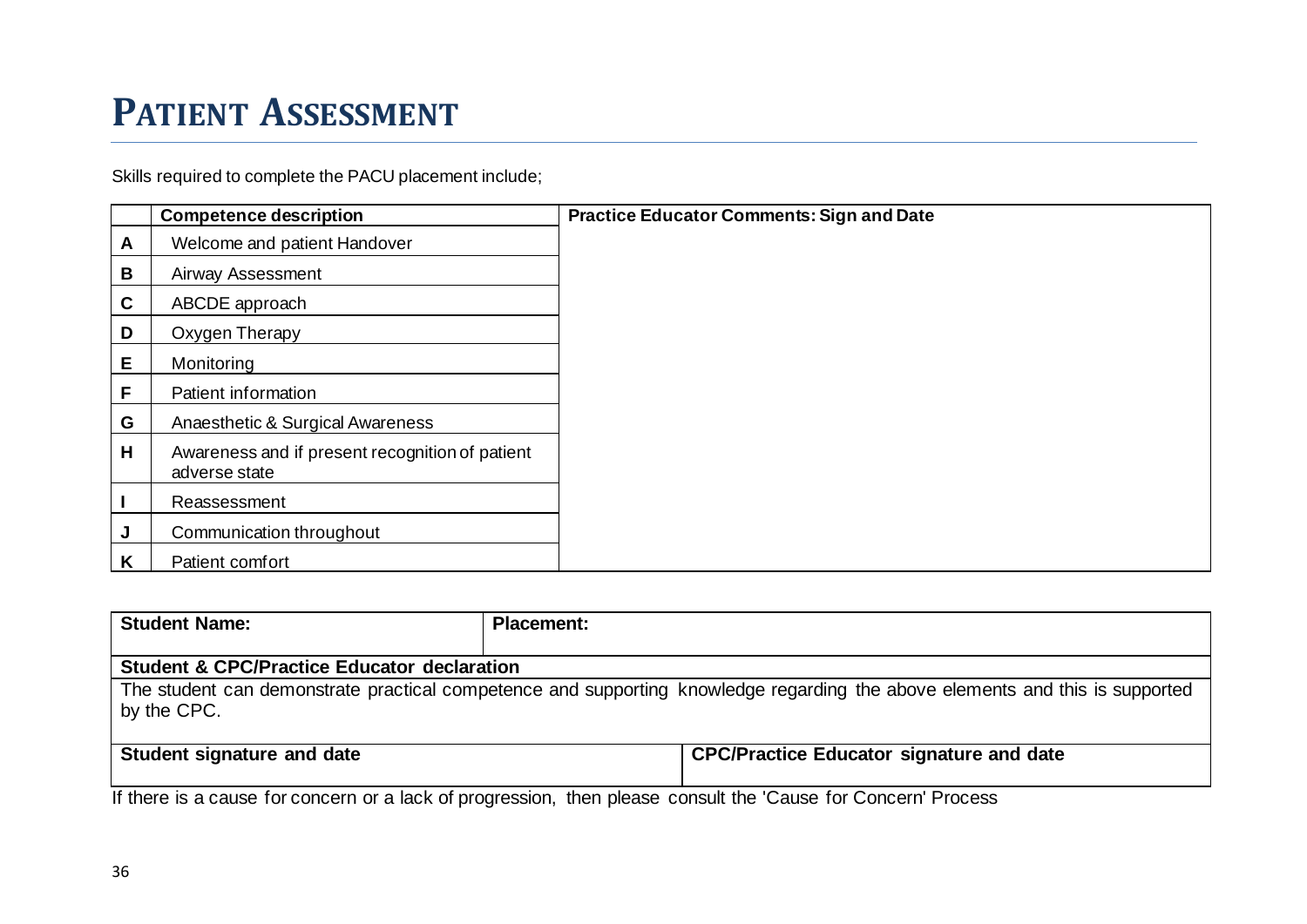# Patient Assessment

Skills required to complete the PACU placement include;

| | Competence description | Practice Educator Comments: Sign and Date |
|---|---|---|
| A | Welcome and patient Handover | |
| B | Airway Assessment | |
| C | ABCDE approach | |
| D | Oxygen Therapy | |
| E | Monitoring | |
| F | Patient information | |
| G | Anaesthetic & Surgical Awareness | |
| H | Awareness and if present recognition of patient adverse state | |
| I | Reassessment | |
| J | Communication throughout | |
| K | Patient comfort | |

| Student Name: | Placement: | |
|---|---|---|
| **Student & CPC/Practice Educator declaration** | | |
| The student can demonstrate practical competence and supporting knowledge regarding the above elements and this is supported by the CPC. | | |
| **Student signature and date** | | **CPC/Practice Educator signature and date** |

If there is a cause for concern or a lack of progression, then please consult the 'Cause for Concern' Process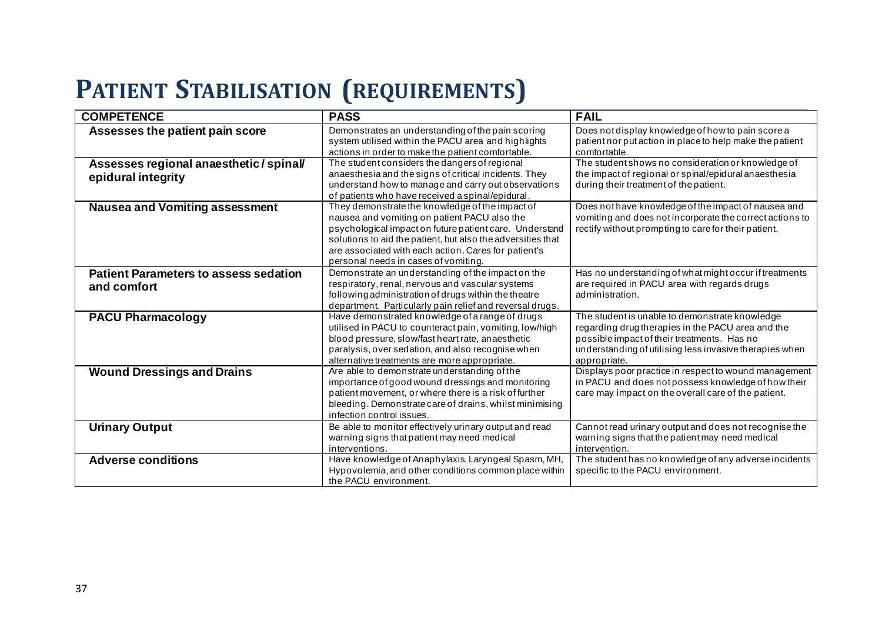# PATIENT STABILISATION (REQUIREMENTS)

| COMPETENCE | PASS | FAIL |
|---|---|---|
| **Assesses the patient pain score** | Demonstrates an understanding of the pain scoring system utilised within the PACU area and highlights actions in order to make the patient comfortable. | Does not display knowledge of how to pain score a patient nor put action in place to help make the patient comfortable. |
| **Assesses regional anaesthetic / spinal/ epidural integrity** | The student considers the dangers of regional anaesthesia and the signs of critical incidents. They understand how to manage and carry out observations of patients who have received a spinal/epidural. | The student shows no consideration or knowledge of the impact of regional or spinal/epidural anaesthesia during their treatment of the patient. |
| **Nausea and Vomiting assessment** | They demonstrate the knowledge of the impact of nausea and vomiting on patient PACU also the psychological impact on future patient care. Understand solutions to aid the patient, but also the adversities that are associated with each action. Cares for patient's personal needs in cases of vomiting. | Does not have knowledge of the impact of nausea and vomiting and does not incorporate the correct actions to rectify without prompting to care for their patient. |
| **Patient Parameters to assess sedation and comfort** | Demonstrate an understanding of the impact on the respiratory, renal, nervous and vascular systems following administration of drugs within the theatre department. Particularly pain relief and reversal drugs. | Has no understanding of what might occur if treatments are required in PACU area with regards drugs administration. |
| **PACU Pharmacology** | Have demonstrated knowledge of a range of drugs utilised in PACU to counteract pain, vomiting, low/high blood pressure, slow/fast heart rate, anaesthetic paralysis, over sedation, and also recognise when alternative treatments are more appropriate. | The student is unable to demonstrate knowledge regarding drug therapies in the PACU area and the possible impact of their treatments. Has no understanding of utilising less invasive therapies when appropriate. |
| **Wound Dressings and Drains** | Are able to demonstrate understanding of the importance of good wound dressings and monitoring patient movement, or where there is a risk of further bleeding. Demonstrate care of drains, whilst minimising infection control issues. | Displays poor practice in respect to wound management in PACU and does not possess knowledge of how their care may impact on the overall care of the patient. |
| **Urinary Output** | Be able to monitor effectively urinary output and read warning signs that patient may need medical interventions. | Cannot read urinary output and does not recognise the warning signs that the patient may need medical intervention. |
| **Adverse conditions** | Have knowledge of Anaphylaxis, Laryngeal Spasm, MH, Hypovolemia, and other conditions common place within the PACU environment. | The student has no knowledge of any adverse incidents specific to the PACU environment. |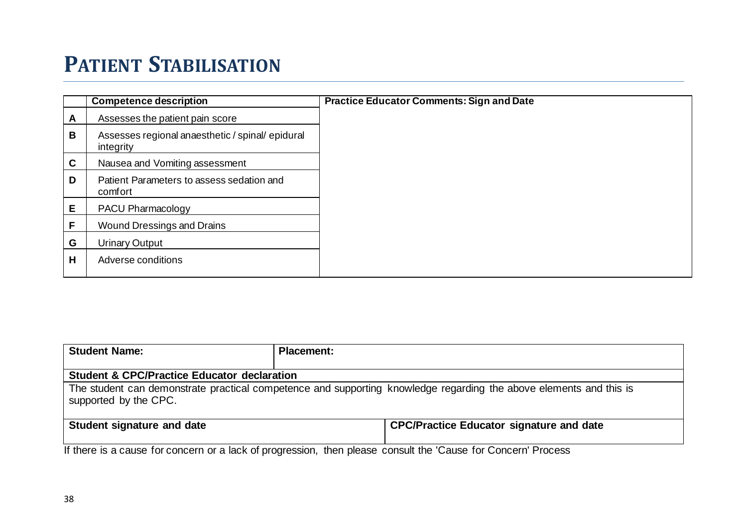# Patient Stabilisation

| | Competence description | Practice Educator Comments: Sign and Date |
|---|---|---|
| A | Assesses the patient pain score | |
| B | Assesses regional anaesthetic / spinal/ epidural integrity | |
| C | Nausea and Vomiting assessment | |
| D | Patient Parameters to assess sedation and comfort | |
| E | PACU Pharmacology | |
| F | Wound Dressings and Drains | |
| G | Urinary Output | |
| H | Adverse conditions | |

| Student Name: | Placement: |
|---|---|
| **Student & CPC/Practice Educator declaration** | |
| The student can demonstrate practical competence and supporting knowledge regarding the above elements and this is supported by the CPC. | |
| **Student signature and date** | **CPC/Practice Educator signature and date** |

If there is a cause for concern or a lack of progression, then please consult the 'Cause for Concern' Process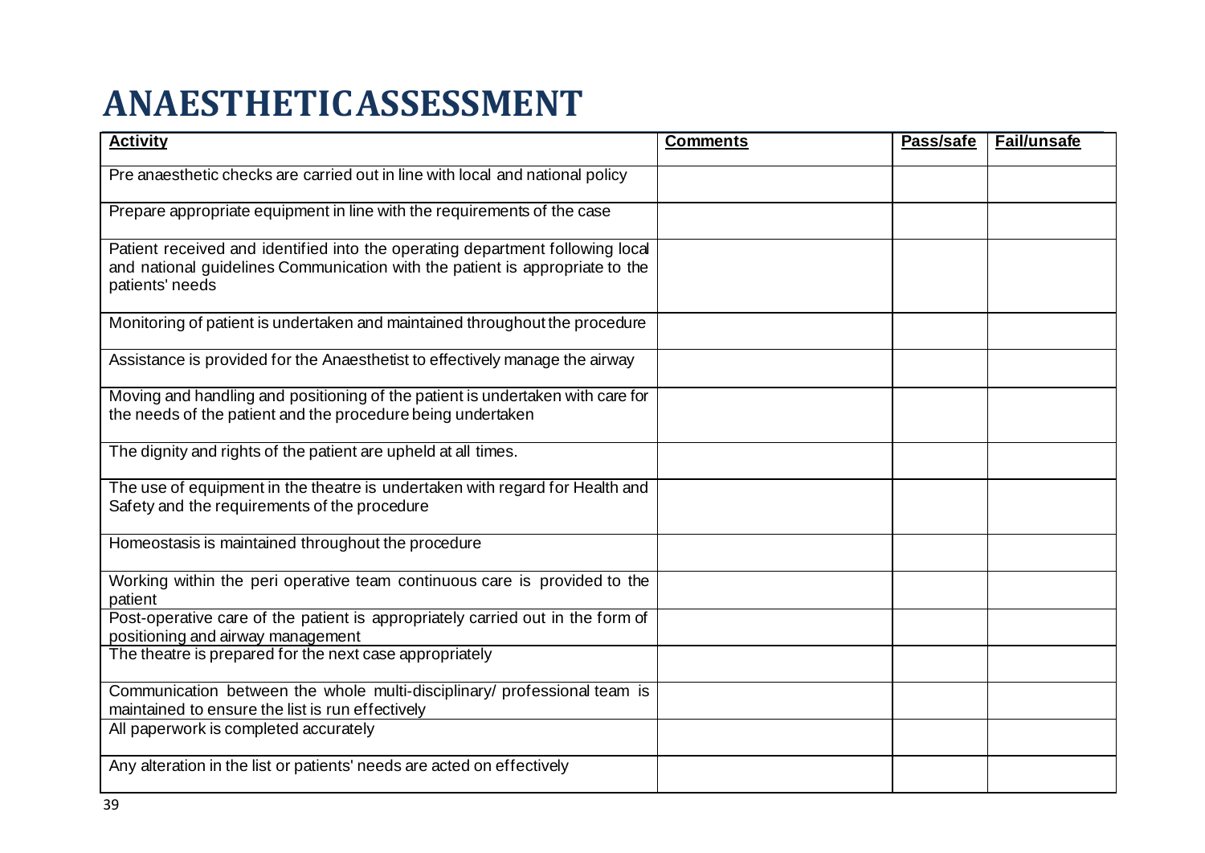# ANAESTHETICASSESSMENT

| Activity | Comments | Pass/safe | Fail/unsafe |
|---|---|---|---|
| Pre anaesthetic checks are carried out in line with local and national policy | | | |
| Prepare appropriate equipment in line with the requirements of the case | | | |
| Patient received and identified into the operating department following local and national guidelines Communication with the patient is appropriate to the patients' needs | | | |
| Monitoring of patient is undertaken and maintained throughout the procedure | | | |
| Assistance is provided for the Anaesthetist to effectively manage the airway | | | |
| Moving and handling and positioning of the patient is undertaken with care for the needs of the patient and the procedure being undertaken | | | |
| The dignity and rights of the patient are upheld at all times. | | | |
| The use of equipment in the theatre is undertaken with regard for Health and Safety and the requirements of the procedure | | | |
| Homeostasis is maintained throughout the procedure | | | |
| Working within the peri operative team continuous care is provided to the patient | | | |
| Post-operative care of the patient is appropriately carried out in the form of positioning and airway management | | | |
| The theatre is prepared for the next case appropriately | | | |
| Communication between the whole multi-disciplinary/ professional team is maintained to ensure the list is run effectively | | | |
| All paperwork is completed accurately | | | |
| Any alteration in the list or patients' needs are acted on effectively | | | |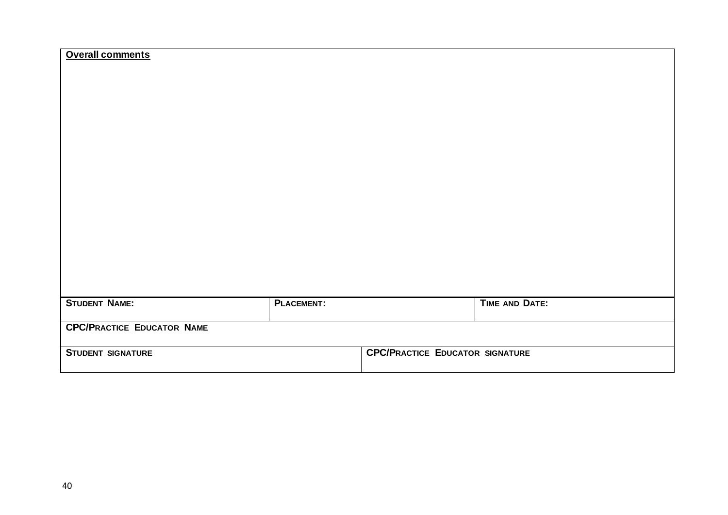**Overall comments**

| STUDENT NAME: | PLACEMENT: | | TIME AND DATE: |
|---|---|---|---|
| CPC/PRACTICE EDUCATOR NAME | | | |
| STUDENT SIGNATURE | | CPC/PRACTICE EDUCATOR SIGNATURE | |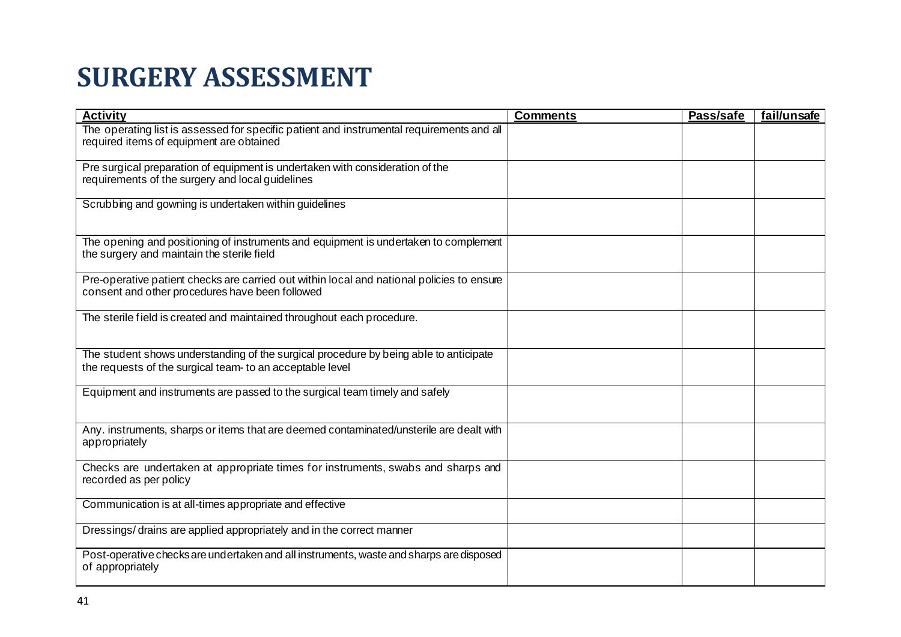# SURGERY ASSESSMENT

| Activity | Comments | Pass/safe | fail/unsafe |
|---|---|---|---|
| The operating list is assessed for specific patient and instrumental requirements and all required items of equipment are obtained | | | |
| Pre surgical preparation of equipment is undertaken with consideration of the requirements of the surgery and local guidelines | | | |
| Scrubbing and gowning is undertaken within guidelines | | | |
| The opening and positioning of instruments and equipment is undertaken to complement the surgery and maintain the sterile field | | | |
| Pre-operative patient checks are carried out within local and national policies to ensure consent and other procedures have been followed | | | |
| The sterile field is created and maintained throughout each procedure. | | | |
| The student shows understanding of the surgical procedure by being able to anticipate the requests of the surgical team- to an acceptable level | | | |
| Equipment and instruments are passed to the surgical team timely and safely | | | |
| Any. instruments, sharps or items that are deemed contaminated/unsterile are dealt with appropriately | | | |
| Checks are undertaken at appropriate times for instruments, swabs and sharps and recorded as per policy | | | |
| Communication is at all-times appropriate and effective | | | |
| Dressings/ drains are applied appropriately and in the correct manner | | | |
| Post-operative checks are undertaken and all instruments, waste and sharps are disposed of appropriately | | | |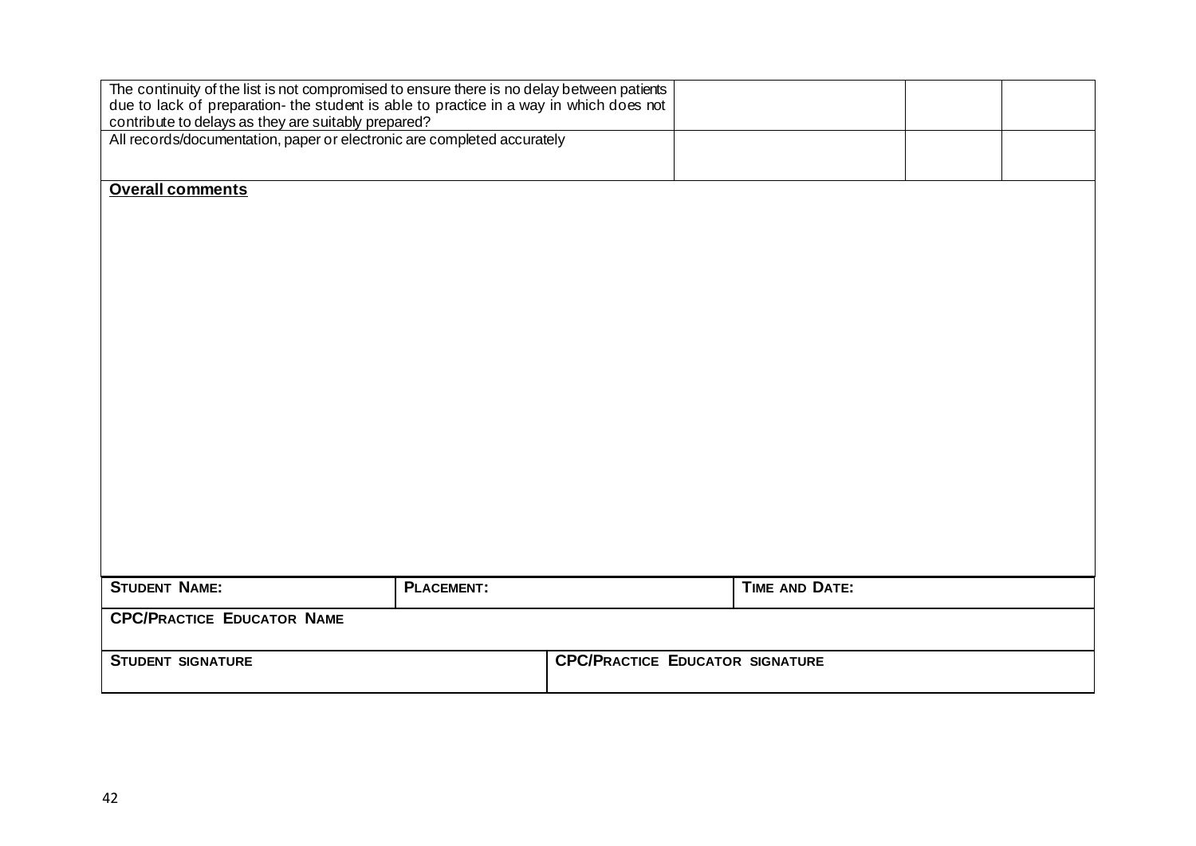| | | | |
|---|---|---|---|
| The continuity of the list is not compromised to ensure there is no delay between patients due to lack of preparation- the student is able to practice in a way in which does not contribute to delays as they are suitably prepared? | | | |
| All records/documentation, paper or electronic are completed accurately | | | |

**Overall comments**

| | | |
|---|---|---|
| **STUDENT NAME:** | **PLACEMENT:** | **TIME AND DATE:** |
| **CPC/PRACTICE EDUCATOR NAME** | | |
| **STUDENT SIGNATURE** | **CPC/PRACTICE EDUCATOR SIGNATURE** | |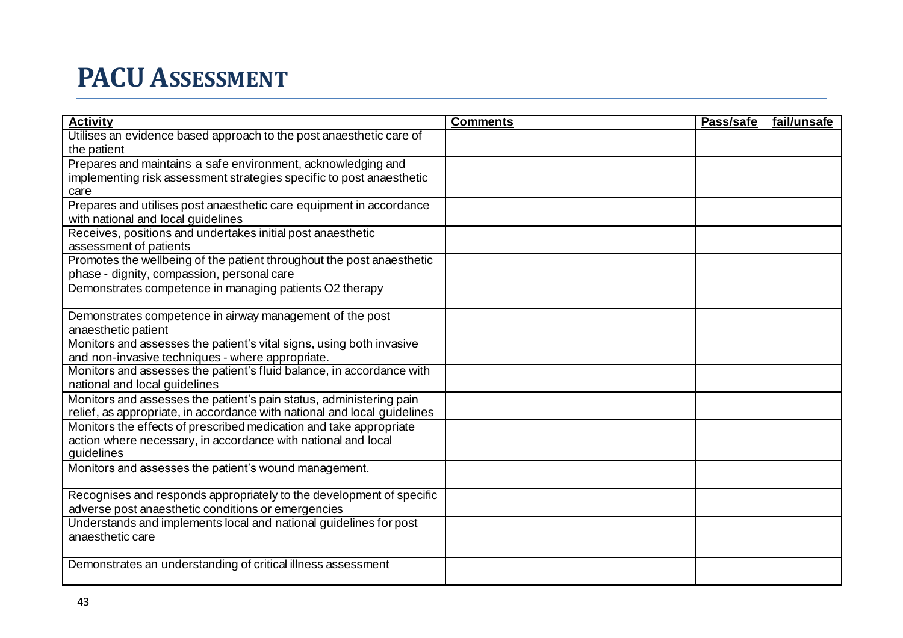# PACU ASSESSMENT

| Activity | Comments | Pass/safe | fail/unsafe |
|---|---|---|---|
| Utilises an evidence based approach to the post anaesthetic care of the patient | | | |
| Prepares and maintains a safe environment, acknowledging and implementing risk assessment strategies specific to post anaesthetic care | | | |
| Prepares and utilises post anaesthetic care equipment in accordance with national and local guidelines | | | |
| Receives, positions and undertakes initial post anaesthetic assessment of patients | | | |
| Promotes the wellbeing of the patient throughout the post anaesthetic phase - dignity, compassion, personal care | | | |
| Demonstrates competence in managing patients $O_2$ therapy | | | |
| Demonstrates competence in airway management of the post anaesthetic patient | | | |
| Monitors and assesses the patient's vital signs, using both invasive and non-invasive techniques - where appropriate. | | | |
| Monitors and assesses the patient's fluid balance, in accordance with national and local guidelines | | | |
| Monitors and assesses the patient's pain status, administering pain relief, as appropriate, in accordance with national and local guidelines | | | |
| Monitors the effects of prescribed medication and take appropriate action where necessary, in accordance with national and local guidelines | | | |
| Monitors and assesses the patient's wound management. | | | |
| Recognises and responds appropriately to the development of specific adverse post anaesthetic conditions or emergencies | | | |
| Understands and implements local and national guidelines for post anaesthetic care | | | |
| Demonstrates an understanding of critical illness assessment | | | |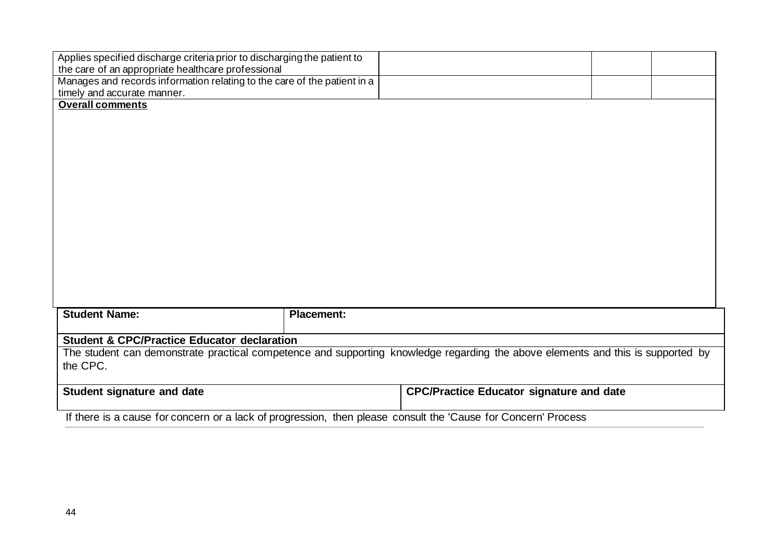| | | | |
|---|---|---|---|
| Applies specified discharge criteria prior to discharging the patient to the care of an appropriate healthcare professional | | | |
| Manages and records information relating to the care of the patient in a timely and accurate manner. | | | |

**Overall comments**

| **Student Name:** | **Placement:** |
|---|---|
| **Student & CPC/Practice Educator declaration** | |
| The student can demonstrate practical competence and supporting knowledge regarding the above elements and this is supported by the CPC. | |
| **Student signature and date** | **CPC/Practice Educator signature and date** |

If there is a cause for concern or a lack of progression, then please consult the 'Cause for Concern' Process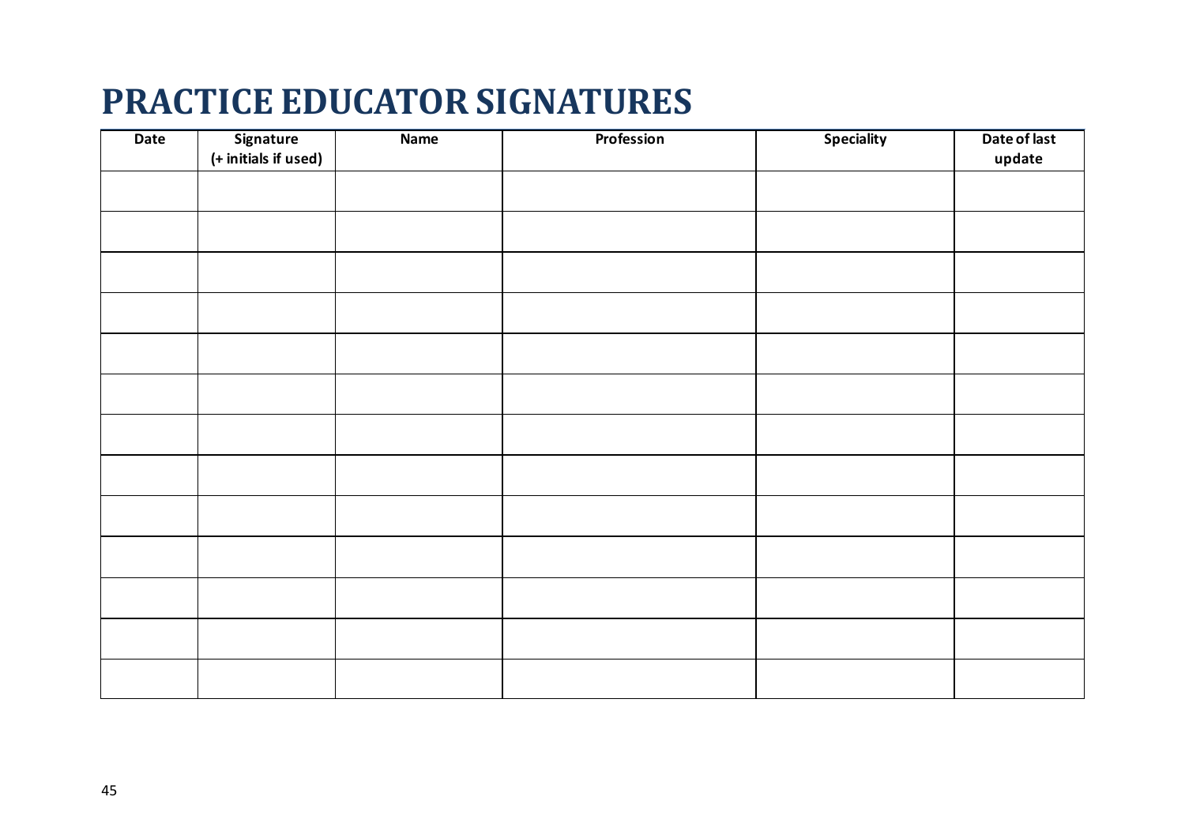# PRACTICE EDUCATOR SIGNATURES

| Date | Signature (+ initials if used) | Name | Profession | Speciality | Date of last update |
|---|---|---|---|---|---|
| | | | | | |
| | | | | | |
| | | | | | |
| | | | | | |
| | | | | | |
| | | | | | |
| | | | | | |
| | | | | | |
| | | | | | |
| | | | | | |
| | | | | | |
| | | | | | |
| | | | | | |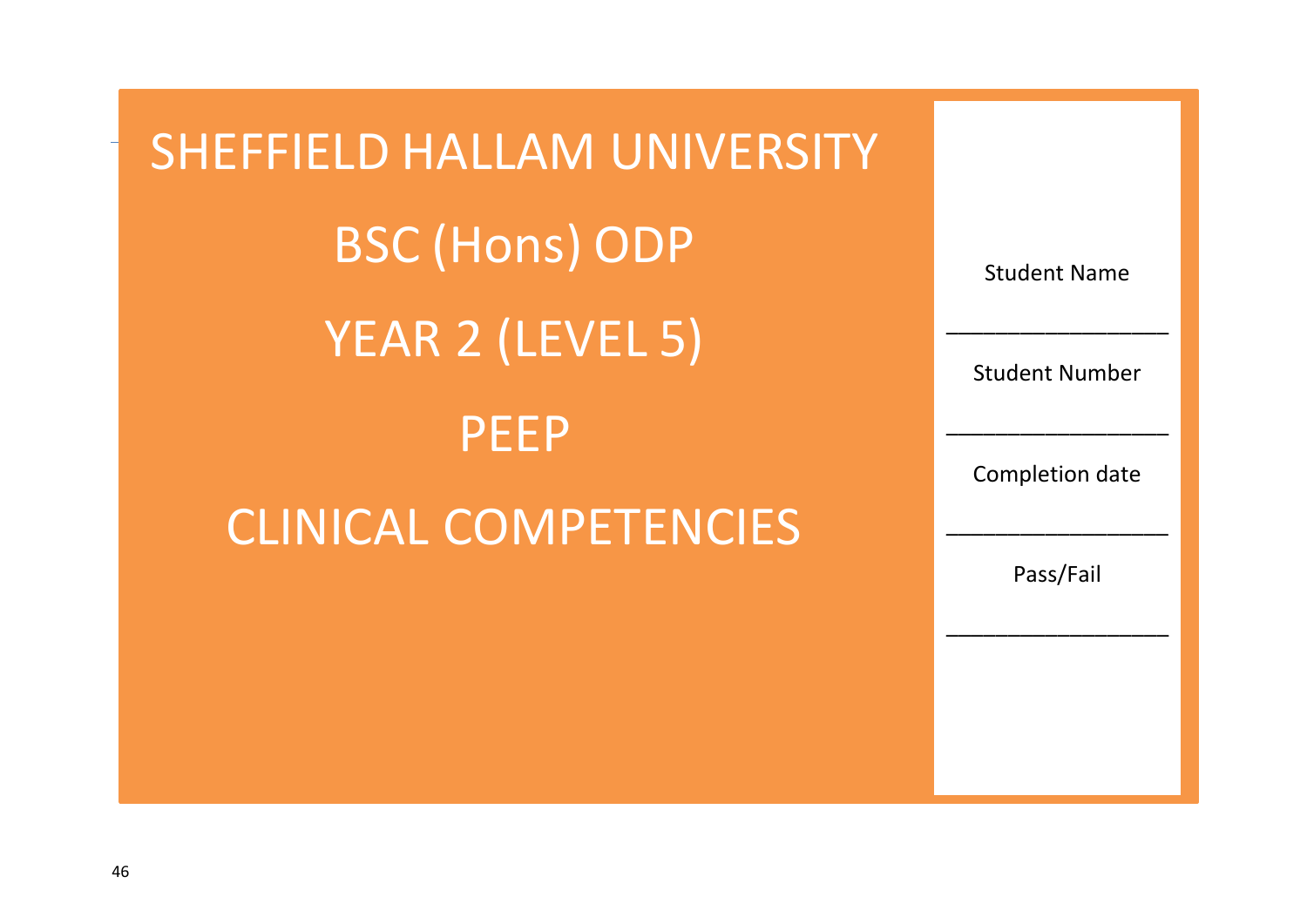# SHEFFIELD HALLAM UNIVERSITY

## BSC (Hons) ODP

## YEAR 2 (LEVEL 5)

## PEEP

## CLINICAL COMPETENCIES

Student Name

_________________

Student Number

_________________

Completion date

_________________

Pass/Fail

_________________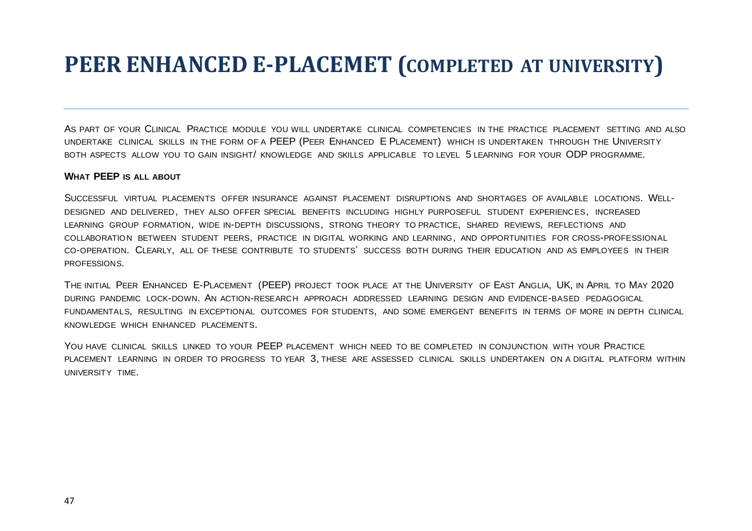# PEER ENHANCED E-PLACEMET (COMPLETED AT UNIVERSITY)

---

As part of your Clinical Practice module you will undertake clinical competencies in the practice placement setting and also undertake clinical skills in the form of a PEEP (Peer Enhanced E Placement) which is undertaken through the University both aspects allow you to gain insight/ knowledge and skills applicable to level 5 learning for your ODP programme.

**What PEEP is all about**

Successful virtual placements offer insurance against placement disruptions and shortages of available locations. Well-designed and delivered, they also offer special benefits including highly purposeful student experiences, increased learning group formation, wide in-depth discussions, strong theory to practice, shared reviews, reflections and collaboration between student peers, practice in digital working and learning, and opportunities for cross-professional co-operation. Clearly, all of these contribute to students' success both during their education and as employees in their professions.

The initial Peer Enhanced E-Placement (PEEP) project took place at the University of East Anglia, UK, in April to May 2020 during pandemic lock-down. An action-research approach addressed learning design and evidence-based pedagogical fundamentals, resulting in exceptional outcomes for students, and some emergent benefits in terms of more in depth clinical knowledge which enhanced placements.

You have clinical skills linked to your PEEP placement which need to be completed in conjunction with your Practice placement learning in order to progress to year 3, these are assessed clinical skills undertaken on a digital platform within university time.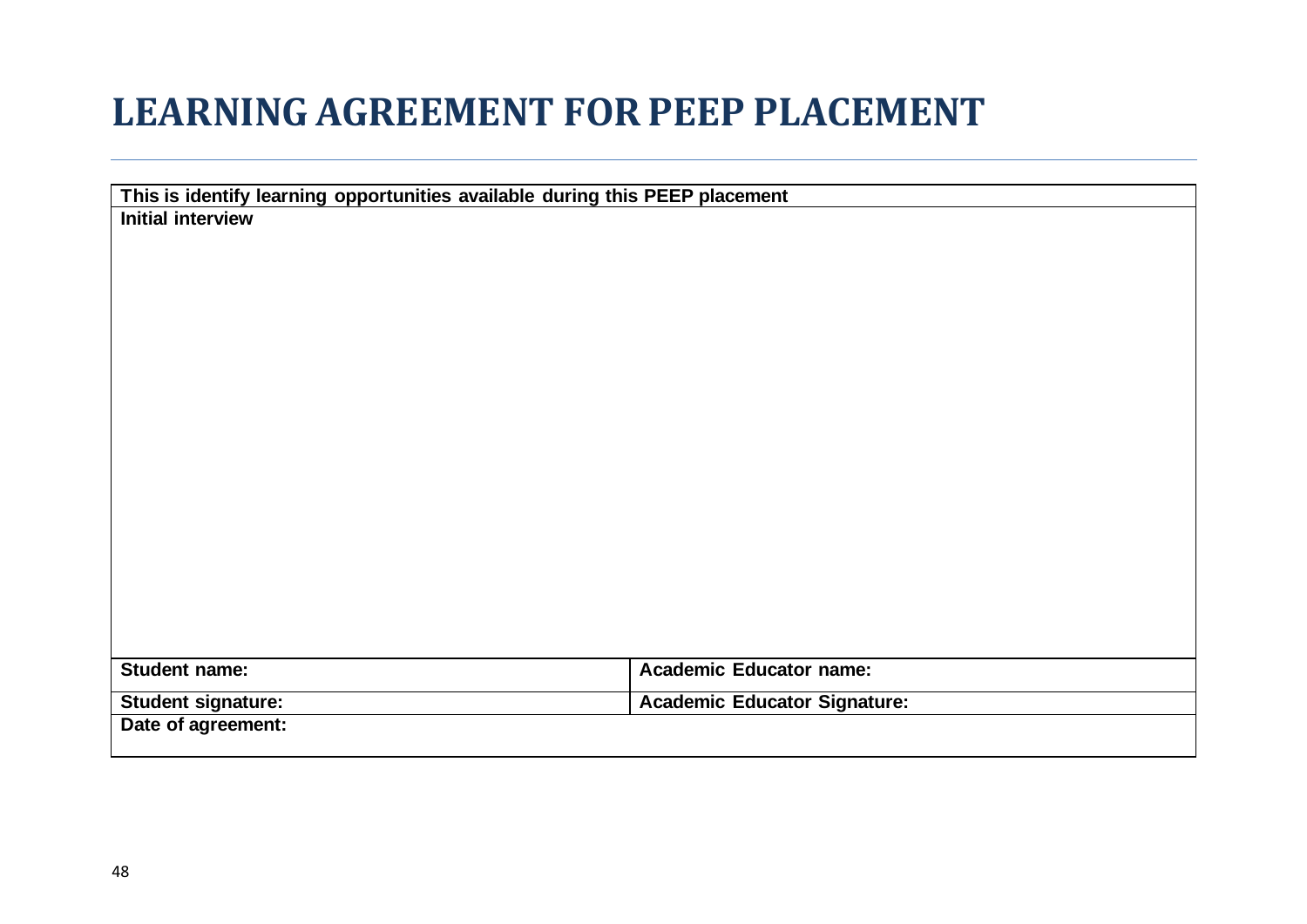# LEARNING AGREEMENT FOR PEEP PLACEMENT

| This is identify learning opportunities available during this PEEP placement | |
|---|---|
| **Initial interview** | |
| **Student name:** | **Academic Educator name:** |
| **Student signature:** | **Academic Educator Signature:** |
| **Date of agreement:** | |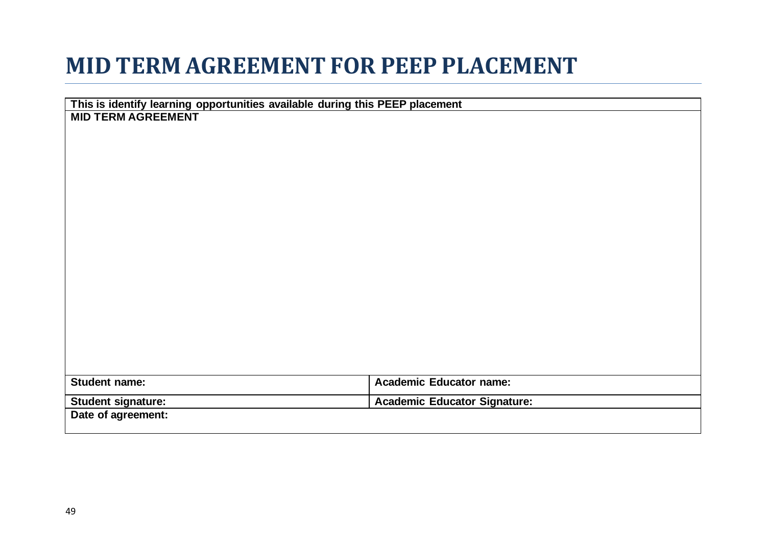# MID TERM AGREEMENT FOR PEEP PLACEMENT

| **This is identify learning opportunities available during this PEEP placement** | |
|---|---|
| **MID TERM AGREEMENT** | |
| **Student name:** | **Academic Educator name:** |
| **Student signature:** | **Academic Educator Signature:** |
| **Date of agreement:** | |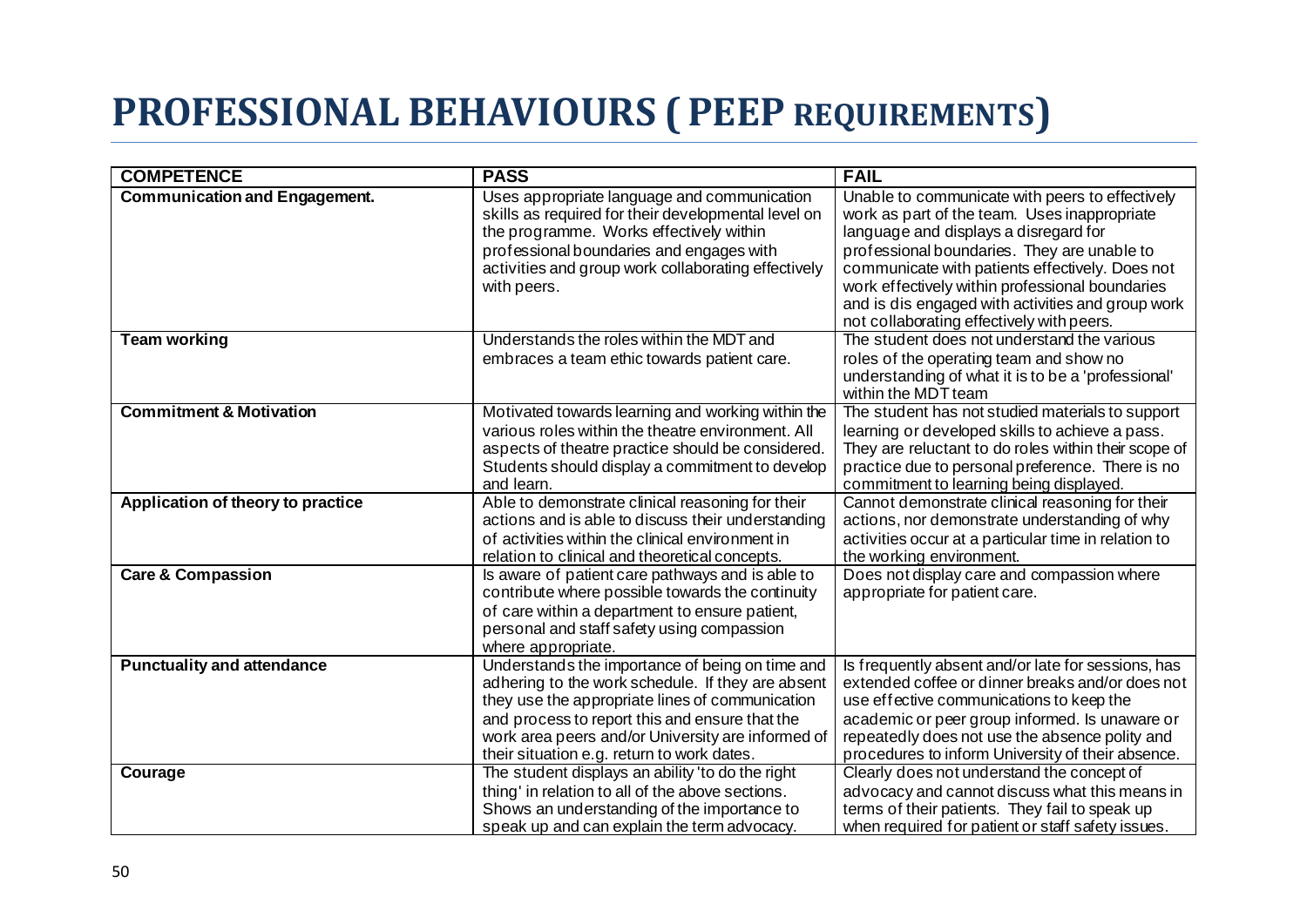# PROFESSIONAL BEHAVIOURS ( PEEP REQUIREMENTS)

| COMPETENCE | PASS | FAIL |
|---|---|---|
| **Communication and Engagement.** | Uses appropriate language and communication skills as required for their developmental level on the programme. Works effectively within professional boundaries and engages with activities and group work collaborating effectively with peers. | Unable to communicate with peers to effectively work as part of the team. Uses inappropriate language and displays a disregard for professional boundaries. They are unable to communicate with patients effectively. Does not work effectively within professional boundaries and is dis engaged with activities and group work not collaborating effectively with peers. |
| **Team working** | Understands the roles within the MDT and embraces a team ethic towards patient care. | The student does not understand the various roles of the operating team and show no understanding of what it is to be a 'professional' within the MDT team |
| **Commitment & Motivation** | Motivated towards learning and working within the various roles within the theatre environment. All aspects of theatre practice should be considered. Students should display a commitment to develop and learn. | The student has not studied materials to support learning or developed skills to achieve a pass. They are reluctant to do roles within their scope of practice due to personal preference. There is no commitment to learning being displayed. |
| **Application of theory to practice** | Able to demonstrate clinical reasoning for their actions and is able to discuss their understanding of activities within the clinical environment in relation to clinical and theoretical concepts. | Cannot demonstrate clinical reasoning for their actions, nor demonstrate understanding of why activities occur at a particular time in relation to the working environment. |
| **Care & Compassion** | Is aware of patient care pathways and is able to contribute where possible towards the continuity of care within a department to ensure patient, personal and staff safety using compassion where appropriate. | Does not display care and compassion where appropriate for patient care. |
| **Punctuality and attendance** | Understands the importance of being on time and adhering to the work schedule. If they are absent they use the appropriate lines of communication and process to report this and ensure that the work area peers and/or University are informed of their situation e.g. return to work dates. | Is frequently absent and/or late for sessions, has extended coffee or dinner breaks and/or does not use effective communications to keep the academic or peer group informed. Is unaware or repeatedly does not use the absence polity and procedures to inform University of their absence. |
| **Courage** | The student displays an ability 'to do the right thing' in relation to all of the above sections. Shows an understanding of the importance to speak up and can explain the term advocacy. | Clearly does not understand the concept of advocacy and cannot discuss what this means in terms of their patients. They fail to speak up when required for patient or staff safety issues. |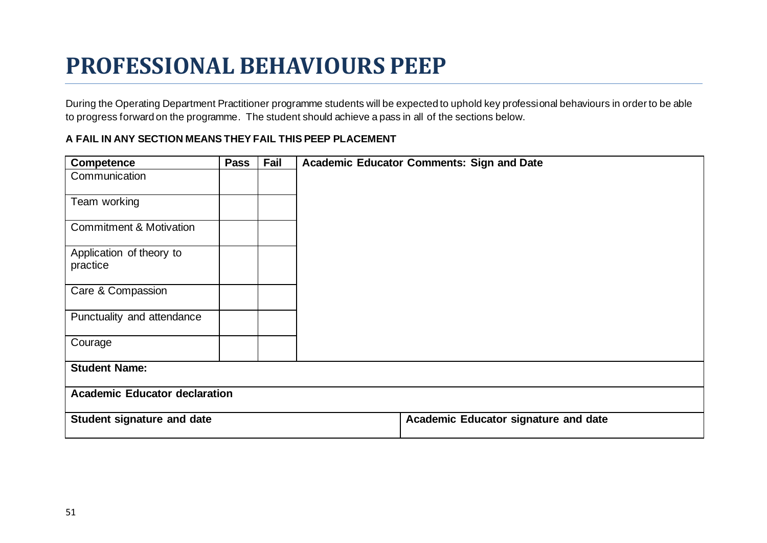# PROFESSIONAL BEHAVIOURS PEEP

During the Operating Department Practitioner programme students will be expected to uphold key professional behaviours in order to be able to progress forward on the programme. The student should achieve a pass in all of the sections below.

**A FAIL IN ANY SECTION MEANS THEY FAIL THIS PEEP PLACEMENT**

| Competence | Pass | Fail | Academic Educator Comments: Sign and Date |
|---|---|---|---|
| Communication | | | |
| Team working | | | |
| Commitment & Motivation | | | |
| Application of theory to practice | | | |
| Care & Compassion | | | |
| Punctuality and attendance | | | |
| Courage | | | |
| **Student Name:** | | | |
| **Academic Educator declaration** | | | |
| **Student signature and date** | | | **Academic Educator signature and date** |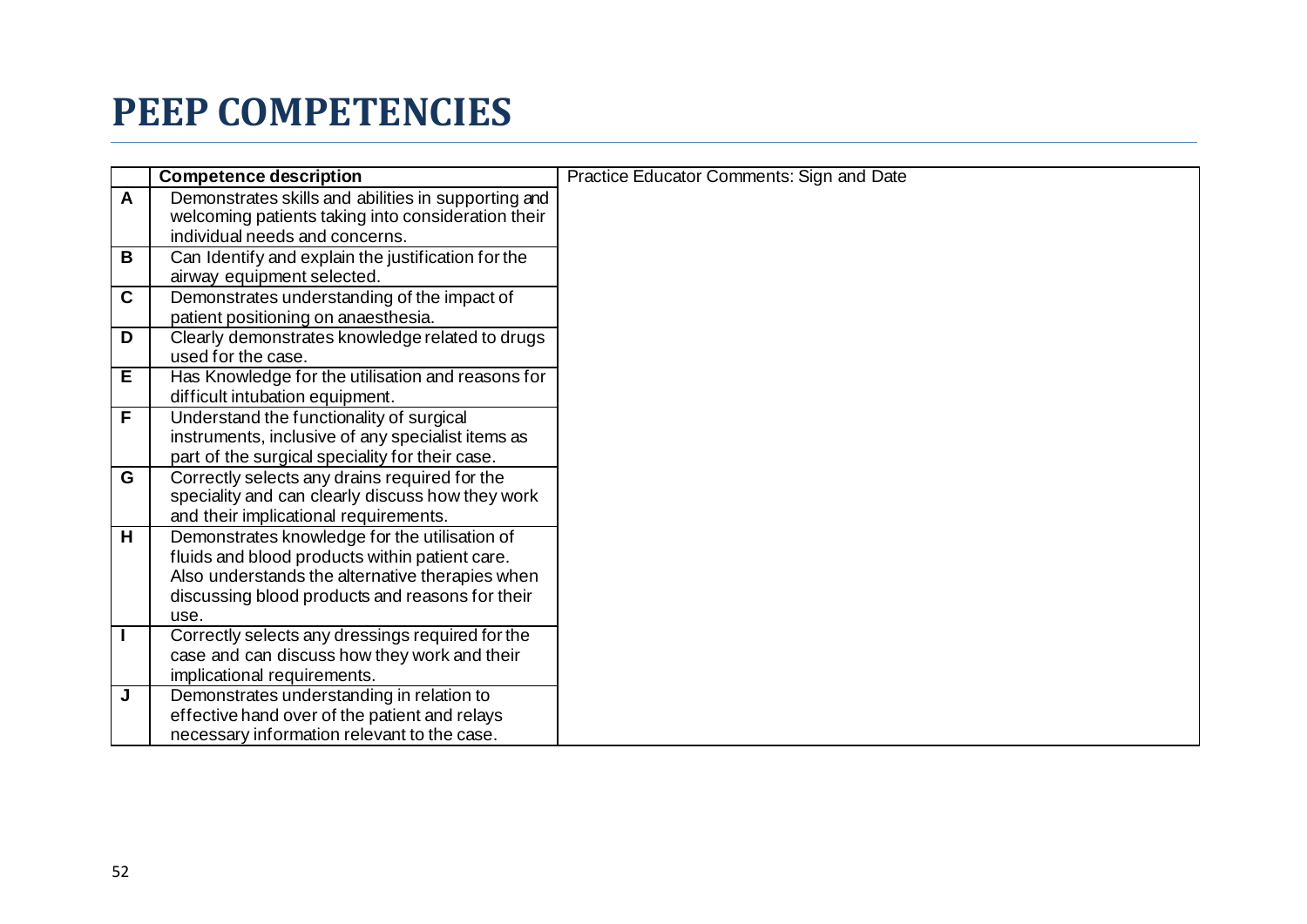# PEEP COMPETENCIES

| | Competence description | Practice Educator Comments: Sign and Date |
|---|---|---|
| A | Demonstrates skills and abilities in supporting and welcoming patients taking into consideration their individual needs and concerns. | |
| B | Can Identify and explain the justification for the airway equipment selected. | |
| C | Demonstrates understanding of the impact of patient positioning on anaesthesia. | |
| D | Clearly demonstrates knowledge related to drugs used for the case. | |
| E | Has Knowledge for the utilisation and reasons for difficult intubation equipment. | |
| F | Understand the functionality of surgical instruments, inclusive of any specialist items as part of the surgical speciality for their case. | |
| G | Correctly selects any drains required for the speciality and can clearly discuss how they work and their implicational requirements. | |
| H | Demonstrates knowledge for the utilisation of fluids and blood products within patient care. Also understands the alternative therapies when discussing blood products and reasons for their use. | |
| I | Correctly selects any dressings required for the case and can discuss how they work and their implicational requirements. | |
| J | Demonstrates understanding in relation to effective hand over of the patient and relays necessary information relevant to the case. | |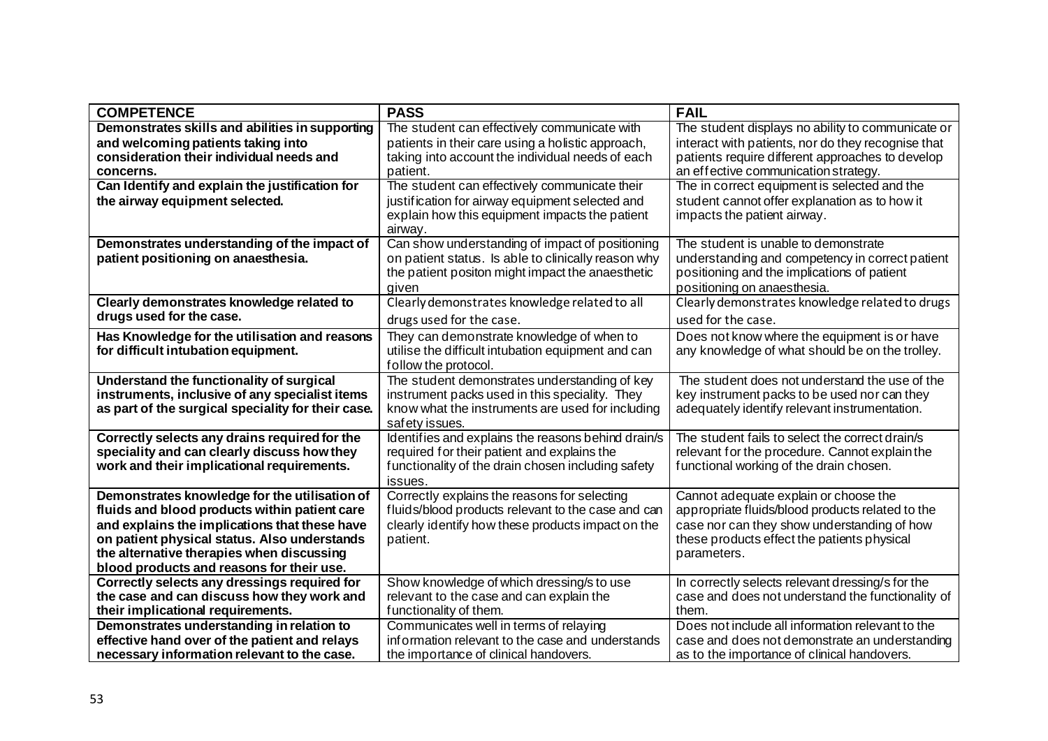| COMPETENCE | PASS | FAIL |
|---|---|---|
| **Demonstrates skills and abilities in supporting and welcoming patients taking into consideration their individual needs and concerns.** | The student can effectively communicate with patients in their care using a holistic approach, taking into account the individual needs of each patient. | The student displays no ability to communicate or interact with patients, nor do they recognise that patients require different approaches to develop an effective communication strategy. |
| **Can Identify and explain the justification for the airway equipment selected.** | The student can effectively communicate their justification for airway equipment selected and explain how this equipment impacts the patient airway. | The in correct equipment is selected and the student cannot offer explanation as to how it impacts the patient airway. |
| **Demonstrates understanding of the impact of patient positioning on anaesthesia.** | Can show understanding of impact of positioning on patient status. Is able to clinically reason why the patient positon might impact the anaesthetic given | The student is unable to demonstrate understanding and competency in correct patient positioning and the implications of patient positioning on anaesthesia. |
| **Clearly demonstrates knowledge related to drugs used for the case.** | Clearly demonstrates knowledge related to all drugs used for the case. | Clearly demonstrates knowledge related to drugs used for the case. |
| **Has Knowledge for the utilisation and reasons for difficult intubation equipment.** | They can demonstrate knowledge of when to utilise the difficult intubation equipment and can follow the protocol. | Does not know where the equipment is or have any knowledge of what should be on the trolley. |
| **Understand the functionality of surgical instruments, inclusive of any specialist items as part of the surgical speciality for their case.** | The student demonstrates understanding of key instrument packs used in this speciality. They know what the instruments are used for including safety issues. | The student does not understand the use of the key instrument packs to be used nor can they adequately identify relevant instrumentation. |
| **Correctly selects any drains required for the speciality and can clearly discuss how they work and their implicational requirements.** | Identifies and explains the reasons behind drain/s required for their patient and explains the functionality of the drain chosen including safety issues. | The student fails to select the correct drain/s relevant for the procedure. Cannot explain the functional working of the drain chosen. |
| **Demonstrates knowledge for the utilisation of fluids and blood products within patient care and explains the implications that these have on patient physical status. Also understands the alternative therapies when discussing blood products and reasons for their use.** | Correctly explains the reasons for selecting fluids/blood products relevant to the case and can clearly identify how these products impact on the patient. | Cannot adequate explain or choose the appropriate fluids/blood products related to the case nor can they show understanding of how these products effect the patients physical parameters. |
| **Correctly selects any dressings required for the case and can discuss how they work and their implicational requirements.** | Show knowledge of which dressing/s to use relevant to the case and can explain the functionality of them. | In correctly selects relevant dressing/s for the case and does not understand the functionality of them. |
| **Demonstrates understanding in relation to effective hand over of the patient and relays necessary information relevant to the case.** | Communicates well in terms of relaying information relevant to the case and understands the importance of clinical handovers. | Does not include all information relevant to the case and does not demonstrate an understanding as to the importance of clinical handovers. |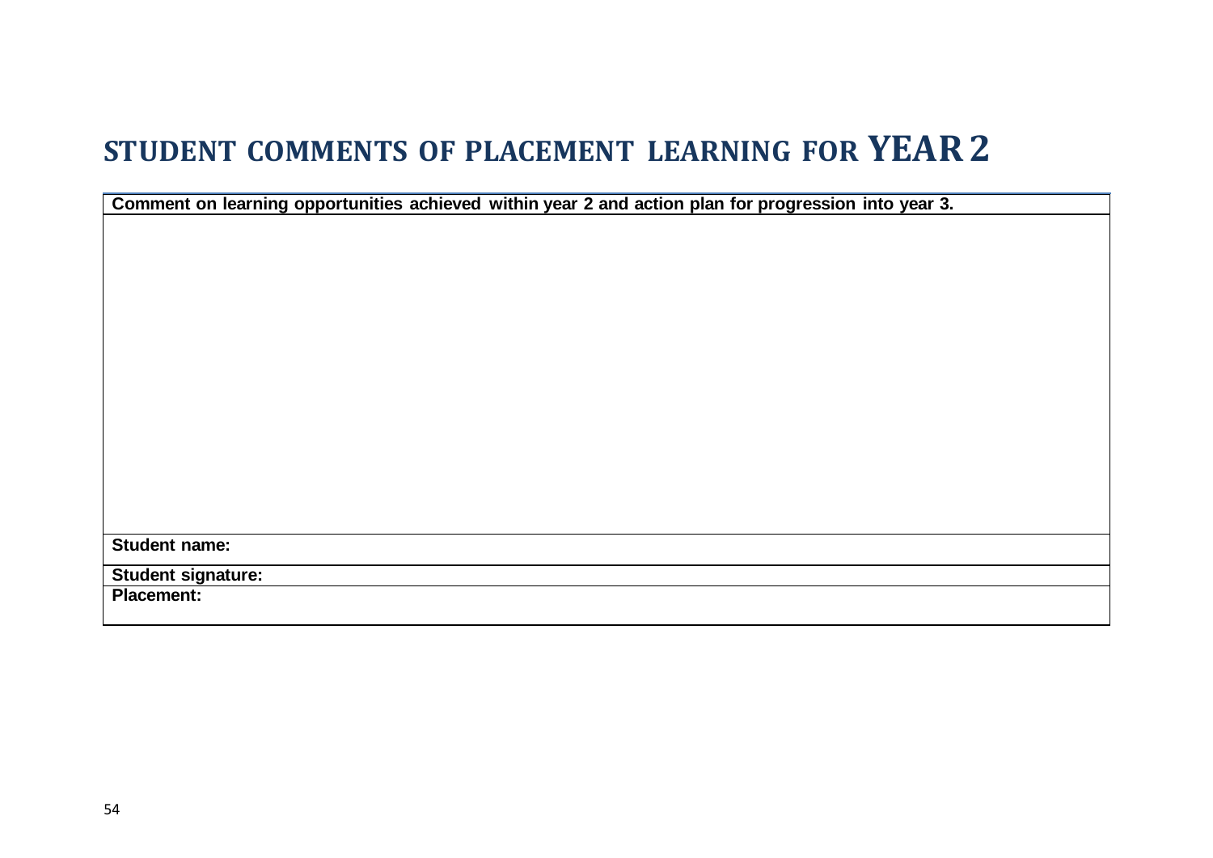# STUDENT COMMENTS OF PLACEMENT LEARNING FOR YEAR 2

| **Comment on learning opportunities achieved within year 2 and action plan for progression into year 3.** |
|---|
| |
| **Student name:** |
| **Student signature:** |
| **Placement:** |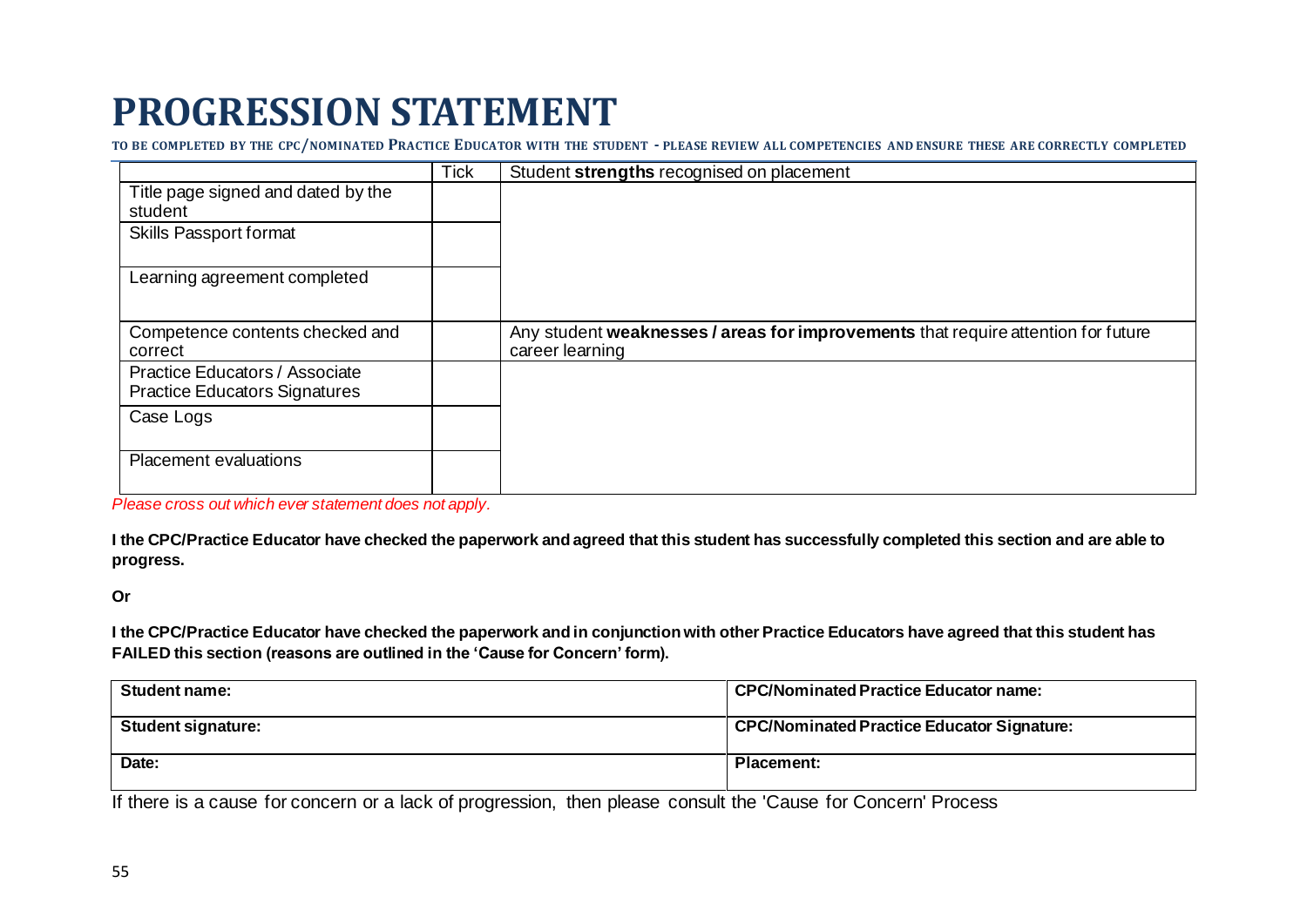# PROGRESSION STATEMENT

TO BE COMPLETED BY THE CPC/NOMINATED PRACTICE EDUCATOR WITH THE STUDENT - PLEASE REVIEW ALL COMPETENCIES AND ENSURE THESE ARE CORRECTLY COMPLETED

| | Tick | Student **strengths** recognised on placement |
|---|---|---|
| Title page signed and dated by the student | | |
| Skills Passport format | | |
| Learning agreement completed | | |
| Competence contents checked and correct | | Any student **weaknesses / areas for improvements** that require attention for future career learning |
| Practice Educators / Associate Practice Educators Signatures | | |
| Case Logs | | |
| Placement evaluations | | |

*Please cross out which ever statement does not apply.*

**I the CPC/Practice Educator have checked the paperwork and agreed that this student has successfully completed this section and are able to progress.**

**Or**

**I the CPC/Practice Educator have checked the paperwork and in conjunction with other Practice Educators have agreed that this student has FAILED this section (reasons are outlined in the 'Cause for Concern' form).**

| **Student name:** | **CPC/Nominated Practice Educator name:** |
|---|---|
| **Student signature:** | **CPC/Nominated Practice Educator Signature:** |
| **Date:** | **Placement:** |

If there is a cause for concern or a lack of progression, then please consult the 'Cause for Concern' Process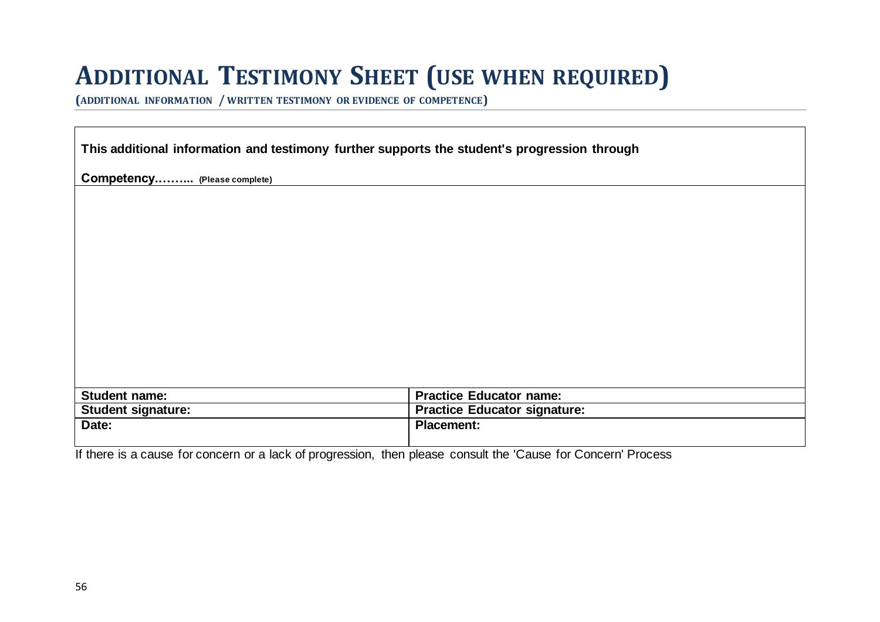# ADDITIONAL TESTIMONY SHEET (USE WHEN REQUIRED)

**(ADDITIONAL INFORMATION / WRITTEN TESTIMONY OR EVIDENCE OF COMPETENCE)**

**This additional information and testimony further supports the student's progression through**

**Competency……... (Please complete)**

| | |
|---|---|
| **Student name:** | **Practice Educator name:** |
| **Student signature:** | **Practice Educator signature:** |
| **Date:** | **Placement:** |

If there is a cause for concern or a lack of progression, then please consult the 'Cause for Concern' Process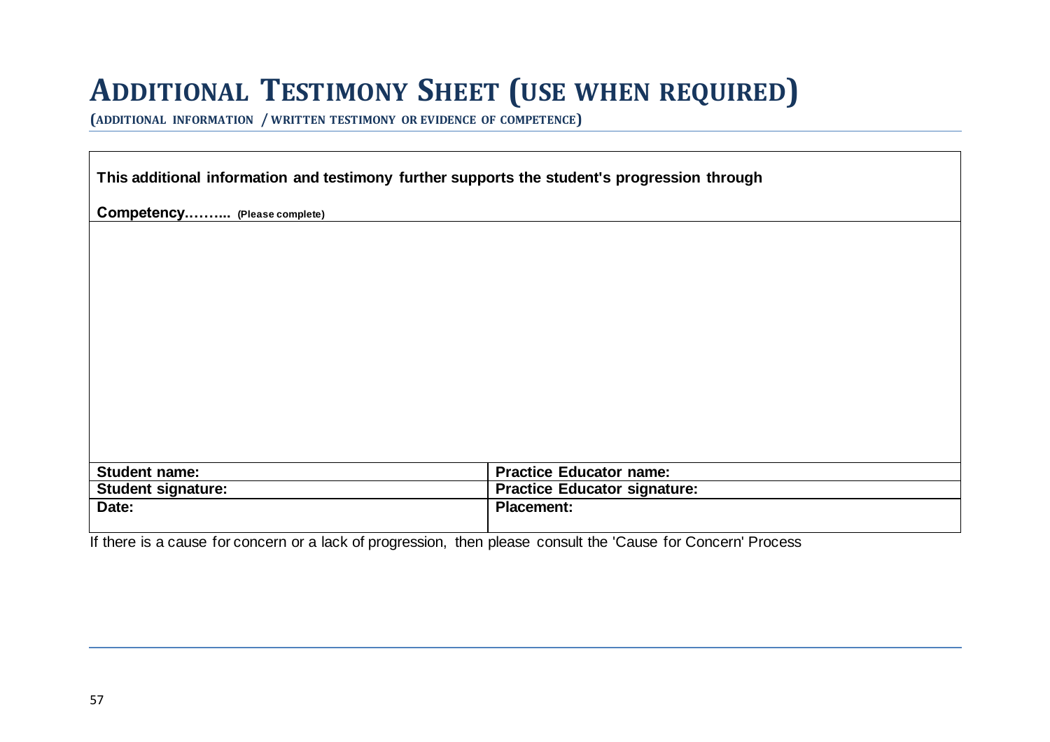# Additional Testimony Sheet (use when required)

**(Additional information / written testimony or evidence of competence)**

| **This additional information and testimony further supports the student's progression through**<br><br>**Competency……... (Please complete)** | |
|---|---|
| | |
| **Student name:** | **Practice Educator name:** |
| **Student signature:** | **Practice Educator signature:** |
| **Date:** | **Placement:** |

If there is a cause for concern or a lack of progression, then please consult the 'Cause for Concern' Process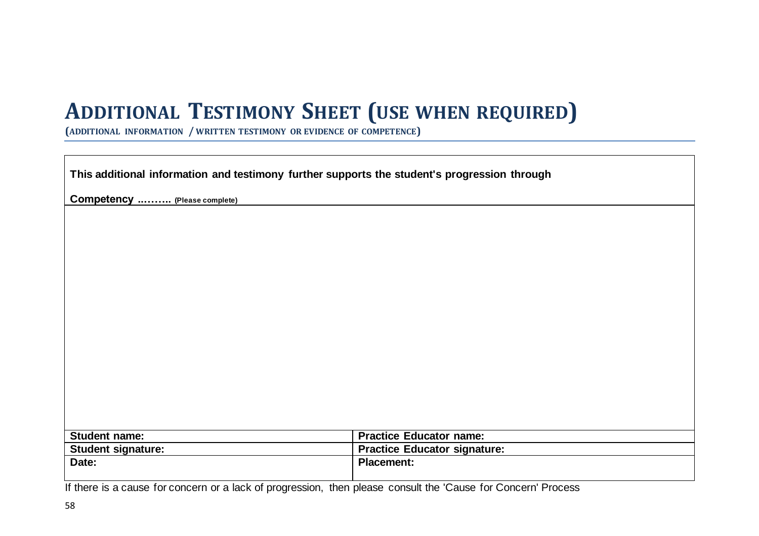# ADDITIONAL TESTIMONY SHEET (USE WHEN REQUIRED)

**(ADDITIONAL INFORMATION / WRITTEN TESTIMONY OR EVIDENCE OF COMPETENCE)**

| This additional information and testimony further supports the student's progression through<br><br>Competency ..…….. (Please complete) | |
|---|---|
| | |
| **Student name:** | **Practice Educator name:** |
| **Student signature:** | **Practice Educator signature:** |
| **Date:** | **Placement:** |

If there is a cause for concern or a lack of progression, then please consult the 'Cause for Concern' Process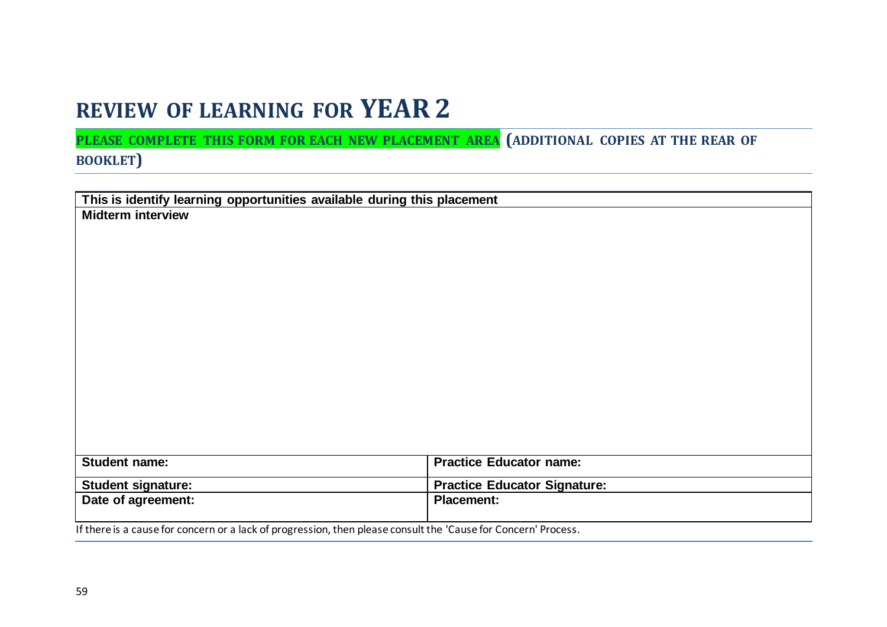# REVIEW OF LEARNING FOR YEAR 2

**PLEASE COMPLETE THIS FORM FOR EACH NEW PLACEMENT AREA (ADDITIONAL COPIES AT THE REAR OF BOOKLET)**

| This is identify learning opportunities available during this placement | |
|---|---|
| **Midterm interview** | |
| **Student name:** | **Practice Educator name:** |
| **Student signature:** | **Practice Educator Signature:** |
| **Date of agreement:** | **Placement:** |

If there is a cause for concern or a lack of progression, then please consult the 'Cause for Concern' Process.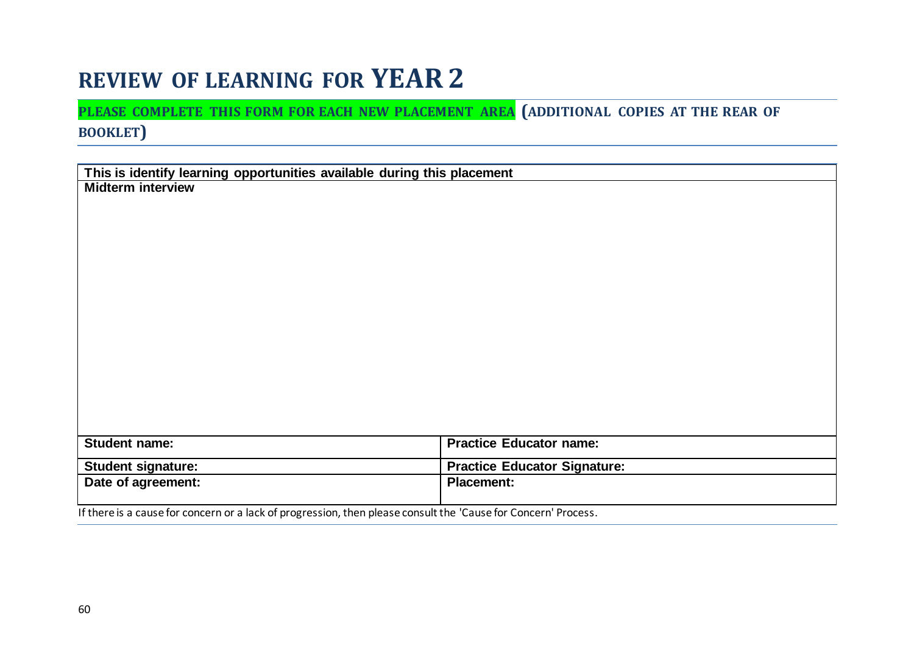# REVIEW OF LEARNING FOR YEAR 2

## PLEASE COMPLETE THIS FORM FOR EACH NEW PLACEMENT AREA (ADDITIONAL COPIES AT THE REAR OF BOOKLET)

| | |
|---|---|
| **This is identify learning opportunities available during this placement** | |
| **Midterm interview** | |
| **Student name:** | **Practice Educator name:** |
| **Student signature:** | **Practice Educator Signature:** |
| **Date of agreement:** | **Placement:** |

If there is a cause for concern or a lack of progression, then please consult the 'Cause for Concern' Process.